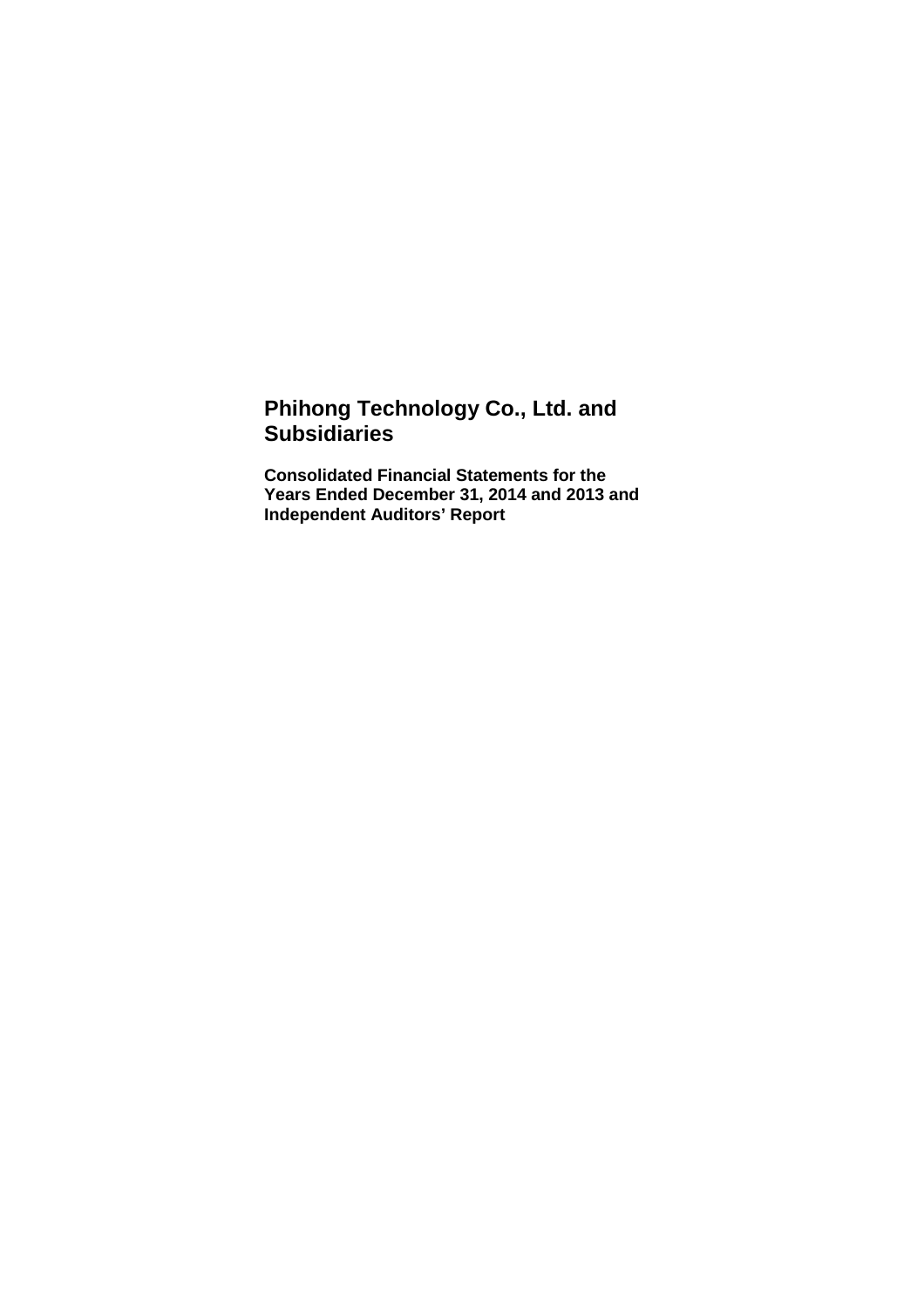# Phihong Technology Co., Ltd. and Subsidiaries

**Consolidated Financial Statements for the Years Ended December 31, 2014 and 2013 and Independent Auditors' Report**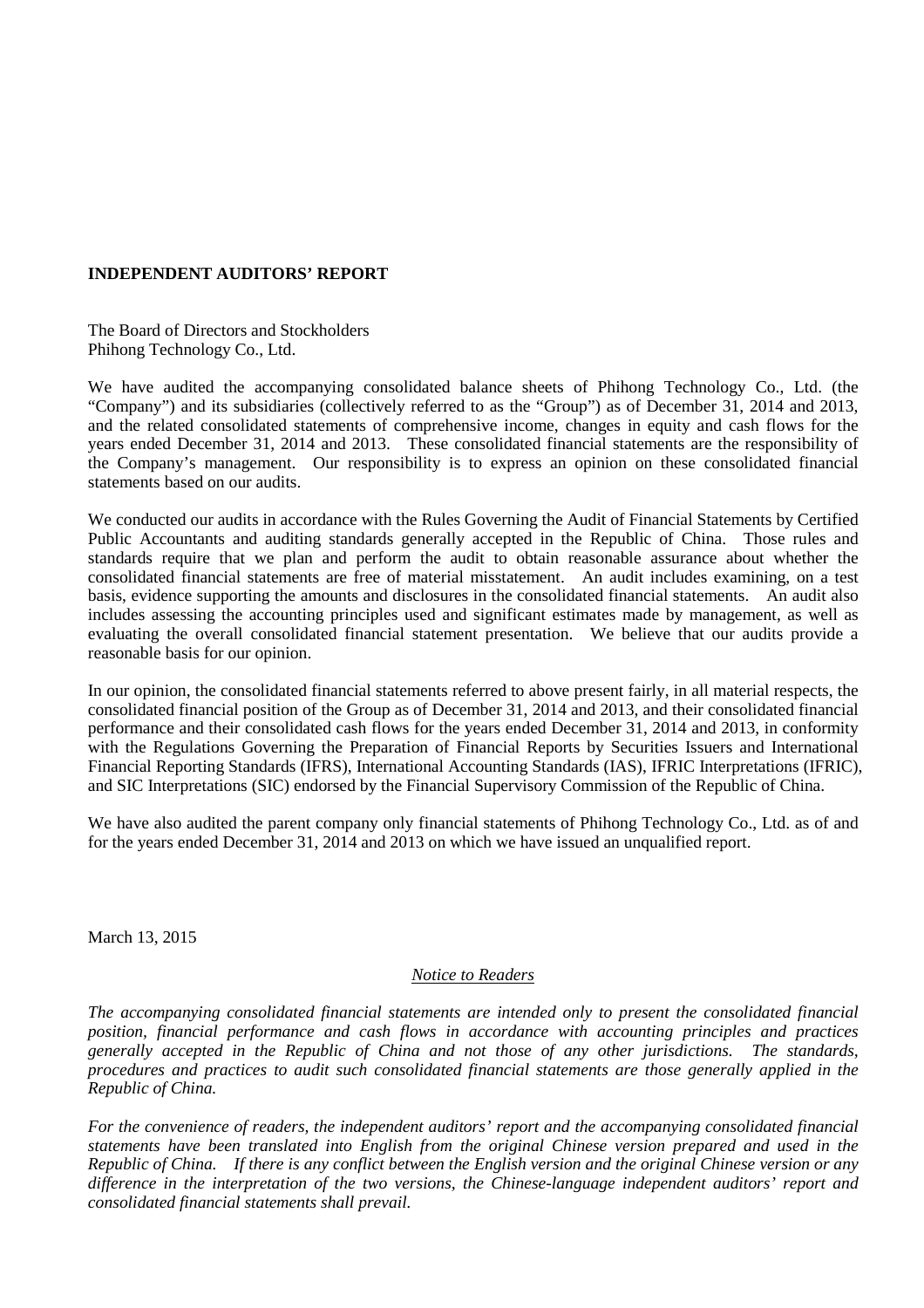**INDEPENDENT AUDITORS' REPORT**

The Board of Directors and Stockholders
Phihong Technology Co., Ltd.

We have audited the accompanying consolidated balance sheets of Phihong Technology Co., Ltd. (the "Company") and its subsidiaries (collectively referred to as the "Group") as of December 31, 2014 and 2013, and the related consolidated statements of comprehensive income, changes in equity and cash flows for the years ended December 31, 2014 and 2013. These consolidated financial statements are the responsibility of the Company's management. Our responsibility is to express an opinion on these consolidated financial statements based on our audits.

We conducted our audits in accordance with the Rules Governing the Audit of Financial Statements by Certified Public Accountants and auditing standards generally accepted in the Republic of China. Those rules and standards require that we plan and perform the audit to obtain reasonable assurance about whether the consolidated financial statements are free of material misstatement. An audit includes examining, on a test basis, evidence supporting the amounts and disclosures in the consolidated financial statements. An audit also includes assessing the accounting principles used and significant estimates made by management, as well as evaluating the overall consolidated financial statement presentation. We believe that our audits provide a reasonable basis for our opinion.

In our opinion, the consolidated financial statements referred to above present fairly, in all material respects, the consolidated financial position of the Group as of December 31, 2014 and 2013, and their consolidated financial performance and their consolidated cash flows for the years ended December 31, 2014 and 2013, in conformity with the Regulations Governing the Preparation of Financial Reports by Securities Issuers and International Financial Reporting Standards (IFRS), International Accounting Standards (IAS), IFRIC Interpretations (IFRIC), and SIC Interpretations (SIC) endorsed by the Financial Supervisory Commission of the Republic of China.

We have also audited the parent company only financial statements of Phihong Technology Co., Ltd. as of and for the years ended December 31, 2014 and 2013 on which we have issued an unqualified report.

March 13, 2015

*Notice to Readers*

*The accompanying consolidated financial statements are intended only to present the consolidated financial position, financial performance and cash flows in accordance with accounting principles and practices generally accepted in the Republic of China and not those of any other jurisdictions. The standards, procedures and practices to audit such consolidated financial statements are those generally applied in the Republic of China.*

*For the convenience of readers, the independent auditors' report and the accompanying consolidated financial statements have been translated into English from the original Chinese version prepared and used in the Republic of China. If there is any conflict between the English version and the original Chinese version or any difference in the interpretation of the two versions, the Chinese-language independent auditors' report and consolidated financial statements shall prevail.*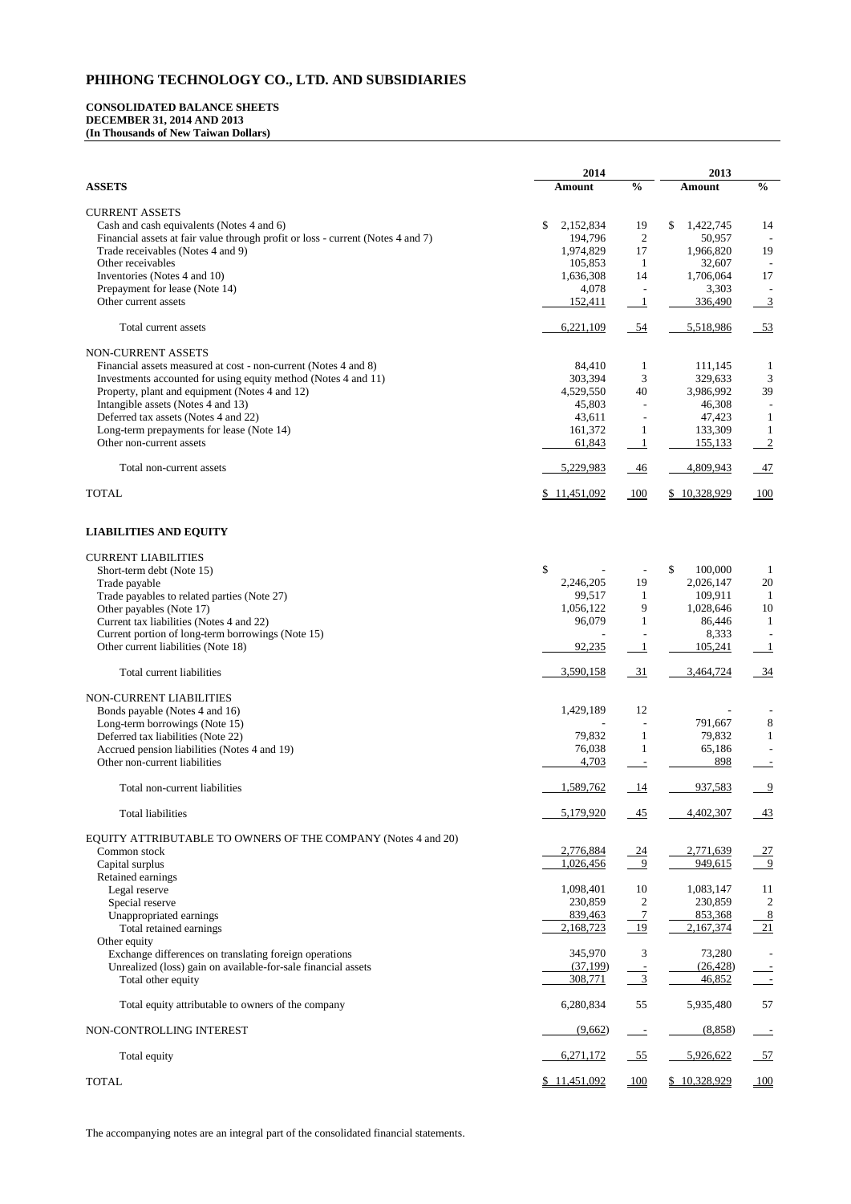# PHIHONG TECHNOLOGY CO., LTD. AND SUBSIDIARIES

**CONSOLIDATED BALANCE SHEETS**
**DECEMBER 31, 2014 AND 2013**
**(In Thousands of New Taiwan Dollars)**

| | 2014 | | 2013 | |
|---|---|---|---|---|
| **ASSETS** | **Amount** | **%** | **Amount** | **%** |
| CURRENT ASSETS | | | | |
| Cash and cash equivalents (Notes 4 and 6) | $ 2,152,834 | 19 | $ 1,422,745 | 14 |
| Financial assets at fair value through profit or loss - current (Notes 4 and 7) | 194,796 | 2 | 50,957 | - |
| Trade receivables (Notes 4 and 9) | 1,974,829 | 17 | 1,966,820 | 19 |
| Other receivables | 105,853 | 1 | 32,607 | - |
| Inventories (Notes 4 and 10) | 1,636,308 | 14 | 1,706,064 | 17 |
| Prepayment for lease (Note 14) | 4,078 | - | 3,303 | - |
| Other current assets | 152,411 | 1 | 336,490 | 3 |
| Total current assets | 6,221,109 | 54 | 5,518,986 | 53 |
| NON-CURRENT ASSETS | | | | |
| Financial assets measured at cost - non-current (Notes 4 and 8) | 84,410 | 1 | 111,145 | 1 |
| Investments accounted for using equity method (Notes 4 and 11) | 303,394 | 3 | 329,633 | 3 |
| Property, plant and equipment (Notes 4 and 12) | 4,529,550 | 40 | 3,986,992 | 39 |
| Intangible assets (Notes 4 and 13) | 45,803 | - | 46,308 | - |
| Deferred tax assets (Notes 4 and 22) | 43,611 | - | 47,423 | 1 |
| Long-term prepayments for lease (Note 14) | 161,372 | 1 | 133,309 | 1 |
| Other non-current assets | 61,843 | 1 | 155,133 | 2 |
| Total non-current assets | 5,229,983 | 46 | 4,809,943 | 47 |
| TOTAL | $ 11,451,092 | 100 | $ 10,328,929 | 100 |
| **LIABILITIES AND EQUITY** | | | | |
| CURRENT LIABILITIES | | | | |
| Short-term debt (Note 15) | $ - | - | $ 100,000 | 1 |
| Trade payable | 2,246,205 | 19 | 2,026,147 | 20 |
| Trade payables to related parties (Note 27) | 99,517 | 1 | 109,911 | 1 |
| Other payables (Note 17) | 1,056,122 | 9 | 1,028,646 | 10 |
| Current tax liabilities (Notes 4 and 22) | 96,079 | 1 | 86,446 | 1 |
| Current portion of long-term borrowings (Note 15) | - | - | 8,333 | - |
| Other current liabilities (Note 18) | 92,235 | 1 | 105,241 | 1 |
| Total current liabilities | 3,590,158 | 31 | 3,464,724 | 34 |
| NON-CURRENT LIABILITIES | | | | |
| Bonds payable (Notes 4 and 16) | 1,429,189 | 12 | - | - |
| Long-term borrowings (Note 15) | - | - | 791,667 | 8 |
| Deferred tax liabilities (Note 22) | 79,832 | 1 | 79,832 | 1 |
| Accrued pension liabilities (Notes 4 and 19) | 76,038 | 1 | 65,186 | - |
| Other non-current liabilities | 4,703 | - | 898 | - |
| Total non-current liabilities | 1,589,762 | 14 | 937,583 | 9 |
| Total liabilities | 5,179,920 | 45 | 4,402,307 | 43 |
| EQUITY ATTRIBUTABLE TO OWNERS OF THE COMPANY (Notes 4 and 20) | | | | |
| Common stock | 2,776,884 | 24 | 2,771,639 | 27 |
| Capital surplus | 1,026,456 | 9 | 949,615 | 9 |
| Retained earnings | | | | |
| Legal reserve | 1,098,401 | 10 | 1,083,147 | 11 |
| Special reserve | 230,859 | 2 | 230,859 | 2 |
| Unappropriated earnings | 839,463 | 7 | 853,368 | 8 |
| Total retained earnings | 2,168,723 | 19 | 2,167,374 | 21 |
| Other equity | | | | |
| Exchange differences on translating foreign operations | 345,970 | 3 | 73,280 | - |
| Unrealized (loss) gain on available-for-sale financial assets | (37,199) | - | (26,428) | - |
| Total other equity | 308,771 | 3 | 46,852 | - |
| Total equity attributable to owners of the company | 6,280,834 | 55 | 5,935,480 | 57 |
| NON-CONTROLLING INTEREST | (9,662) | - | (8,858) | - |
| Total equity | 6,271,172 | 55 | 5,926,622 | 57 |
| TOTAL | $ 11,451,092 | 100 | $ 10,328,929 | 100 |

The accompanying notes are an integral part of the consolidated financial statements.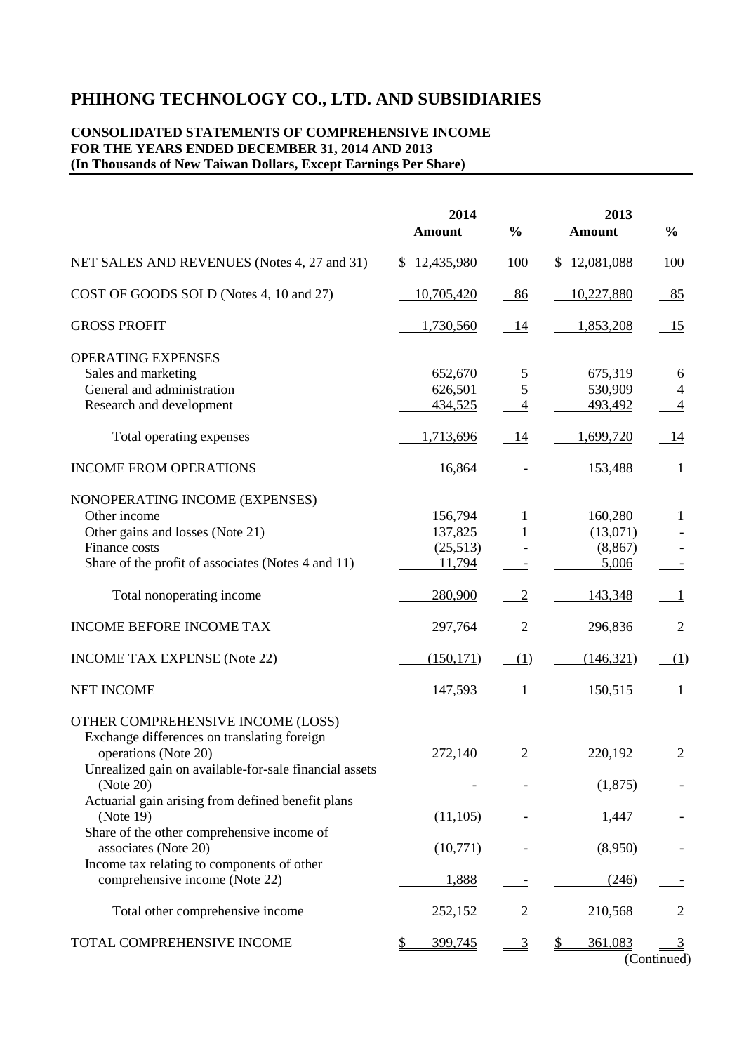# PHIHONG TECHNOLOGY CO., LTD. AND SUBSIDIARIES

**CONSOLIDATED STATEMENTS OF COMPREHENSIVE INCOME**
**FOR THE YEARS ENDED DECEMBER 31, 2014 AND 2013**
**(In Thousands of New Taiwan Dollars, Except Earnings Per Share)**

| | 2014 | | 2013 | |
|---|---|---|---|---|
| | **Amount** | **%** | **Amount** | **%** |
| NET SALES AND REVENUES (Notes 4, 27 and 31) | $ 12,435,980 | 100 | $ 12,081,088 | 100 |
| COST OF GOODS SOLD (Notes 4, 10 and 27) | 10,705,420 | 86 | 10,227,880 | 85 |
| GROSS PROFIT | 1,730,560 | 14 | 1,853,208 | 15 |
| OPERATING EXPENSES | | | | |
| Sales and marketing | 652,670 | 5 | 675,319 | 6 |
| General and administration | 626,501 | 5 | 530,909 | 4 |
| Research and development | 434,525 | 4 | 493,492 | 4 |
| Total operating expenses | 1,713,696 | 14 | 1,699,720 | 14 |
| INCOME FROM OPERATIONS | 16,864 | - | 153,488 | 1 |
| NONOPERATING INCOME (EXPENSES) | | | | |
| Other income | 156,794 | 1 | 160,280 | 1 |
| Other gains and losses (Note 21) | 137,825 | 1 | (13,071) | - |
| Finance costs | (25,513) | - | (8,867) | - |
| Share of the profit of associates (Notes 4 and 11) | 11,794 | - | 5,006 | - |
| Total nonoperating income | 280,900 | 2 | 143,348 | 1 |
| INCOME BEFORE INCOME TAX | 297,764 | 2 | 296,836 | 2 |
| INCOME TAX EXPENSE (Note 22) | (150,171) | (1) | (146,321) | (1) |
| NET INCOME | 147,593 | 1 | 150,515 | 1 |
| OTHER COMPREHENSIVE INCOME (LOSS) | | | | |
| Exchange differences on translating foreign operations (Note 20) | 272,140 | 2 | 220,192 | 2 |
| Unrealized gain on available-for-sale financial assets (Note 20) | - | - | (1,875) | - |
| Actuarial gain arising from defined benefit plans (Note 19) | (11,105) | - | 1,447 | - |
| Share of the other comprehensive income of associates (Note 20) | (10,771) | - | (8,950) | - |
| Income tax relating to components of other comprehensive income (Note 22) | 1,888 | - | (246) | - |
| Total other comprehensive income | 252,152 | 2 | 210,568 | 2 |
| TOTAL COMPREHENSIVE INCOME | $ 399,745 | 3 | $ 361,083 | 3 |

(Continued)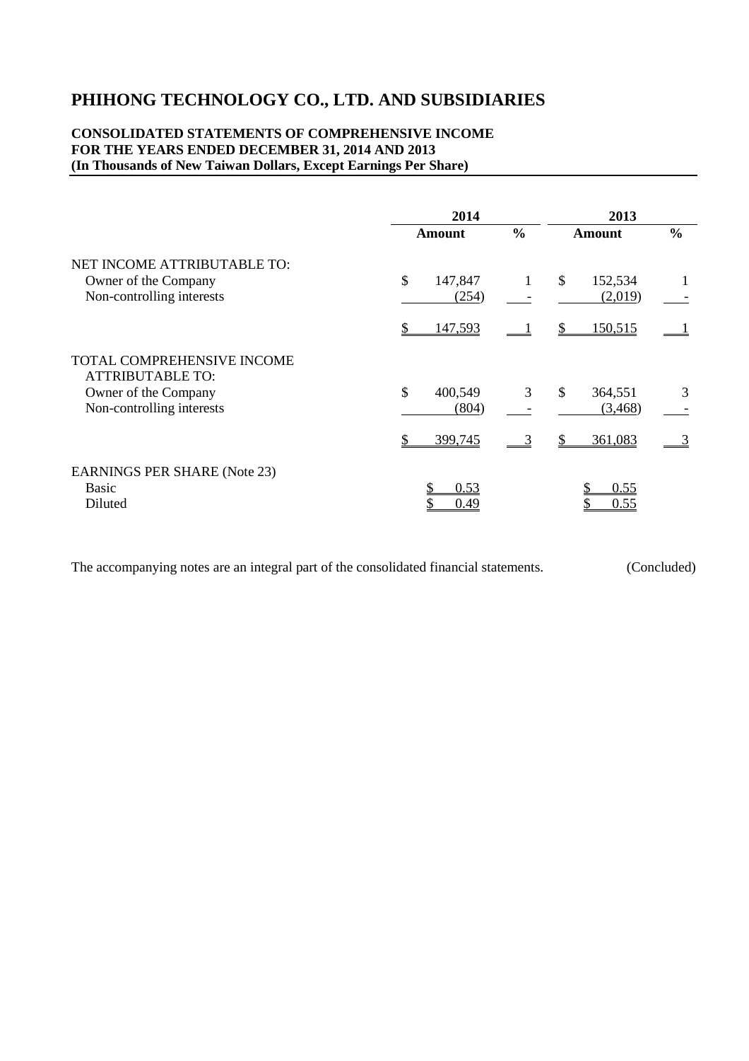# PHIHONG TECHNOLOGY CO., LTD. AND SUBSIDIARIES

**CONSOLIDATED STATEMENTS OF COMPREHENSIVE INCOME**
**FOR THE YEARS ENDED DECEMBER 31, 2014 AND 2013**
**(In Thousands of New Taiwan Dollars, Except Earnings Per Share)**

| | 2014 | | 2013 | |
|---|---|---|---|---|
| | **Amount** | **%** | **Amount** | **%** |
| NET INCOME ATTRIBUTABLE TO: | | | | |
| Owner of the Company | $ 147,847 | 1 | $ 152,534 | 1 |
| Non-controlling interests | (254) | - | (2,019) | - |
| | $ 147,593 | 1 | $ 150,515 | 1 |
| TOTAL COMPREHENSIVE INCOME ATTRIBUTABLE TO: | | | | |
| Owner of the Company | $ 400,549 | 3 | $ 364,551 | 3 |
| Non-controlling interests | (804) | - | (3,468) | - |
| | $ 399,745 | 3 | $ 361,083 | 3 |
| EARNINGS PER SHARE (Note 23) | | | | |
| Basic | $ 0.53 | | $ 0.55 | |
| Diluted | $ 0.49 | | $ 0.55 | |

The accompanying notes are an integral part of the consolidated financial statements. (Concluded)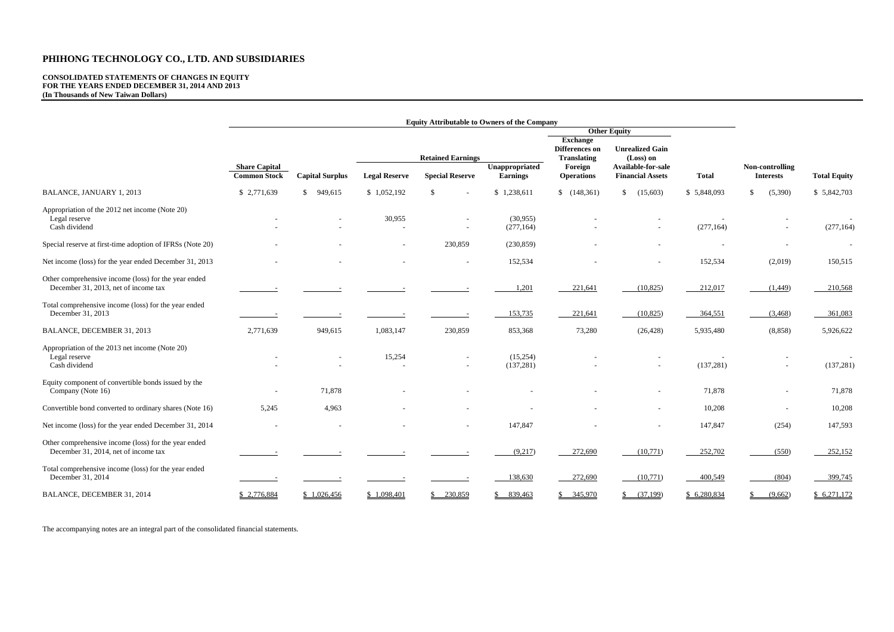# PHIHONG TECHNOLOGY CO., LTD. AND SUBSIDIARIES

**CONSOLIDATED STATEMENTS OF CHANGES IN EQUITY**
**FOR THE YEARS ENDED DECEMBER 31, 2014 AND 2013**
**(In Thousands of New Taiwan Dollars)**

| | Equity Attributable to Owners of the Company | | | | | | | | | |
|---|---|---|---|---|---|---|---|---|---|---|
| | | | | | | Other Equity | | | | |
| | | | Retained Earnings | | | Exchange Differences on Translating Foreign Operations | Unrealized Gain (Loss) on Available-for-sale Financial Assets | | | |
| | Share Capital Common Stock | Capital Surplus | Legal Reserve | Special Reserve | Unappropriated Earnings | | | Total | Non-controlling Interests | Total Equity |
| BALANCE, JANUARY 1, 2013 | $ 2,771,639 | $ 949,615 | $ 1,052,192 | $ - | $ 1,238,611 | $ (148,361) | $ (15,603) | $ 5,848,093 | $ (5,390) | $ 5,842,703 |
| Appropriation of the 2012 net income (Note 20) | | | | | | | | | | |
| Legal reserve | - | - | 30,955 | - | (30,955) | - | - | - | - | - |
| Cash dividend | - | - | - | - | (277,164) | - | - | (277,164) | - | (277,164) |
| Special reserve at first-time adoption of IFRSs (Note 20) | - | - | - | 230,859 | (230,859) | - | - | - | - | - |
| Net income (loss) for the year ended December 31, 2013 | - | - | - | - | 152,534 | - | - | 152,534 | (2,019) | 150,515 |
| Other comprehensive income (loss) for the year ended December 31, 2013, net of income tax | - | - | - | - | 1,201 | 221,641 | (10,825) | 212,017 | (1,449) | 210,568 |
| Total comprehensive income (loss) for the year ended December 31, 2013 | - | - | - | - | 153,735 | 221,641 | (10,825) | 364,551 | (3,468) | 361,083 |
| BALANCE, DECEMBER 31, 2013 | 2,771,639 | 949,615 | 1,083,147 | 230,859 | 853,368 | 73,280 | (26,428) | 5,935,480 | (8,858) | 5,926,622 |
| Appropriation of the 2013 net income (Note 20) | | | | | | | | | | |
| Legal reserve | - | - | 15,254 | - | (15,254) | - | - | - | - | - |
| Cash dividend | - | - | - | - | (137,281) | - | - | (137,281) | - | (137,281) |
| Equity component of convertible bonds issued by the Company (Note 16) | - | 71,878 | - | - | - | - | - | 71,878 | - | 71,878 |
| Convertible bond converted to ordinary shares (Note 16) | 5,245 | 4,963 | - | - | - | - | - | 10,208 | - | 10,208 |
| Net income (loss) for the year ended December 31, 2014 | - | - | - | - | 147,847 | - | - | 147,847 | (254) | 147,593 |
| Other comprehensive income (loss) for the year ended December 31, 2014, net of income tax | - | - | - | - | (9,217) | 272,690 | (10,771) | 252,702 | (550) | 252,152 |
| Total comprehensive income (loss) for the year ended December 31, 2014 | - | - | - | - | 138,630 | 272,690 | (10,771) | 400,549 | (804) | 399,745 |
| BALANCE, DECEMBER 31, 2014 | $ 2,776,884 | $ 1,026,456 | $ 1,098,401 | $ 230,859 | $ 839,463 | $ 345,970 | $ (37,199) | $ 6,280,834 | $ (9,662) | $ 6,271,172 |

The accompanying notes are an integral part of the consolidated financial statements.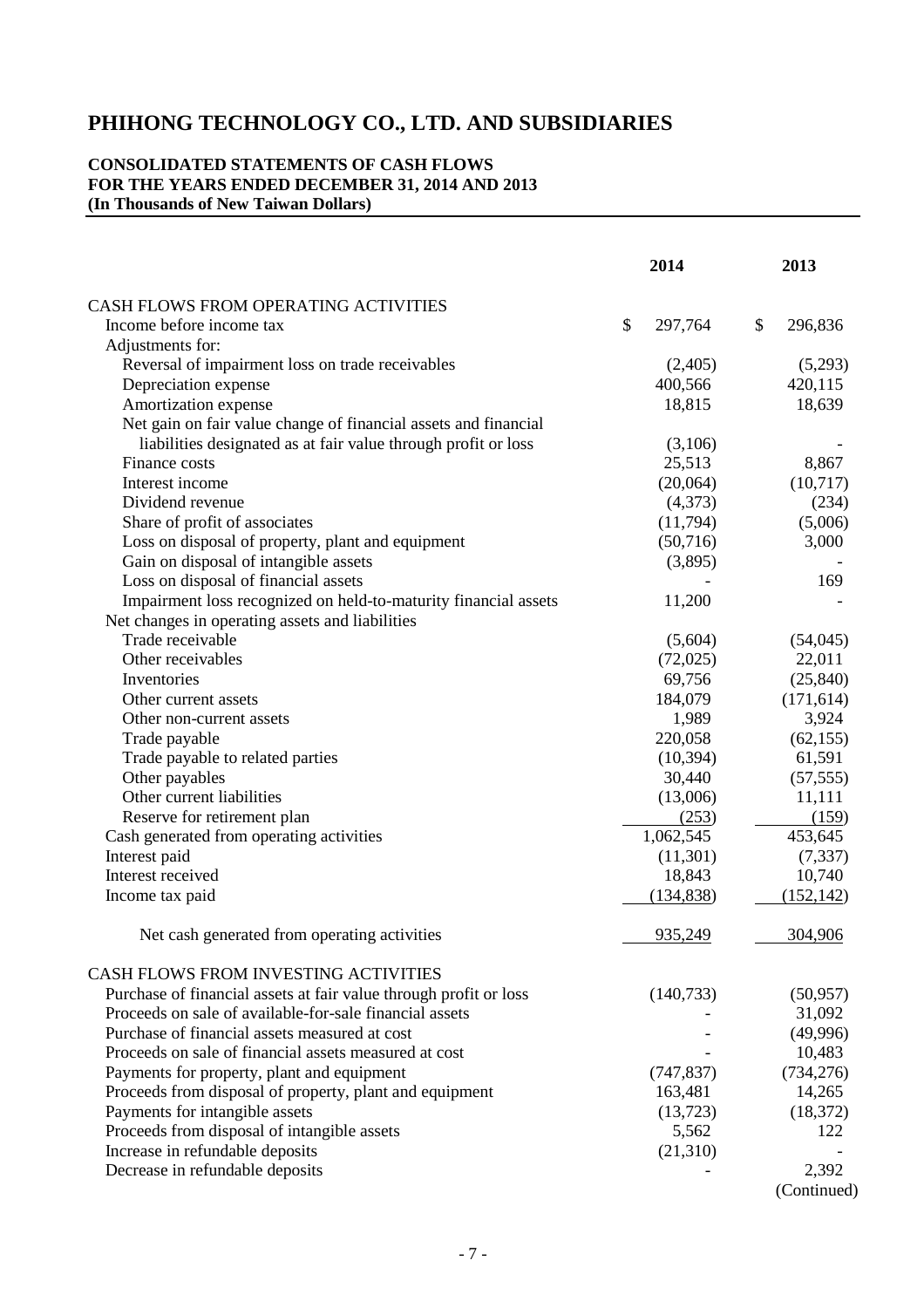# PHIHONG TECHNOLOGY CO., LTD. AND SUBSIDIARIES

**CONSOLIDATED STATEMENTS OF CASH FLOWS**
**FOR THE YEARS ENDED DECEMBER 31, 2014 AND 2013**
**(In Thousands of New Taiwan Dollars)**

| | 2014 | 2013 |
|---|---|---|
| CASH FLOWS FROM OPERATING ACTIVITIES | | |
| Income before income tax | $ 297,764 | $ 296,836 |
| Adjustments for: | | |
| Reversal of impairment loss on trade receivables | (2,405) | (5,293) |
| Depreciation expense | 400,566 | 420,115 |
| Amortization expense | 18,815 | 18,639 |
| Net gain on fair value change of financial assets and financial liabilities designated as at fair value through profit or loss | (3,106) | - |
| Finance costs | 25,513 | 8,867 |
| Interest income | (20,064) | (10,717) |
| Dividend revenue | (4,373) | (234) |
| Share of profit of associates | (11,794) | (5,006) |
| Loss on disposal of property, plant and equipment | (50,716) | 3,000 |
| Gain on disposal of intangible assets | (3,895) | - |
| Loss on disposal of financial assets | - | 169 |
| Impairment loss recognized on held-to-maturity financial assets | 11,200 | - |
| Net changes in operating assets and liabilities | | |
| Trade receivable | (5,604) | (54,045) |
| Other receivables | (72,025) | 22,011 |
| Inventories | 69,756 | (25,840) |
| Other current assets | 184,079 | (171,614) |
| Other non-current assets | 1,989 | 3,924 |
| Trade payable | 220,058 | (62,155) |
| Trade payable to related parties | (10,394) | 61,591 |
| Other payables | 30,440 | (57,555) |
| Other current liabilities | (13,006) | 11,111 |
| Reserve for retirement plan | (253) | (159) |
| Cash generated from operating activities | 1,062,545 | 453,645 |
| Interest paid | (11,301) | (7,337) |
| Interest received | 18,843 | 10,740 |
| Income tax paid | (134,838) | (152,142) |
| Net cash generated from operating activities | 935,249 | 304,906 |
| CASH FLOWS FROM INVESTING ACTIVITIES | | |
| Purchase of financial assets at fair value through profit or loss | (140,733) | (50,957) |
| Proceeds on sale of available-for-sale financial assets | - | 31,092 |
| Purchase of financial assets measured at cost | - | (49,996) |
| Proceeds on sale of financial assets measured at cost | - | 10,483 |
| Payments for property, plant and equipment | (747,837) | (734,276) |
| Proceeds from disposal of property, plant and equipment | 163,481 | 14,265 |
| Payments for intangible assets | (13,723) | (18,372) |
| Proceeds from disposal of intangible assets | 5,562 | 122 |
| Increase in refundable deposits | (21,310) | - |
| Decrease in refundable deposits | - | 2,392 |

(Continued)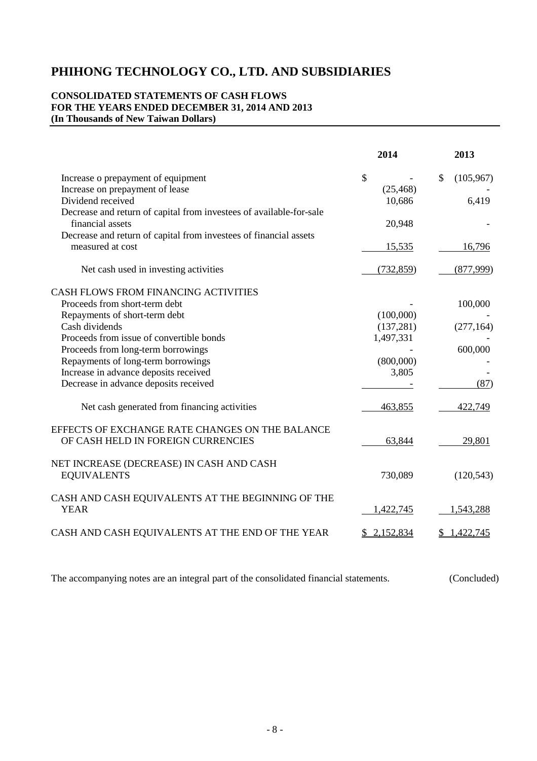# PHIHONG TECHNOLOGY CO., LTD. AND SUBSIDIARIES

**CONSOLIDATED STATEMENTS OF CASH FLOWS**
**FOR THE YEARS ENDED DECEMBER 31, 2014 AND 2013**
**(In Thousands of New Taiwan Dollars)**

| | 2014 | 2013 |
|---|---|---|
| Increase o prepayment of equipment | $ - | $ (105,967) |
| Increase on prepayment of lease | (25,468) | - |
| Dividend received | 10,686 | 6,419 |
| Decrease and return of capital from investees of available-for-sale financial assets | 20,948 | - |
| Decrease and return of capital from investees of financial assets measured at cost | 15,535 | 16,796 |
| Net cash used in investing activities | (732,859) | (877,999) |
| CASH FLOWS FROM FINANCING ACTIVITIES | | |
| Proceeds from short-term debt | - | 100,000 |
| Repayments of short-term debt | (100,000) | - |
| Cash dividends | (137,281) | (277,164) |
| Proceeds from issue of convertible bonds | 1,497,331 | - |
| Proceeds from long-term borrowings | - | 600,000 |
| Repayments of long-term borrowings | (800,000) | - |
| Increase in advance deposits received | 3,805 | - |
| Decrease in advance deposits received | - | (87) |
| Net cash generated from financing activities | 463,855 | 422,749 |
| EFFECTS OF EXCHANGE RATE CHANGES ON THE BALANCE OF CASH HELD IN FOREIGN CURRENCIES | 63,844 | 29,801 |
| NET INCREASE (DECREASE) IN CASH AND CASH EQUIVALENTS | 730,089 | (120,543) |
| CASH AND CASH EQUIVALENTS AT THE BEGINNING OF THE YEAR | 1,422,745 | 1,543,288 |
| CASH AND CASH EQUIVALENTS AT THE END OF THE YEAR | $ 2,152,834 | $ 1,422,745 |

The accompanying notes are an integral part of the consolidated financial statements. (Concluded)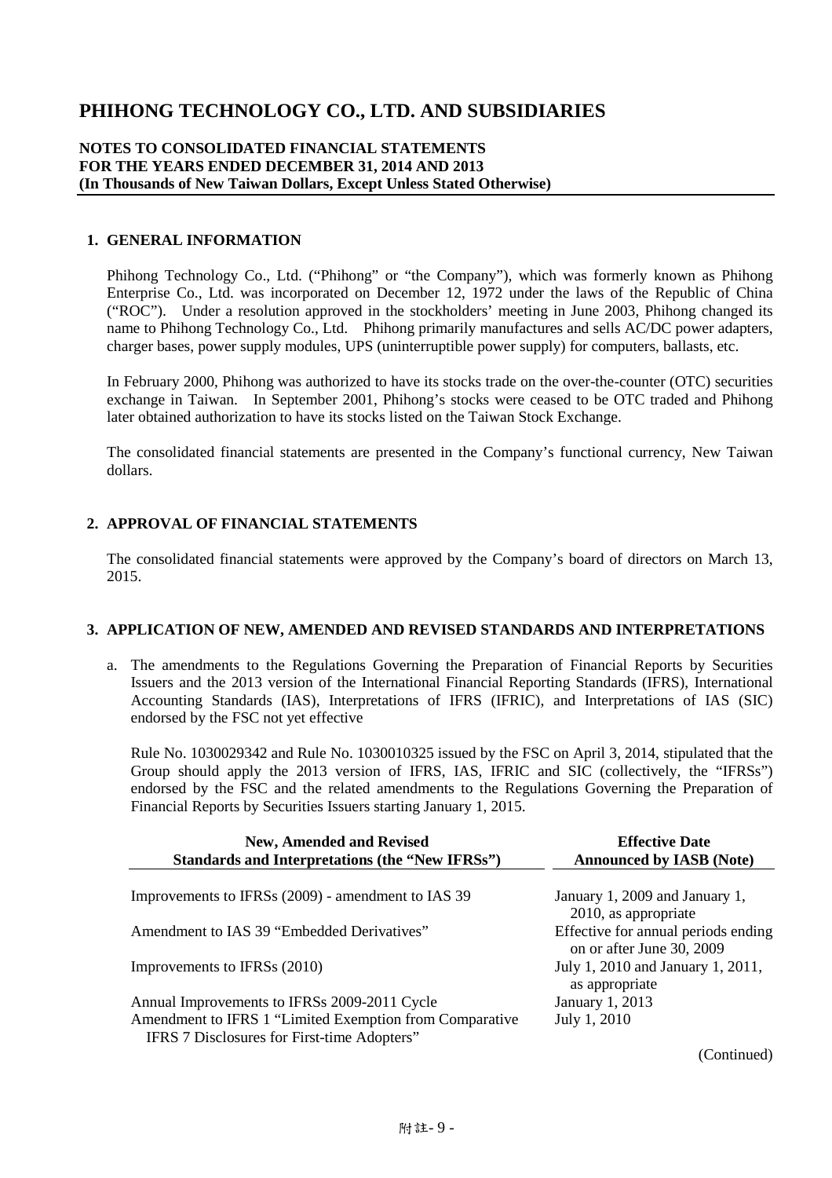# PHIHONG TECHNOLOGY CO., LTD. AND SUBSIDIARIES

**NOTES TO CONSOLIDATED FINANCIAL STATEMENTS**
**FOR THE YEARS ENDED DECEMBER 31, 2014 AND 2013**
**(In Thousands of New Taiwan Dollars, Except Unless Stated Otherwise)**

## 1. GENERAL INFORMATION

Phihong Technology Co., Ltd. ("Phihong" or "the Company"), which was formerly known as Phihong Enterprise Co., Ltd. was incorporated on December 12, 1972 under the laws of the Republic of China ("ROC"). Under a resolution approved in the stockholders' meeting in June 2003, Phihong changed its name to Phihong Technology Co., Ltd. Phihong primarily manufactures and sells AC/DC power adapters, charger bases, power supply modules, UPS (uninterruptible power supply) for computers, ballasts, etc.

In February 2000, Phihong was authorized to have its stocks trade on the over-the-counter (OTC) securities exchange in Taiwan. In September 2001, Phihong's stocks were ceased to be OTC traded and Phihong later obtained authorization to have its stocks listed on the Taiwan Stock Exchange.

The consolidated financial statements are presented in the Company's functional currency, New Taiwan dollars.

## 2. APPROVAL OF FINANCIAL STATEMENTS

The consolidated financial statements were approved by the Company's board of directors on March 13, 2015.

## 3. APPLICATION OF NEW, AMENDED AND REVISED STANDARDS AND INTERPRETATIONS

a. The amendments to the Regulations Governing the Preparation of Financial Reports by Securities Issuers and the 2013 version of the International Financial Reporting Standards (IFRS), International Accounting Standards (IAS), Interpretations of IFRS (IFRIC), and Interpretations of IAS (SIC) endorsed by the FSC not yet effective

Rule No. 1030029342 and Rule No. 1030010325 issued by the FSC on April 3, 2014, stipulated that the Group should apply the 2013 version of IFRS, IAS, IFRIC and SIC (collectively, the "IFRSs") endorsed by the FSC and the related amendments to the Regulations Governing the Preparation of Financial Reports by Securities Issuers starting January 1, 2015.

| New, Amended and Revised Standards and Interpretations (the "New IFRSs") | Effective Date Announced by IASB (Note) |
|---|---|
| Improvements to IFRSs (2009) - amendment to IAS 39 | January 1, 2009 and January 1, 2010, as appropriate |
| Amendment to IAS 39 "Embedded Derivatives" | Effective for annual periods ending on or after June 30, 2009 |
| Improvements to IFRSs (2010) | July 1, 2010 and January 1, 2011, as appropriate |
| Annual Improvements to IFRSs 2009-2011 Cycle | January 1, 2013 |
| Amendment to IFRS 1 "Limited Exemption from Comparative IFRS 7 Disclosures for First-time Adopters" | July 1, 2010 |

(Continued)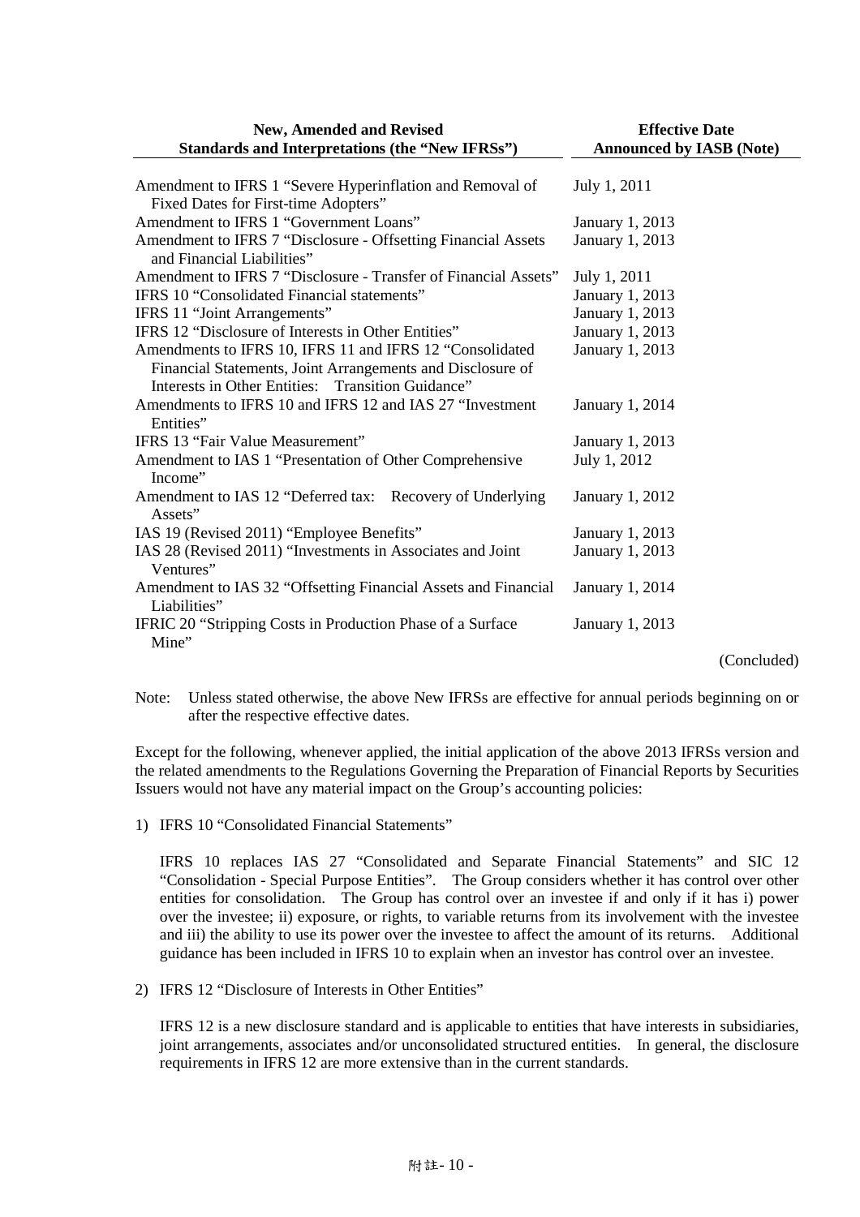| New, Amended and Revised Standards and Interpretations (the "New IFRSs") | Effective Date Announced by IASB (Note) |
|---|---|
| Amendment to IFRS 1 "Severe Hyperinflation and Removal of Fixed Dates for First-time Adopters" | July 1, 2011 |
| Amendment to IFRS 1 "Government Loans" | January 1, 2013 |
| Amendment to IFRS 7 "Disclosure - Offsetting Financial Assets and Financial Liabilities" | January 1, 2013 |
| Amendment to IFRS 7 "Disclosure - Transfer of Financial Assets" | July 1, 2011 |
| IFRS 10 "Consolidated Financial statements" | January 1, 2013 |
| IFRS 11 "Joint Arrangements" | January 1, 2013 |
| IFRS 12 "Disclosure of Interests in Other Entities" | January 1, 2013 |
| Amendments to IFRS 10, IFRS 11 and IFRS 12 "Consolidated Financial Statements, Joint Arrangements and Disclosure of Interests in Other Entities: Transition Guidance" | January 1, 2013 |
| Amendments to IFRS 10 and IFRS 12 and IAS 27 "Investment Entities" | January 1, 2014 |
| IFRS 13 "Fair Value Measurement" | January 1, 2013 |
| Amendment to IAS 1 "Presentation of Other Comprehensive Income" | July 1, 2012 |
| Amendment to IAS 12 "Deferred tax: Recovery of Underlying Assets" | January 1, 2012 |
| IAS 19 (Revised 2011) "Employee Benefits" | January 1, 2013 |
| IAS 28 (Revised 2011) "Investments in Associates and Joint Ventures" | January 1, 2013 |
| Amendment to IAS 32 "Offsetting Financial Assets and Financial Liabilities" | January 1, 2014 |
| IFRIC 20 "Stripping Costs in Production Phase of a Surface Mine" | January 1, 2013 |

(Concluded)

Note: Unless stated otherwise, the above New IFRSs are effective for annual periods beginning on or after the respective effective dates.

Except for the following, whenever applied, the initial application of the above 2013 IFRSs version and the related amendments to the Regulations Governing the Preparation of Financial Reports by Securities Issuers would not have any material impact on the Group's accounting policies:

1) IFRS 10 "Consolidated Financial Statements"

   IFRS 10 replaces IAS 27 "Consolidated and Separate Financial Statements" and SIC 12 "Consolidation - Special Purpose Entities". The Group considers whether it has control over other entities for consolidation. The Group has control over an investee if and only if it has i) power over the investee; ii) exposure, or rights, to variable returns from its involvement with the investee and iii) the ability to use its power over the investee to affect the amount of its returns. Additional guidance has been included in IFRS 10 to explain when an investor has control over an investee.

2) IFRS 12 "Disclosure of Interests in Other Entities"

   IFRS 12 is a new disclosure standard and is applicable to entities that have interests in subsidiaries, joint arrangements, associates and/or unconsolidated structured entities. In general, the disclosure requirements in IFRS 12 are more extensive than in the current standards.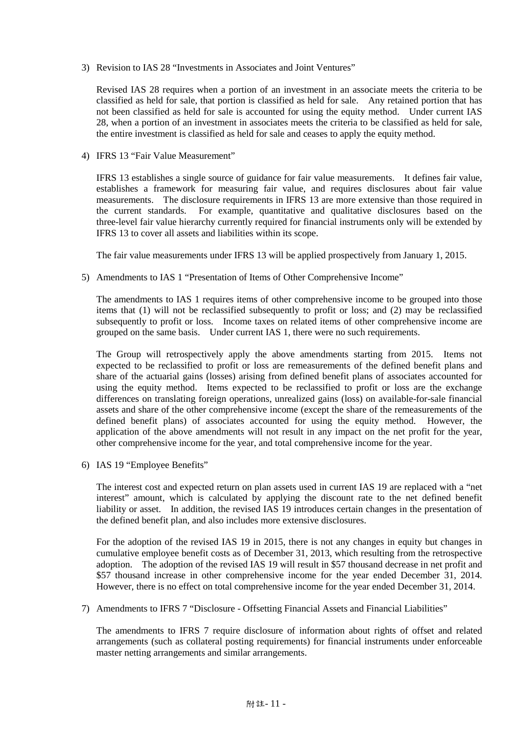3) Revision to IAS 28 "Investments in Associates and Joint Ventures"

   Revised IAS 28 requires when a portion of an investment in an associate meets the criteria to be classified as held for sale, that portion is classified as held for sale. Any retained portion that has not been classified as held for sale is accounted for using the equity method. Under current IAS 28, when a portion of an investment in associates meets the criteria to be classified as held for sale, the entire investment is classified as held for sale and ceases to apply the equity method.

4) IFRS 13 "Fair Value Measurement"

   IFRS 13 establishes a single source of guidance for fair value measurements. It defines fair value, establishes a framework for measuring fair value, and requires disclosures about fair value measurements. The disclosure requirements in IFRS 13 are more extensive than those required in the current standards. For example, quantitative and qualitative disclosures based on the three-level fair value hierarchy currently required for financial instruments only will be extended by IFRS 13 to cover all assets and liabilities within its scope.

   The fair value measurements under IFRS 13 will be applied prospectively from January 1, 2015.

5) Amendments to IAS 1 "Presentation of Items of Other Comprehensive Income"

   The amendments to IAS 1 requires items of other comprehensive income to be grouped into those items that (1) will not be reclassified subsequently to profit or loss; and (2) may be reclassified subsequently to profit or loss. Income taxes on related items of other comprehensive income are grouped on the same basis. Under current IAS 1, there were no such requirements.

   The Group will retrospectively apply the above amendments starting from 2015. Items not expected to be reclassified to profit or loss are remeasurements of the defined benefit plans and share of the actuarial gains (losses) arising from defined benefit plans of associates accounted for using the equity method. Items expected to be reclassified to profit or loss are the exchange differences on translating foreign operations, unrealized gains (loss) on available-for-sale financial assets and share of the other comprehensive income (except the share of the remeasurements of the defined benefit plans) of associates accounted for using the equity method. However, the application of the above amendments will not result in any impact on the net profit for the year, other comprehensive income for the year, and total comprehensive income for the year.

6) IAS 19 "Employee Benefits"

   The interest cost and expected return on plan assets used in current IAS 19 are replaced with a "net interest" amount, which is calculated by applying the discount rate to the net defined benefit liability or asset. In addition, the revised IAS 19 introduces certain changes in the presentation of the defined benefit plan, and also includes more extensive disclosures.

   For the adoption of the revised IAS 19 in 2015, there is not any changes in equity but changes in cumulative employee benefit costs as of December 31, 2013, which resulting from the retrospective adoption. The adoption of the revised IAS 19 will result in $57 thousand decrease in net profit and $57 thousand increase in other comprehensive income for the year ended December 31, 2014. However, there is no effect on total comprehensive income for the year ended December 31, 2014.

7) Amendments to IFRS 7 "Disclosure - Offsetting Financial Assets and Financial Liabilities"

   The amendments to IFRS 7 require disclosure of information about rights of offset and related arrangements (such as collateral posting requirements) for financial instruments under enforceable master netting arrangements and similar arrangements.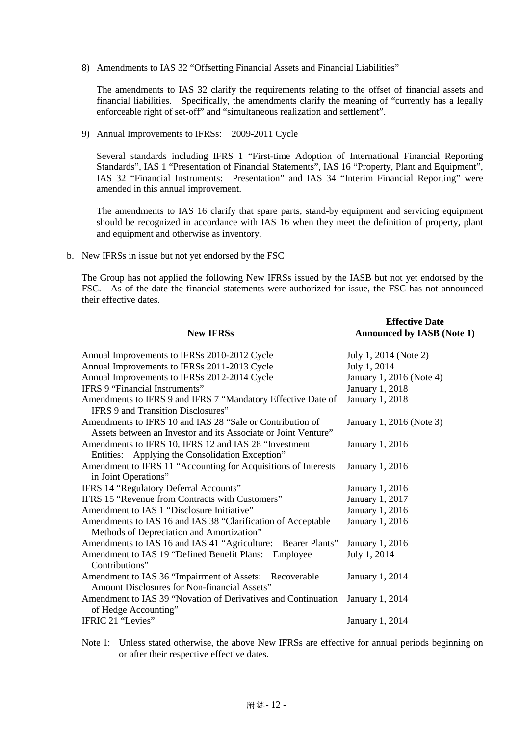8) Amendments to IAS 32 "Offsetting Financial Assets and Financial Liabilities"

The amendments to IAS 32 clarify the requirements relating to the offset of financial assets and financial liabilities. Specifically, the amendments clarify the meaning of "currently has a legally enforceable right of set-off" and "simultaneous realization and settlement".

9) Annual Improvements to IFRSs: 2009-2011 Cycle

Several standards including IFRS 1 "First-time Adoption of International Financial Reporting Standards", IAS 1 "Presentation of Financial Statements", IAS 16 "Property, Plant and Equipment", IAS 32 "Financial Instruments: Presentation" and IAS 34 "Interim Financial Reporting" were amended in this annual improvement.

The amendments to IAS 16 clarify that spare parts, stand-by equipment and servicing equipment should be recognized in accordance with IAS 16 when they meet the definition of property, plant and equipment and otherwise as inventory.

b. New IFRSs in issue but not yet endorsed by the FSC

The Group has not applied the following New IFRSs issued by the IASB but not yet endorsed by the FSC. As of the date the financial statements were authorized for issue, the FSC has not announced their effective dates.

| New IFRSs | Effective Date Announced by IASB (Note 1) |
|---|---|
| Annual Improvements to IFRSs 2010-2012 Cycle | July 1, 2014 (Note 2) |
| Annual Improvements to IFRSs 2011-2013 Cycle | July 1, 2014 |
| Annual Improvements to IFRSs 2012-2014 Cycle | January 1, 2016 (Note 4) |
| IFRS 9 "Financial Instruments" | January 1, 2018 |
| Amendments to IFRS 9 and IFRS 7 "Mandatory Effective Date of IFRS 9 and Transition Disclosures" | January 1, 2018 |
| Amendments to IFRS 10 and IAS 28 "Sale or Contribution of Assets between an Investor and its Associate or Joint Venture" | January 1, 2016 (Note 3) |
| Amendments to IFRS 10, IFRS 12 and IAS 28 "Investment Entities: Applying the Consolidation Exception" | January 1, 2016 |
| Amendment to IFRS 11 "Accounting for Acquisitions of Interests in Joint Operations" | January 1, 2016 |
| IFRS 14 "Regulatory Deferral Accounts" | January 1, 2016 |
| IFRS 15 "Revenue from Contracts with Customers" | January 1, 2017 |
| Amendment to IAS 1 "Disclosure Initiative" | January 1, 2016 |
| Amendments to IAS 16 and IAS 38 "Clarification of Acceptable Methods of Depreciation and Amortization" | January 1, 2016 |
| Amendments to IAS 16 and IAS 41 "Agriculture: Bearer Plants" | January 1, 2016 |
| Amendment to IAS 19 "Defined Benefit Plans: Employee Contributions" | July 1, 2014 |
| Amendment to IAS 36 "Impairment of Assets: Recoverable Amount Disclosures for Non-financial Assets" | January 1, 2014 |
| Amendment to IAS 39 "Novation of Derivatives and Continuation of Hedge Accounting" | January 1, 2014 |
| IFRIC 21 "Levies" | January 1, 2014 |

Note 1: Unless stated otherwise, the above New IFRSs are effective for annual periods beginning on or after their respective effective dates.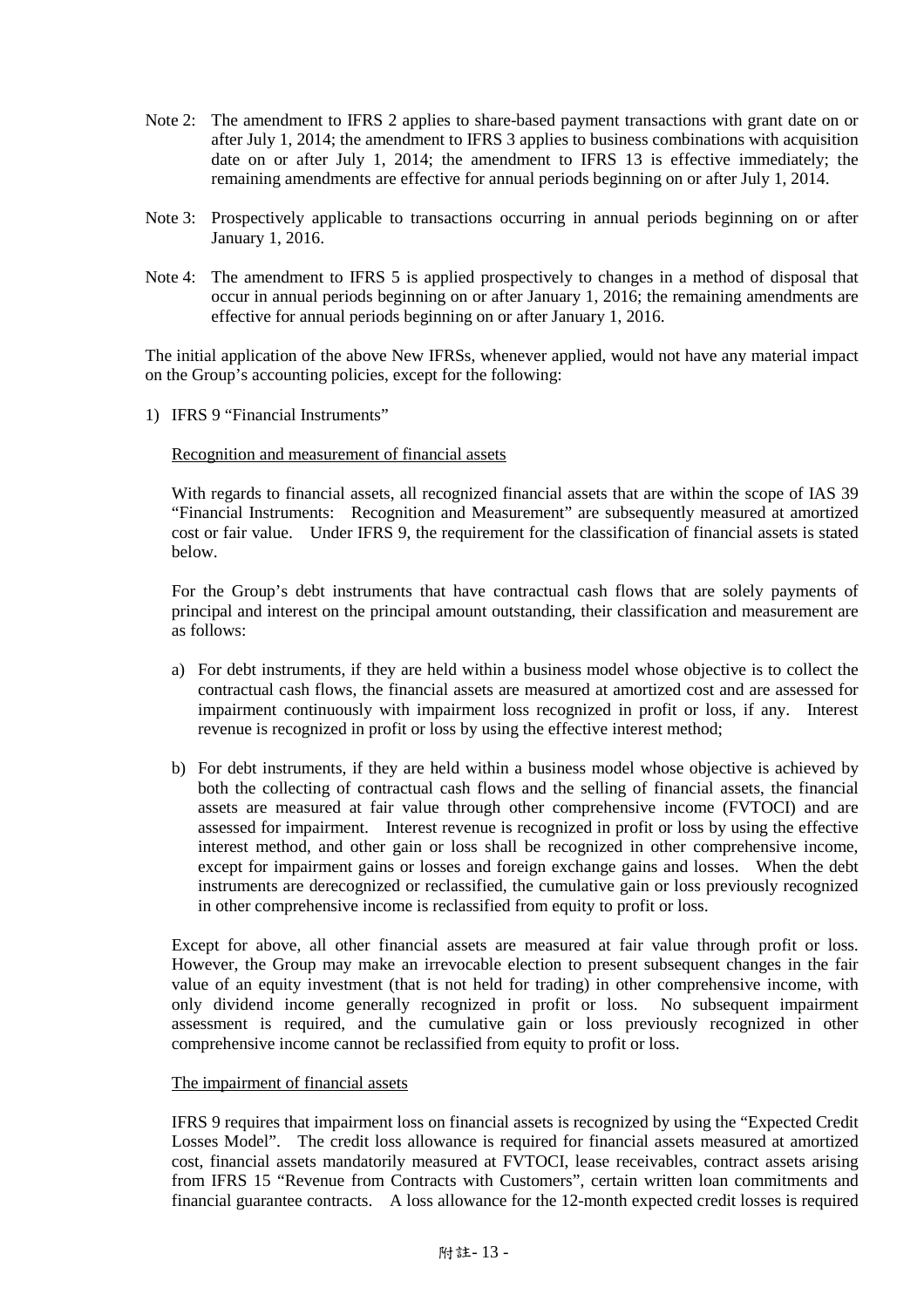Note 2: The amendment to IFRS 2 applies to share-based payment transactions with grant date on or after July 1, 2014; the amendment to IFRS 3 applies to business combinations with acquisition date on or after July 1, 2014; the amendment to IFRS 13 is effective immediately; the remaining amendments are effective for annual periods beginning on or after July 1, 2014.

Note 3: Prospectively applicable to transactions occurring in annual periods beginning on or after January 1, 2016.

Note 4: The amendment to IFRS 5 is applied prospectively to changes in a method of disposal that occur in annual periods beginning on or after January 1, 2016; the remaining amendments are effective for annual periods beginning on or after January 1, 2016.

The initial application of the above New IFRSs, whenever applied, would not have any material impact on the Group's accounting policies, except for the following:

1) IFRS 9 "Financial Instruments"

Recognition and measurement of financial assets

With regards to financial assets, all recognized financial assets that are within the scope of IAS 39 "Financial Instruments: Recognition and Measurement" are subsequently measured at amortized cost or fair value. Under IFRS 9, the requirement for the classification of financial assets is stated below.

For the Group's debt instruments that have contractual cash flows that are solely payments of principal and interest on the principal amount outstanding, their classification and measurement are as follows:

a) For debt instruments, if they are held within a business model whose objective is to collect the contractual cash flows, the financial assets are measured at amortized cost and are assessed for impairment continuously with impairment loss recognized in profit or loss, if any. Interest revenue is recognized in profit or loss by using the effective interest method;

b) For debt instruments, if they are held within a business model whose objective is achieved by both the collecting of contractual cash flows and the selling of financial assets, the financial assets are measured at fair value through other comprehensive income (FVTOCI) and are assessed for impairment. Interest revenue is recognized in profit or loss by using the effective interest method, and other gain or loss shall be recognized in other comprehensive income, except for impairment gains or losses and foreign exchange gains and losses. When the debt instruments are derecognized or reclassified, the cumulative gain or loss previously recognized in other comprehensive income is reclassified from equity to profit or loss.

Except for above, all other financial assets are measured at fair value through profit or loss. However, the Group may make an irrevocable election to present subsequent changes in the fair value of an equity investment (that is not held for trading) in other comprehensive income, with only dividend income generally recognized in profit or loss. No subsequent impairment assessment is required, and the cumulative gain or loss previously recognized in other comprehensive income cannot be reclassified from equity to profit or loss.

The impairment of financial assets

IFRS 9 requires that impairment loss on financial assets is recognized by using the "Expected Credit Losses Model". The credit loss allowance is required for financial assets measured at amortized cost, financial assets mandatorily measured at FVTOCI, lease receivables, contract assets arising from IFRS 15 "Revenue from Contracts with Customers", certain written loan commitments and financial guarantee contracts. A loss allowance for the 12-month expected credit losses is required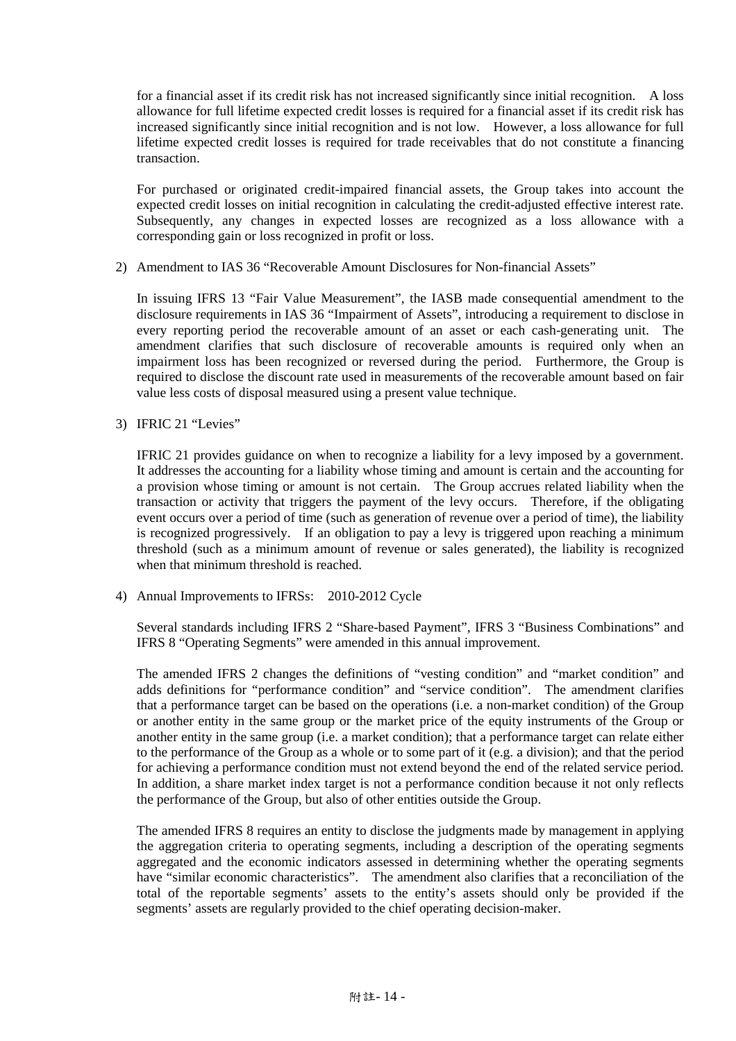for a financial asset if its credit risk has not increased significantly since initial recognition. A loss allowance for full lifetime expected credit losses is required for a financial asset if its credit risk has increased significantly since initial recognition and is not low. However, a loss allowance for full lifetime expected credit losses is required for trade receivables that do not constitute a financing transaction.

For purchased or originated credit-impaired financial assets, the Group takes into account the expected credit losses on initial recognition in calculating the credit-adjusted effective interest rate. Subsequently, any changes in expected losses are recognized as a loss allowance with a corresponding gain or loss recognized in profit or loss.

2) Amendment to IAS 36 "Recoverable Amount Disclosures for Non-financial Assets"

In issuing IFRS 13 "Fair Value Measurement", the IASB made consequential amendment to the disclosure requirements in IAS 36 "Impairment of Assets", introducing a requirement to disclose in every reporting period the recoverable amount of an asset or each cash-generating unit. The amendment clarifies that such disclosure of recoverable amounts is required only when an impairment loss has been recognized or reversed during the period. Furthermore, the Group is required to disclose the discount rate used in measurements of the recoverable amount based on fair value less costs of disposal measured using a present value technique.

3) IFRIC 21 "Levies"

IFRIC 21 provides guidance on when to recognize a liability for a levy imposed by a government. It addresses the accounting for a liability whose timing and amount is certain and the accounting for a provision whose timing or amount is not certain. The Group accrues related liability when the transaction or activity that triggers the payment of the levy occurs. Therefore, if the obligating event occurs over a period of time (such as generation of revenue over a period of time), the liability is recognized progressively. If an obligation to pay a levy is triggered upon reaching a minimum threshold (such as a minimum amount of revenue or sales generated), the liability is recognized when that minimum threshold is reached.

4) Annual Improvements to IFRSs: 2010-2012 Cycle

Several standards including IFRS 2 "Share-based Payment", IFRS 3 "Business Combinations" and IFRS 8 "Operating Segments" were amended in this annual improvement.

The amended IFRS 2 changes the definitions of "vesting condition" and "market condition" and adds definitions for "performance condition" and "service condition". The amendment clarifies that a performance target can be based on the operations (i.e. a non-market condition) of the Group or another entity in the same group or the market price of the equity instruments of the Group or another entity in the same group (i.e. a market condition); that a performance target can relate either to the performance of the Group as a whole or to some part of it (e.g. a division); and that the period for achieving a performance condition must not extend beyond the end of the related service period. In addition, a share market index target is not a performance condition because it not only reflects the performance of the Group, but also of other entities outside the Group.

The amended IFRS 8 requires an entity to disclose the judgments made by management in applying the aggregation criteria to operating segments, including a description of the operating segments aggregated and the economic indicators assessed in determining whether the operating segments have "similar economic characteristics". The amendment also clarifies that a reconciliation of the total of the reportable segments' assets to the entity's assets should only be provided if the segments' assets are regularly provided to the chief operating decision-maker.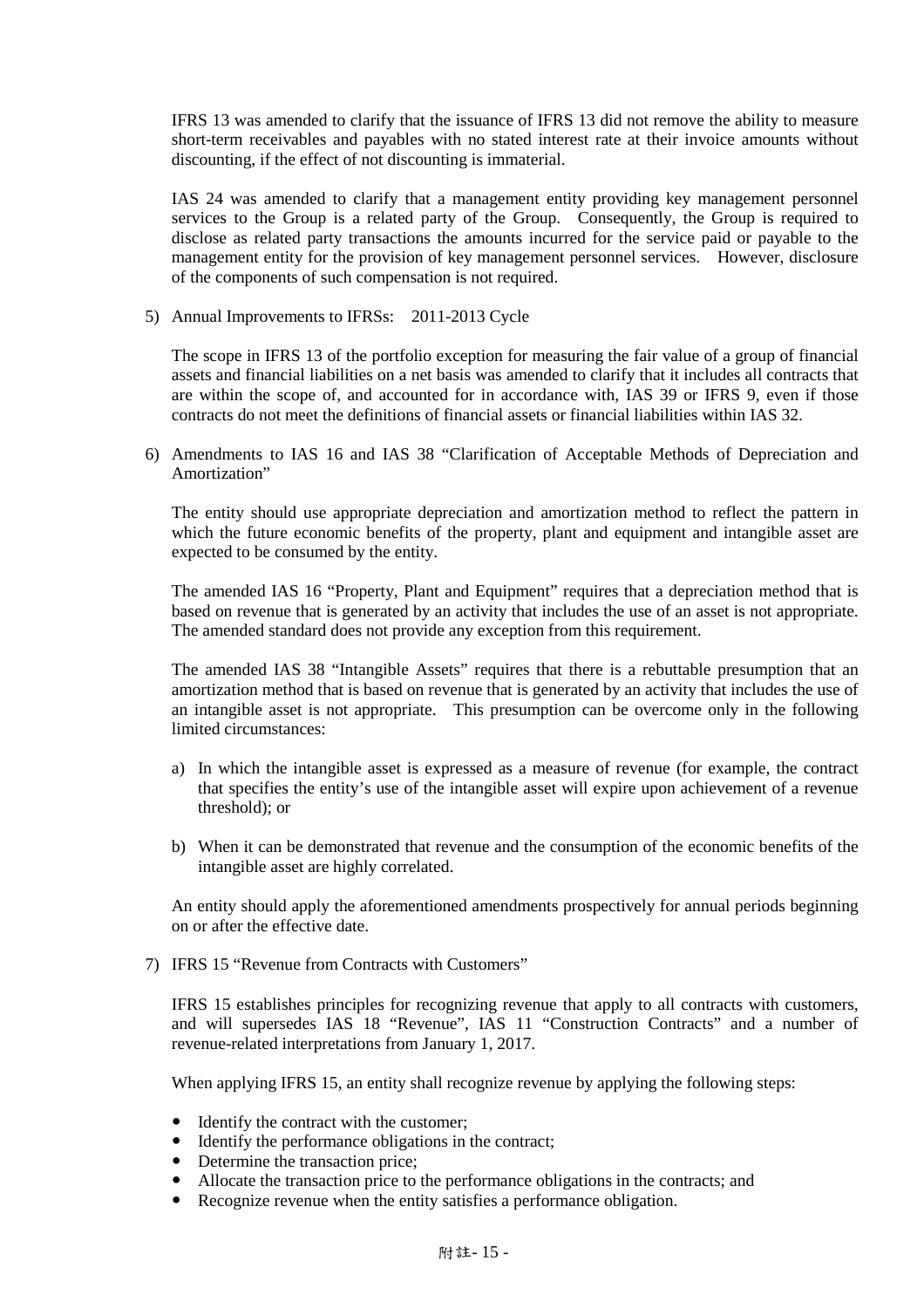IFRS 13 was amended to clarify that the issuance of IFRS 13 did not remove the ability to measure short-term receivables and payables with no stated interest rate at their invoice amounts without discounting, if the effect of not discounting is immaterial.

IAS 24 was amended to clarify that a management entity providing key management personnel services to the Group is a related party of the Group. Consequently, the Group is required to disclose as related party transactions the amounts incurred for the service paid or payable to the management entity for the provision of key management personnel services. However, disclosure of the components of such compensation is not required.

5) Annual Improvements to IFRSs: 2011-2013 Cycle

The scope in IFRS 13 of the portfolio exception for measuring the fair value of a group of financial assets and financial liabilities on a net basis was amended to clarify that it includes all contracts that are within the scope of, and accounted for in accordance with, IAS 39 or IFRS 9, even if those contracts do not meet the definitions of financial assets or financial liabilities within IAS 32.

6) Amendments to IAS 16 and IAS 38 "Clarification of Acceptable Methods of Depreciation and Amortization"

The entity should use appropriate depreciation and amortization method to reflect the pattern in which the future economic benefits of the property, plant and equipment and intangible asset are expected to be consumed by the entity.

The amended IAS 16 "Property, Plant and Equipment" requires that a depreciation method that is based on revenue that is generated by an activity that includes the use of an asset is not appropriate. The amended standard does not provide any exception from this requirement.

The amended IAS 38 "Intangible Assets" requires that there is a rebuttable presumption that an amortization method that is based on revenue that is generated by an activity that includes the use of an intangible asset is not appropriate. This presumption can be overcome only in the following limited circumstances:

a) In which the intangible asset is expressed as a measure of revenue (for example, the contract that specifies the entity's use of the intangible asset will expire upon achievement of a revenue threshold); or

b) When it can be demonstrated that revenue and the consumption of the economic benefits of the intangible asset are highly correlated.

An entity should apply the aforementioned amendments prospectively for annual periods beginning on or after the effective date.

7) IFRS 15 "Revenue from Contracts with Customers"

IFRS 15 establishes principles for recognizing revenue that apply to all contracts with customers, and will supersedes IAS 18 "Revenue", IAS 11 "Construction Contracts" and a number of revenue-related interpretations from January 1, 2017.

When applying IFRS 15, an entity shall recognize revenue by applying the following steps:

- Identify the contract with the customer;
- Identify the performance obligations in the contract;
- Determine the transaction price;
- Allocate the transaction price to the performance obligations in the contracts; and
- Recognize revenue when the entity satisfies a performance obligation.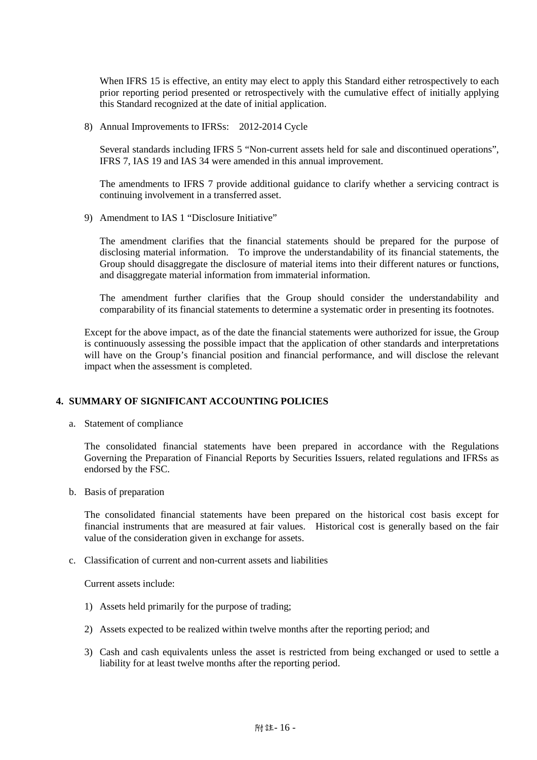When IFRS 15 is effective, an entity may elect to apply this Standard either retrospectively to each prior reporting period presented or retrospectively with the cumulative effect of initially applying this Standard recognized at the date of initial application.

8) Annual Improvements to IFRSs: 2012-2014 Cycle

Several standards including IFRS 5 "Non-current assets held for sale and discontinued operations", IFRS 7, IAS 19 and IAS 34 were amended in this annual improvement.

The amendments to IFRS 7 provide additional guidance to clarify whether a servicing contract is continuing involvement in a transferred asset.

9) Amendment to IAS 1 "Disclosure Initiative"

The amendment clarifies that the financial statements should be prepared for the purpose of disclosing material information. To improve the understandability of its financial statements, the Group should disaggregate the disclosure of material items into their different natures or functions, and disaggregate material information from immaterial information.

The amendment further clarifies that the Group should consider the understandability and comparability of its financial statements to determine a systematic order in presenting its footnotes.

Except for the above impact, as of the date the financial statements were authorized for issue, the Group is continuously assessing the possible impact that the application of other standards and interpretations will have on the Group's financial position and financial performance, and will disclose the relevant impact when the assessment is completed.

## 4. SUMMARY OF SIGNIFICANT ACCOUNTING POLICIES

a. Statement of compliance

The consolidated financial statements have been prepared in accordance with the Regulations Governing the Preparation of Financial Reports by Securities Issuers, related regulations and IFRSs as endorsed by the FSC.

b. Basis of preparation

The consolidated financial statements have been prepared on the historical cost basis except for financial instruments that are measured at fair values. Historical cost is generally based on the fair value of the consideration given in exchange for assets.

c. Classification of current and non-current assets and liabilities

Current assets include:

1) Assets held primarily for the purpose of trading;

2) Assets expected to be realized within twelve months after the reporting period; and

3) Cash and cash equivalents unless the asset is restricted from being exchanged or used to settle a liability for at least twelve months after the reporting period.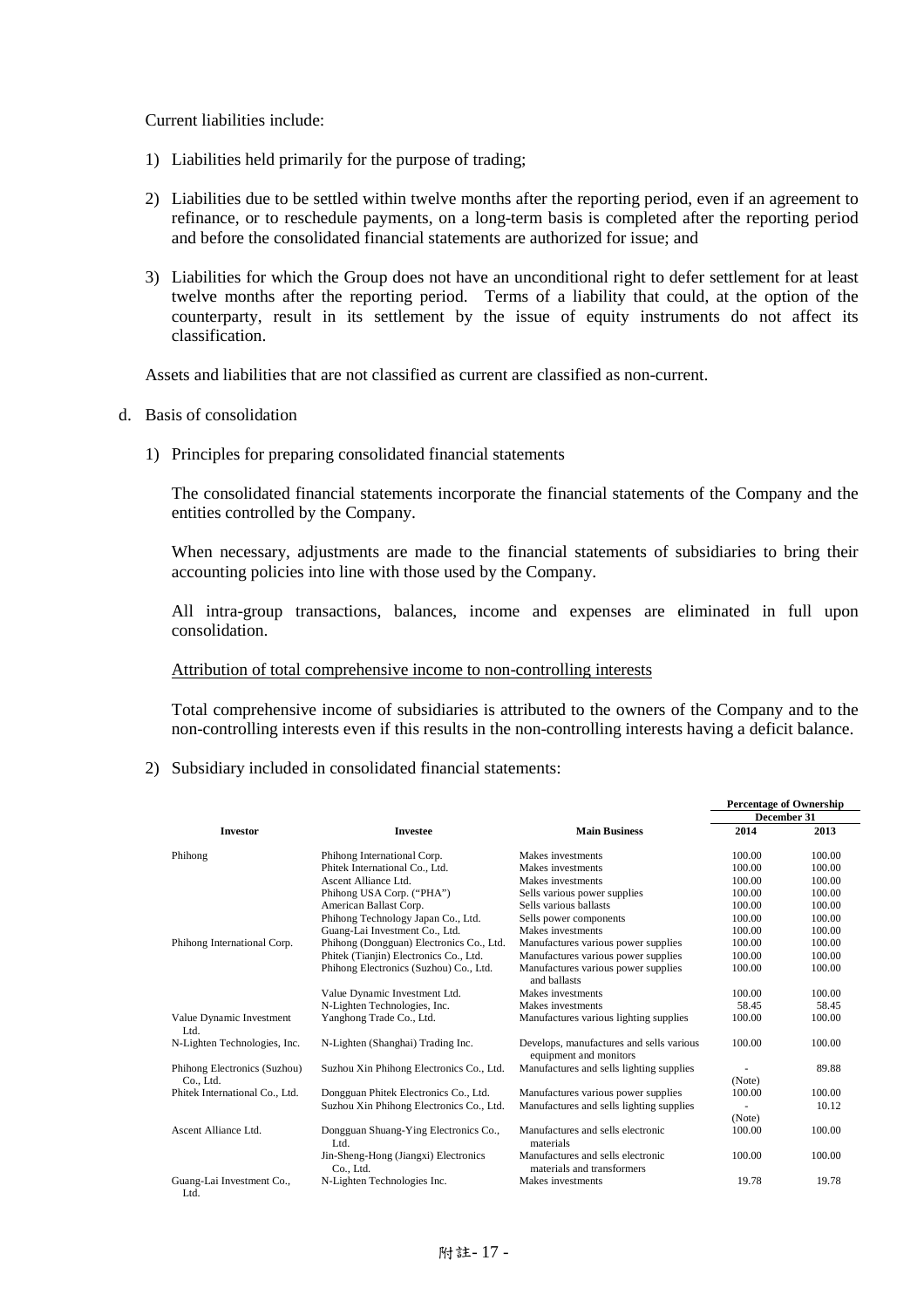Current liabilities include:

1) Liabilities held primarily for the purpose of trading;

2) Liabilities due to be settled within twelve months after the reporting period, even if an agreement to refinance, or to reschedule payments, on a long-term basis is completed after the reporting period and before the consolidated financial statements are authorized for issue; and

3) Liabilities for which the Group does not have an unconditional right to defer settlement for at least twelve months after the reporting period. Terms of a liability that could, at the option of the counterparty, result in its settlement by the issue of equity instruments do not affect its classification.

Assets and liabilities that are not classified as current are classified as non-current.

d. Basis of consolidation

1) Principles for preparing consolidated financial statements

The consolidated financial statements incorporate the financial statements of the Company and the entities controlled by the Company.

When necessary, adjustments are made to the financial statements of subsidiaries to bring their accounting policies into line with those used by the Company.

All intra-group transactions, balances, income and expenses are eliminated in full upon consolidation.

Attribution of total comprehensive income to non-controlling interests

Total comprehensive income of subsidiaries is attributed to the owners of the Company and to the non-controlling interests even if this results in the non-controlling interests having a deficit balance.

2) Subsidiary included in consolidated financial statements:

| | | | Percentage of Ownership | |
|---|---|---|---|---|
| | | | December 31 | |
| **Investor** | **Investee** | **Main Business** | **2014** | **2013** |
| Phihong | Phihong International Corp. | Makes investments | 100.00 | 100.00 |
| | Phitek International Co., Ltd. | Makes investments | 100.00 | 100.00 |
| | Ascent Alliance Ltd. | Makes investments | 100.00 | 100.00 |
| | Phihong USA Corp. ("PHA") | Sells various power supplies | 100.00 | 100.00 |
| | American Ballast Corp. | Sells various ballasts | 100.00 | 100.00 |
| | Phihong Technology Japan Co., Ltd. | Sells power components | 100.00 | 100.00 |
| | Guang-Lai Investment Co., Ltd. | Makes investments | 100.00 | 100.00 |
| Phihong International Corp. | Phihong (Dongguan) Electronics Co., Ltd. | Manufactures various power supplies | 100.00 | 100.00 |
| | Phitek (Tianjin) Electronics Co., Ltd. | Manufactures various power supplies | 100.00 | 100.00 |
| | Phihong Electronics (Suzhou) Co., Ltd. | Manufactures various power supplies and ballasts | 100.00 | 100.00 |
| | Value Dynamic Investment Ltd. | Makes investments | 100.00 | 100.00 |
| | N-Lighten Technologies, Inc. | Makes investments | 58.45 | 58.45 |
| Value Dynamic Investment Ltd. | Yanghong Trade Co., Ltd. | Manufactures various lighting supplies | 100.00 | 100.00 |
| N-Lighten Technologies, Inc. | N-Lighten (Shanghai) Trading Inc. | Develops, manufactures and sells various equipment and monitors | 100.00 | 100.00 |
| Phihong Electronics (Suzhou) Co., Ltd. | Suzhou Xin Phihong Electronics Co., Ltd. | Manufactures and sells lighting supplies | - (Note) | 89.88 |
| Phitek International Co., Ltd. | Dongguan Phitek Electronics Co., Ltd. | Manufactures various power supplies | 100.00 | 100.00 |
| | Suzhou Xin Phihong Electronics Co., Ltd. | Manufactures and sells lighting supplies | - (Note) | 10.12 |
| Ascent Alliance Ltd. | Dongguan Shuang-Ying Electronics Co., Ltd. | Manufactures and sells electronic materials | 100.00 | 100.00 |
| | Jin-Sheng-Hong (Jiangxi) Electronics Co., Ltd. | Manufactures and sells electronic materials and transformers | 100.00 | 100.00 |
| Guang-Lai Investment Co., Ltd. | N-Lighten Technologies Inc. | Makes investments | 19.78 | 19.78 |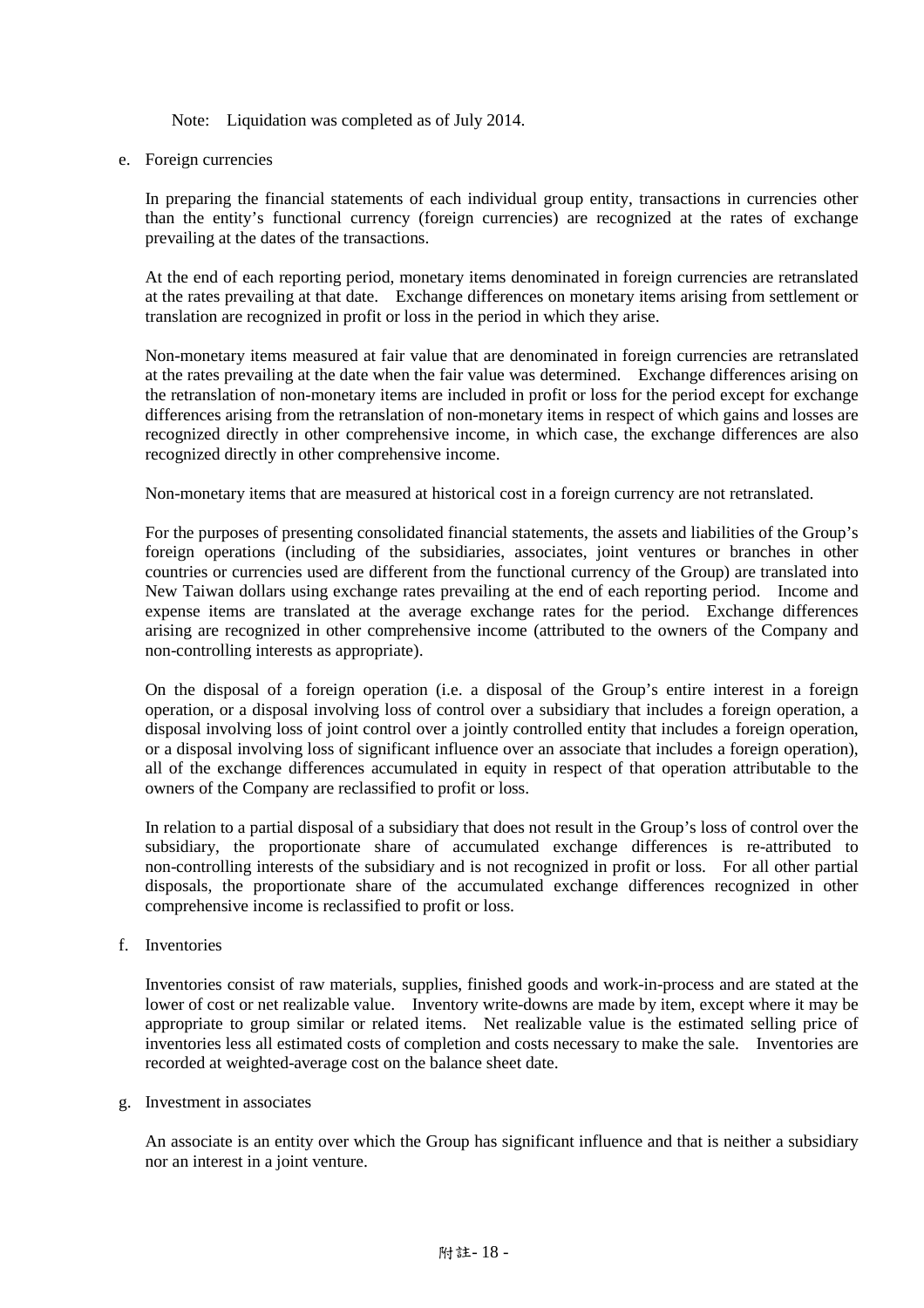Note: Liquidation was completed as of July 2014.

e. Foreign currencies

In preparing the financial statements of each individual group entity, transactions in currencies other than the entity's functional currency (foreign currencies) are recognized at the rates of exchange prevailing at the dates of the transactions.

At the end of each reporting period, monetary items denominated in foreign currencies are retranslated at the rates prevailing at that date. Exchange differences on monetary items arising from settlement or translation are recognized in profit or loss in the period in which they arise.

Non-monetary items measured at fair value that are denominated in foreign currencies are retranslated at the rates prevailing at the date when the fair value was determined. Exchange differences arising on the retranslation of non-monetary items are included in profit or loss for the period except for exchange differences arising from the retranslation of non-monetary items in respect of which gains and losses are recognized directly in other comprehensive income, in which case, the exchange differences are also recognized directly in other comprehensive income.

Non-monetary items that are measured at historical cost in a foreign currency are not retranslated.

For the purposes of presenting consolidated financial statements, the assets and liabilities of the Group's foreign operations (including of the subsidiaries, associates, joint ventures or branches in other countries or currencies used are different from the functional currency of the Group) are translated into New Taiwan dollars using exchange rates prevailing at the end of each reporting period. Income and expense items are translated at the average exchange rates for the period. Exchange differences arising are recognized in other comprehensive income (attributed to the owners of the Company and non-controlling interests as appropriate).

On the disposal of a foreign operation (i.e. a disposal of the Group's entire interest in a foreign operation, or a disposal involving loss of control over a subsidiary that includes a foreign operation, a disposal involving loss of joint control over a jointly controlled entity that includes a foreign operation, or a disposal involving loss of significant influence over an associate that includes a foreign operation), all of the exchange differences accumulated in equity in respect of that operation attributable to the owners of the Company are reclassified to profit or loss.

In relation to a partial disposal of a subsidiary that does not result in the Group's loss of control over the subsidiary, the proportionate share of accumulated exchange differences is re-attributed to non-controlling interests of the subsidiary and is not recognized in profit or loss. For all other partial disposals, the proportionate share of the accumulated exchange differences recognized in other comprehensive income is reclassified to profit or loss.

f. Inventories

Inventories consist of raw materials, supplies, finished goods and work-in-process and are stated at the lower of cost or net realizable value. Inventory write-downs are made by item, except where it may be appropriate to group similar or related items. Net realizable value is the estimated selling price of inventories less all estimated costs of completion and costs necessary to make the sale. Inventories are recorded at weighted-average cost on the balance sheet date.

g. Investment in associates

An associate is an entity over which the Group has significant influence and that is neither a subsidiary nor an interest in a joint venture.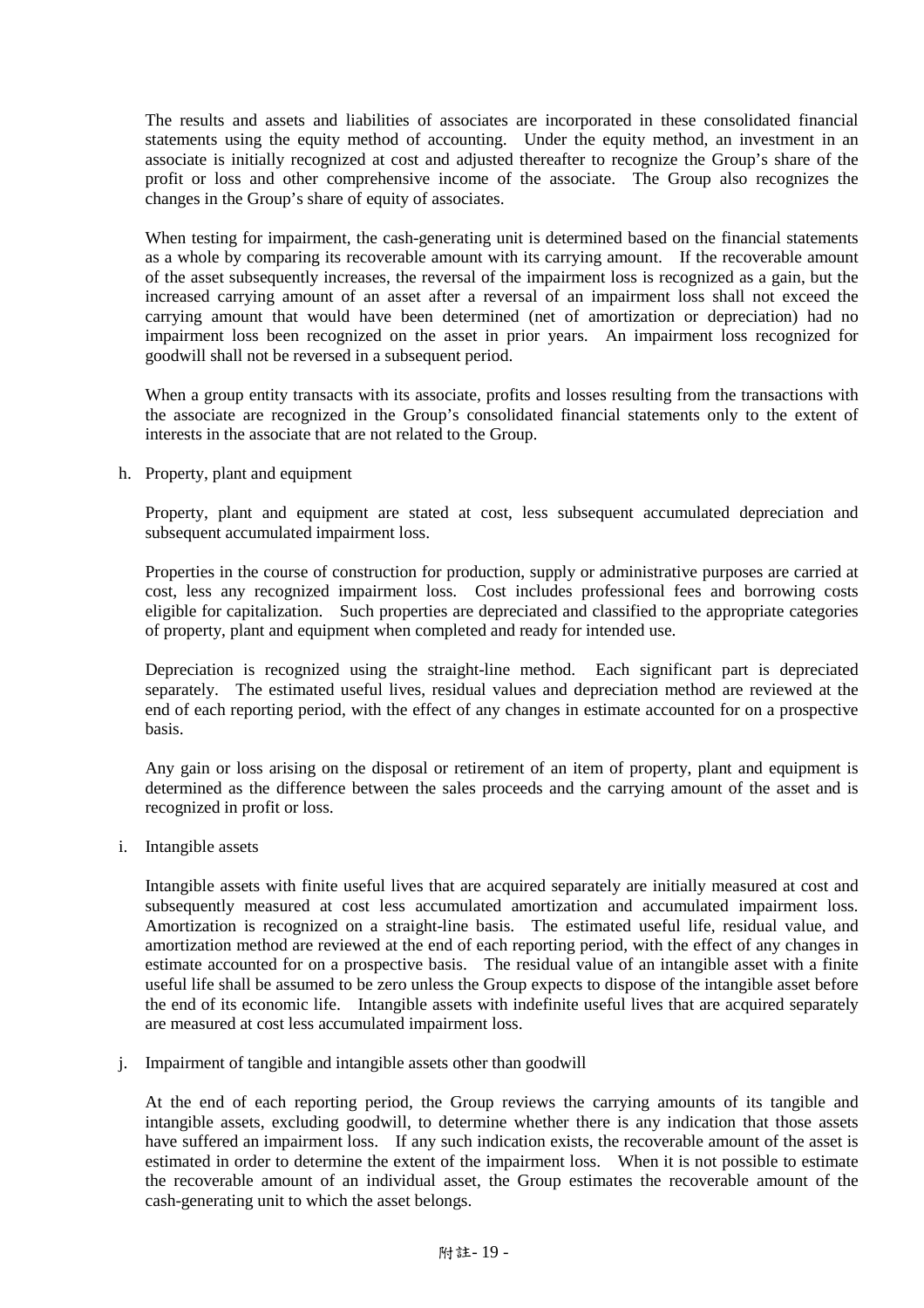The results and assets and liabilities of associates are incorporated in these consolidated financial statements using the equity method of accounting. Under the equity method, an investment in an associate is initially recognized at cost and adjusted thereafter to recognize the Group's share of the profit or loss and other comprehensive income of the associate. The Group also recognizes the changes in the Group's share of equity of associates.

When testing for impairment, the cash-generating unit is determined based on the financial statements as a whole by comparing its recoverable amount with its carrying amount. If the recoverable amount of the asset subsequently increases, the reversal of the impairment loss is recognized as a gain, but the increased carrying amount of an asset after a reversal of an impairment loss shall not exceed the carrying amount that would have been determined (net of amortization or depreciation) had no impairment loss been recognized on the asset in prior years. An impairment loss recognized for goodwill shall not be reversed in a subsequent period.

When a group entity transacts with its associate, profits and losses resulting from the transactions with the associate are recognized in the Group's consolidated financial statements only to the extent of interests in the associate that are not related to the Group.

h. Property, plant and equipment

Property, plant and equipment are stated at cost, less subsequent accumulated depreciation and subsequent accumulated impairment loss.

Properties in the course of construction for production, supply or administrative purposes are carried at cost, less any recognized impairment loss. Cost includes professional fees and borrowing costs eligible for capitalization. Such properties are depreciated and classified to the appropriate categories of property, plant and equipment when completed and ready for intended use.

Depreciation is recognized using the straight-line method. Each significant part is depreciated separately. The estimated useful lives, residual values and depreciation method are reviewed at the end of each reporting period, with the effect of any changes in estimate accounted for on a prospective basis.

Any gain or loss arising on the disposal or retirement of an item of property, plant and equipment is determined as the difference between the sales proceeds and the carrying amount of the asset and is recognized in profit or loss.

i. Intangible assets

Intangible assets with finite useful lives that are acquired separately are initially measured at cost and subsequently measured at cost less accumulated amortization and accumulated impairment loss. Amortization is recognized on a straight-line basis. The estimated useful life, residual value, and amortization method are reviewed at the end of each reporting period, with the effect of any changes in estimate accounted for on a prospective basis. The residual value of an intangible asset with a finite useful life shall be assumed to be zero unless the Group expects to dispose of the intangible asset before the end of its economic life. Intangible assets with indefinite useful lives that are acquired separately are measured at cost less accumulated impairment loss.

j. Impairment of tangible and intangible assets other than goodwill

At the end of each reporting period, the Group reviews the carrying amounts of its tangible and intangible assets, excluding goodwill, to determine whether there is any indication that those assets have suffered an impairment loss. If any such indication exists, the recoverable amount of the asset is estimated in order to determine the extent of the impairment loss. When it is not possible to estimate the recoverable amount of an individual asset, the Group estimates the recoverable amount of the cash-generating unit to which the asset belongs.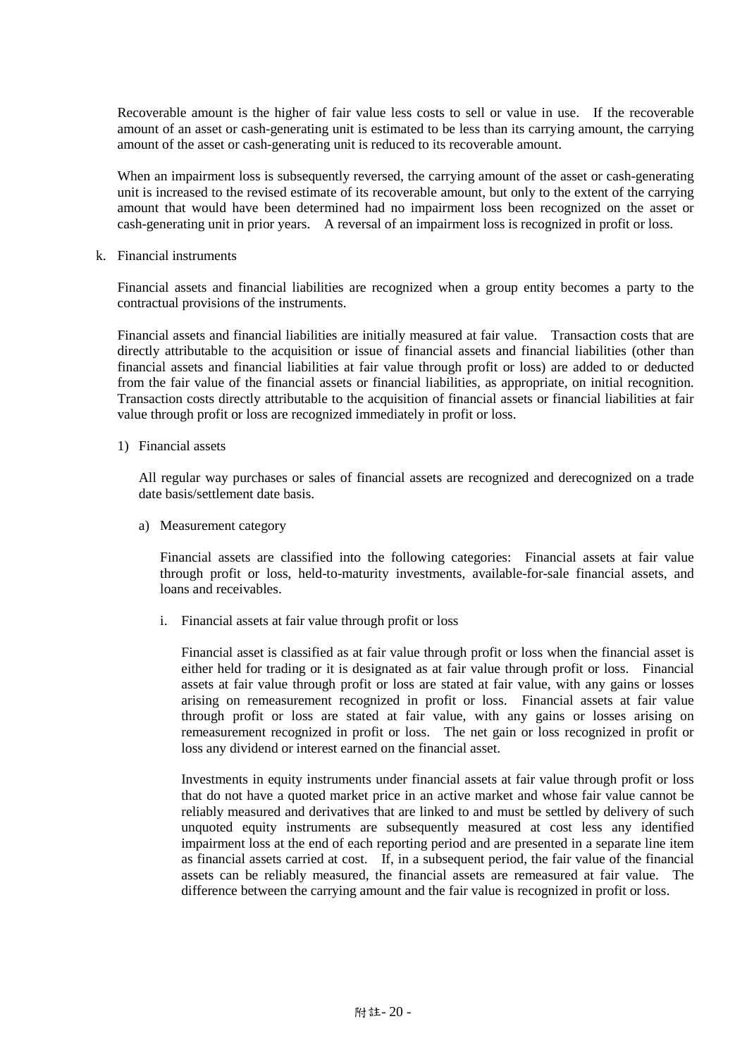Recoverable amount is the higher of fair value less costs to sell or value in use. If the recoverable amount of an asset or cash-generating unit is estimated to be less than its carrying amount, the carrying amount of the asset or cash-generating unit is reduced to its recoverable amount.

When an impairment loss is subsequently reversed, the carrying amount of the asset or cash-generating unit is increased to the revised estimate of its recoverable amount, but only to the extent of the carrying amount that would have been determined had no impairment loss been recognized on the asset or cash-generating unit in prior years. A reversal of an impairment loss is recognized in profit or loss.

k. Financial instruments

Financial assets and financial liabilities are recognized when a group entity becomes a party to the contractual provisions of the instruments.

Financial assets and financial liabilities are initially measured at fair value. Transaction costs that are directly attributable to the acquisition or issue of financial assets and financial liabilities (other than financial assets and financial liabilities at fair value through profit or loss) are added to or deducted from the fair value of the financial assets or financial liabilities, as appropriate, on initial recognition. Transaction costs directly attributable to the acquisition of financial assets or financial liabilities at fair value through profit or loss are recognized immediately in profit or loss.

1) Financial assets

All regular way purchases or sales of financial assets are recognized and derecognized on a trade date basis/settlement date basis.

a) Measurement category

Financial assets are classified into the following categories: Financial assets at fair value through profit or loss, held-to-maturity investments, available-for-sale financial assets, and loans and receivables.

i. Financial assets at fair value through profit or loss

Financial asset is classified as at fair value through profit or loss when the financial asset is either held for trading or it is designated as at fair value through profit or loss. Financial assets at fair value through profit or loss are stated at fair value, with any gains or losses arising on remeasurement recognized in profit or loss. Financial assets at fair value through profit or loss are stated at fair value, with any gains or losses arising on remeasurement recognized in profit or loss. The net gain or loss recognized in profit or loss any dividend or interest earned on the financial asset.

Investments in equity instruments under financial assets at fair value through profit or loss that do not have a quoted market price in an active market and whose fair value cannot be reliably measured and derivatives that are linked to and must be settled by delivery of such unquoted equity instruments are subsequently measured at cost less any identified impairment loss at the end of each reporting period and are presented in a separate line item as financial assets carried at cost. If, in a subsequent period, the fair value of the financial assets can be reliably measured, the financial assets are remeasured at fair value. The difference between the carrying amount and the fair value is recognized in profit or loss.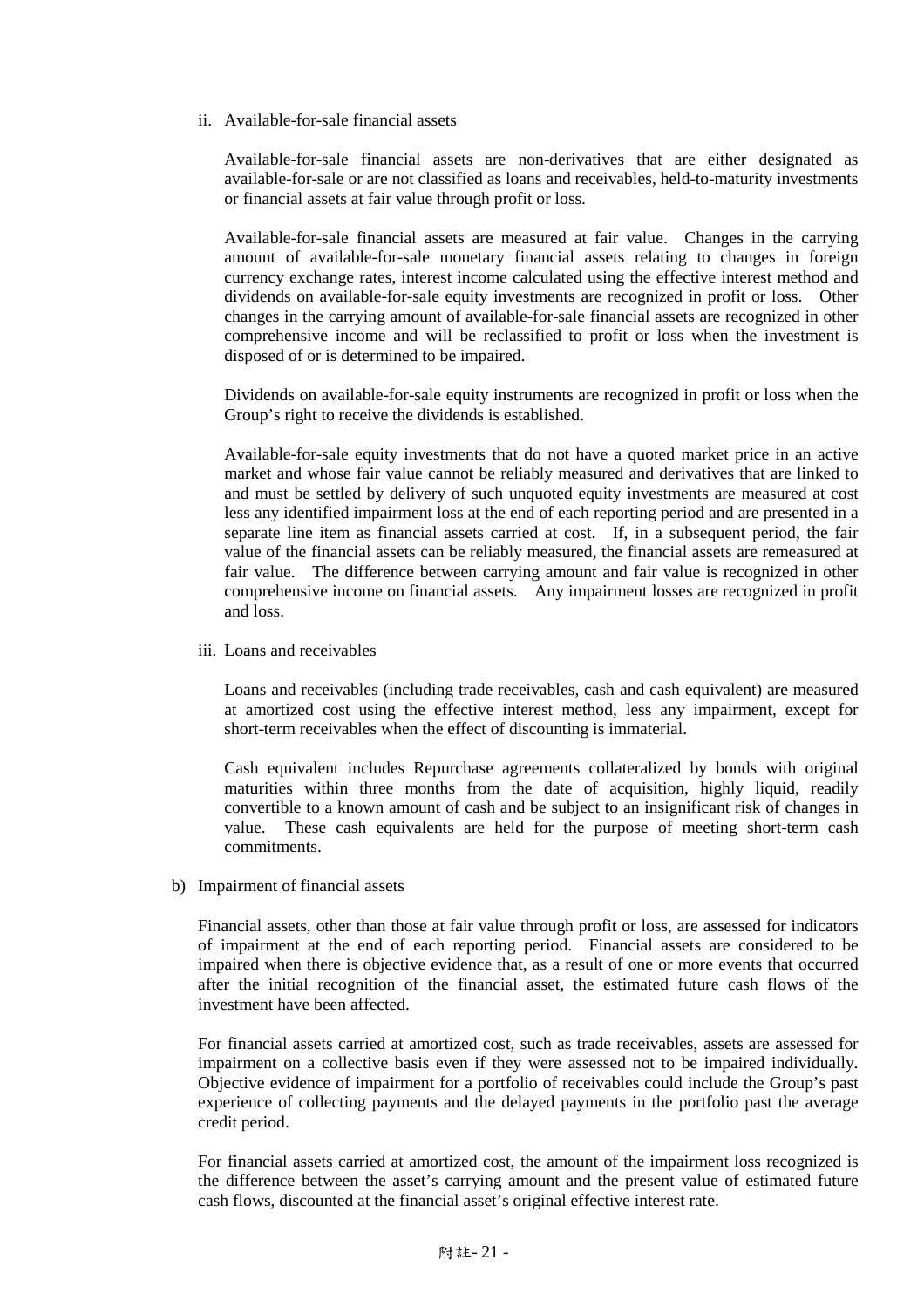ii. Available-for-sale financial assets

Available-for-sale financial assets are non-derivatives that are either designated as available-for-sale or are not classified as loans and receivables, held-to-maturity investments or financial assets at fair value through profit or loss.

Available-for-sale financial assets are measured at fair value. Changes in the carrying amount of available-for-sale monetary financial assets relating to changes in foreign currency exchange rates, interest income calculated using the effective interest method and dividends on available-for-sale equity investments are recognized in profit or loss. Other changes in the carrying amount of available-for-sale financial assets are recognized in other comprehensive income and will be reclassified to profit or loss when the investment is disposed of or is determined to be impaired.

Dividends on available-for-sale equity instruments are recognized in profit or loss when the Group's right to receive the dividends is established.

Available-for-sale equity investments that do not have a quoted market price in an active market and whose fair value cannot be reliably measured and derivatives that are linked to and must be settled by delivery of such unquoted equity investments are measured at cost less any identified impairment loss at the end of each reporting period and are presented in a separate line item as financial assets carried at cost. If, in a subsequent period, the fair value of the financial assets can be reliably measured, the financial assets are remeasured at fair value. The difference between carrying amount and fair value is recognized in other comprehensive income on financial assets. Any impairment losses are recognized in profit and loss.

iii. Loans and receivables

Loans and receivables (including trade receivables, cash and cash equivalent) are measured at amortized cost using the effective interest method, less any impairment, except for short-term receivables when the effect of discounting is immaterial.

Cash equivalent includes Repurchase agreements collateralized by bonds with original maturities within three months from the date of acquisition, highly liquid, readily convertible to a known amount of cash and be subject to an insignificant risk of changes in value. These cash equivalents are held for the purpose of meeting short-term cash commitments.

b) Impairment of financial assets

Financial assets, other than those at fair value through profit or loss, are assessed for indicators of impairment at the end of each reporting period. Financial assets are considered to be impaired when there is objective evidence that, as a result of one or more events that occurred after the initial recognition of the financial asset, the estimated future cash flows of the investment have been affected.

For financial assets carried at amortized cost, such as trade receivables, assets are assessed for impairment on a collective basis even if they were assessed not to be impaired individually. Objective evidence of impairment for a portfolio of receivables could include the Group's past experience of collecting payments and the delayed payments in the portfolio past the average credit period.

For financial assets carried at amortized cost, the amount of the impairment loss recognized is the difference between the asset's carrying amount and the present value of estimated future cash flows, discounted at the financial asset's original effective interest rate.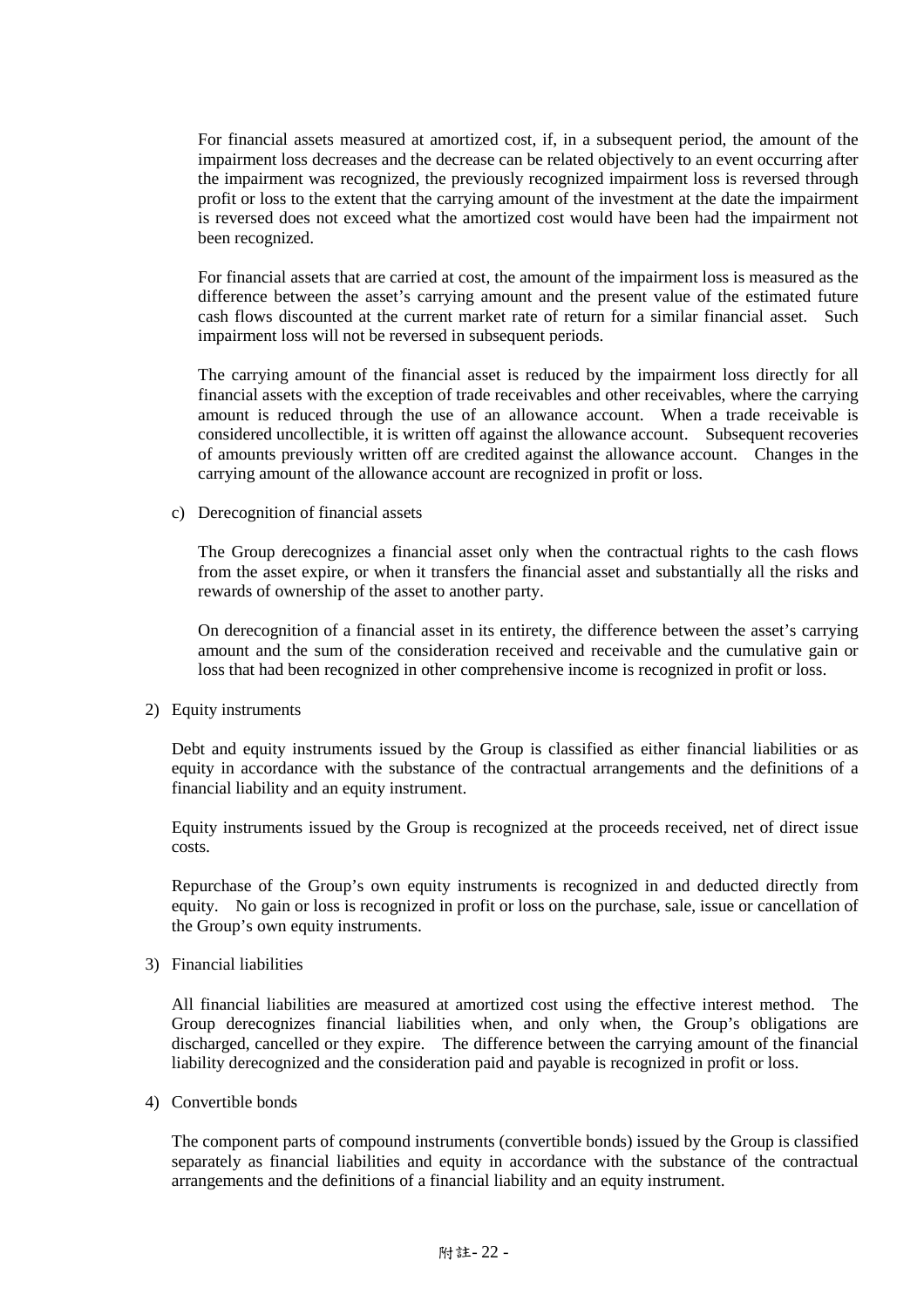For financial assets measured at amortized cost, if, in a subsequent period, the amount of the impairment loss decreases and the decrease can be related objectively to an event occurring after the impairment was recognized, the previously recognized impairment loss is reversed through profit or loss to the extent that the carrying amount of the investment at the date the impairment is reversed does not exceed what the amortized cost would have been had the impairment not been recognized.

For financial assets that are carried at cost, the amount of the impairment loss is measured as the difference between the asset's carrying amount and the present value of the estimated future cash flows discounted at the current market rate of return for a similar financial asset. Such impairment loss will not be reversed in subsequent periods.

The carrying amount of the financial asset is reduced by the impairment loss directly for all financial assets with the exception of trade receivables and other receivables, where the carrying amount is reduced through the use of an allowance account. When a trade receivable is considered uncollectible, it is written off against the allowance account. Subsequent recoveries of amounts previously written off are credited against the allowance account. Changes in the carrying amount of the allowance account are recognized in profit or loss.

c) Derecognition of financial assets

The Group derecognizes a financial asset only when the contractual rights to the cash flows from the asset expire, or when it transfers the financial asset and substantially all the risks and rewards of ownership of the asset to another party.

On derecognition of a financial asset in its entirety, the difference between the asset's carrying amount and the sum of the consideration received and receivable and the cumulative gain or loss that had been recognized in other comprehensive income is recognized in profit or loss.

2) Equity instruments

Debt and equity instruments issued by the Group is classified as either financial liabilities or as equity in accordance with the substance of the contractual arrangements and the definitions of a financial liability and an equity instrument.

Equity instruments issued by the Group is recognized at the proceeds received, net of direct issue costs.

Repurchase of the Group's own equity instruments is recognized in and deducted directly from equity. No gain or loss is recognized in profit or loss on the purchase, sale, issue or cancellation of the Group's own equity instruments.

3) Financial liabilities

All financial liabilities are measured at amortized cost using the effective interest method. The Group derecognizes financial liabilities when, and only when, the Group's obligations are discharged, cancelled or they expire. The difference between the carrying amount of the financial liability derecognized and the consideration paid and payable is recognized in profit or loss.

4) Convertible bonds

The component parts of compound instruments (convertible bonds) issued by the Group is classified separately as financial liabilities and equity in accordance with the substance of the contractual arrangements and the definitions of a financial liability and an equity instrument.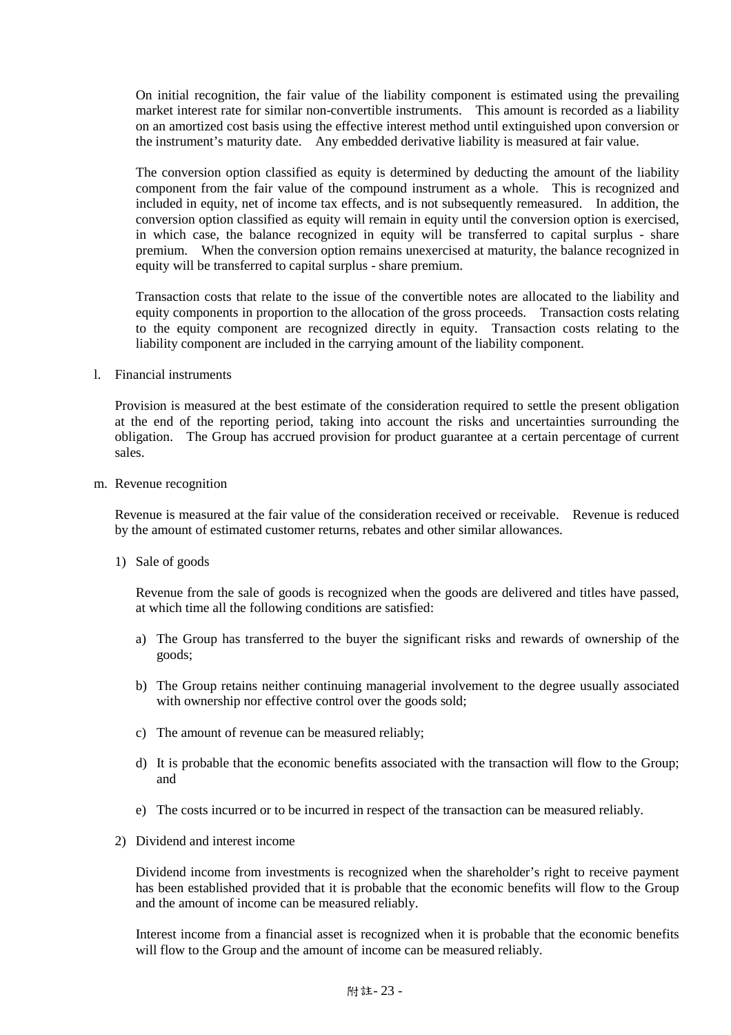On initial recognition, the fair value of the liability component is estimated using the prevailing market interest rate for similar non-convertible instruments. This amount is recorded as a liability on an amortized cost basis using the effective interest method until extinguished upon conversion or the instrument's maturity date. Any embedded derivative liability is measured at fair value.

The conversion option classified as equity is determined by deducting the amount of the liability component from the fair value of the compound instrument as a whole. This is recognized and included in equity, net of income tax effects, and is not subsequently remeasured. In addition, the conversion option classified as equity will remain in equity until the conversion option is exercised, in which case, the balance recognized in equity will be transferred to capital surplus - share premium. When the conversion option remains unexercised at maturity, the balance recognized in equity will be transferred to capital surplus - share premium.

Transaction costs that relate to the issue of the convertible notes are allocated to the liability and equity components in proportion to the allocation of the gross proceeds. Transaction costs relating to the equity component are recognized directly in equity. Transaction costs relating to the liability component are included in the carrying amount of the liability component.

l. Financial instruments

Provision is measured at the best estimate of the consideration required to settle the present obligation at the end of the reporting period, taking into account the risks and uncertainties surrounding the obligation. The Group has accrued provision for product guarantee at a certain percentage of current sales.

m. Revenue recognition

Revenue is measured at the fair value of the consideration received or receivable. Revenue is reduced by the amount of estimated customer returns, rebates and other similar allowances.

1) Sale of goods

Revenue from the sale of goods is recognized when the goods are delivered and titles have passed, at which time all the following conditions are satisfied:

a) The Group has transferred to the buyer the significant risks and rewards of ownership of the goods;

b) The Group retains neither continuing managerial involvement to the degree usually associated with ownership nor effective control over the goods sold;

c) The amount of revenue can be measured reliably;

d) It is probable that the economic benefits associated with the transaction will flow to the Group; and

e) The costs incurred or to be incurred in respect of the transaction can be measured reliably.

2) Dividend and interest income

Dividend income from investments is recognized when the shareholder's right to receive payment has been established provided that it is probable that the economic benefits will flow to the Group and the amount of income can be measured reliably.

Interest income from a financial asset is recognized when it is probable that the economic benefits will flow to the Group and the amount of income can be measured reliably.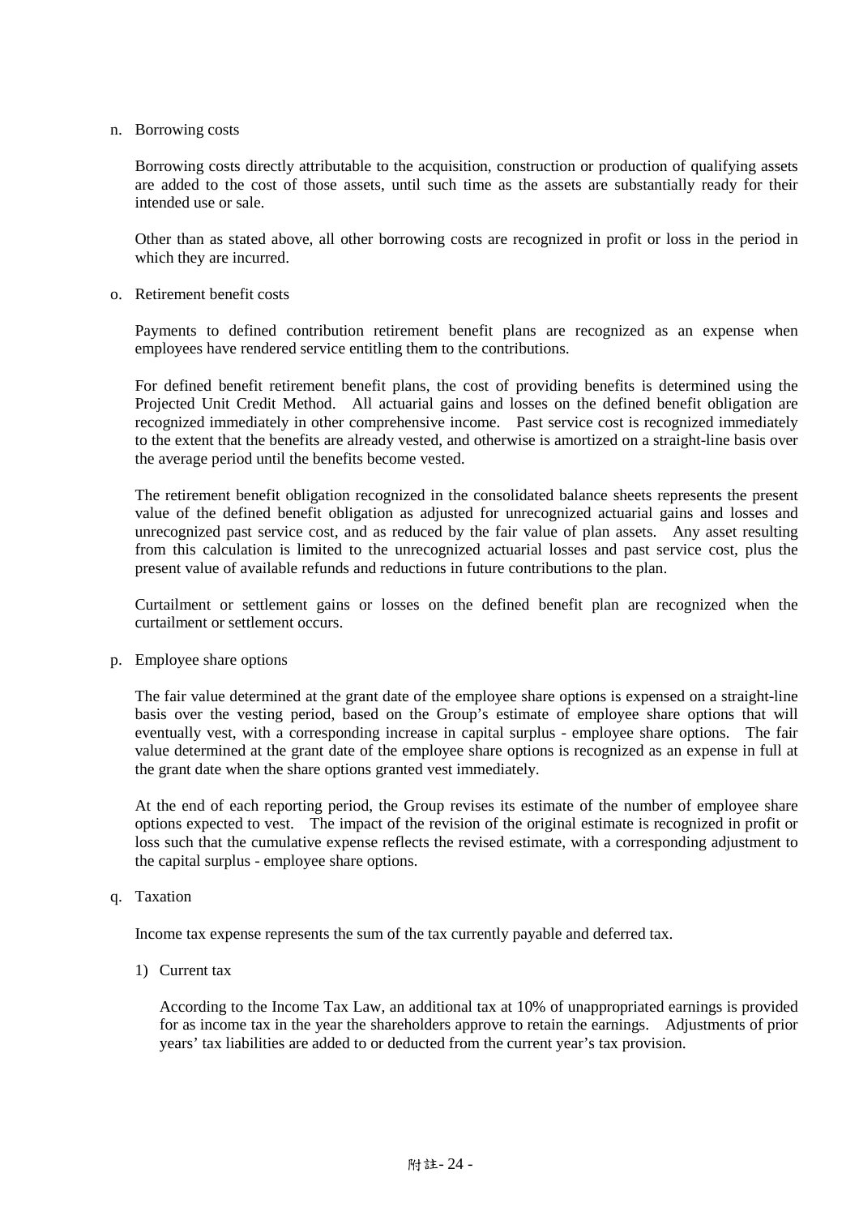n. Borrowing costs

Borrowing costs directly attributable to the acquisition, construction or production of qualifying assets are added to the cost of those assets, until such time as the assets are substantially ready for their intended use or sale.

Other than as stated above, all other borrowing costs are recognized in profit or loss in the period in which they are incurred.

o. Retirement benefit costs

Payments to defined contribution retirement benefit plans are recognized as an expense when employees have rendered service entitling them to the contributions.

For defined benefit retirement benefit plans, the cost of providing benefits is determined using the Projected Unit Credit Method. All actuarial gains and losses on the defined benefit obligation are recognized immediately in other comprehensive income. Past service cost is recognized immediately to the extent that the benefits are already vested, and otherwise is amortized on a straight-line basis over the average period until the benefits become vested.

The retirement benefit obligation recognized in the consolidated balance sheets represents the present value of the defined benefit obligation as adjusted for unrecognized actuarial gains and losses and unrecognized past service cost, and as reduced by the fair value of plan assets. Any asset resulting from this calculation is limited to the unrecognized actuarial losses and past service cost, plus the present value of available refunds and reductions in future contributions to the plan.

Curtailment or settlement gains or losses on the defined benefit plan are recognized when the curtailment or settlement occurs.

p. Employee share options

The fair value determined at the grant date of the employee share options is expensed on a straight-line basis over the vesting period, based on the Group's estimate of employee share options that will eventually vest, with a corresponding increase in capital surplus - employee share options. The fair value determined at the grant date of the employee share options is recognized as an expense in full at the grant date when the share options granted vest immediately.

At the end of each reporting period, the Group revises its estimate of the number of employee share options expected to vest. The impact of the revision of the original estimate is recognized in profit or loss such that the cumulative expense reflects the revised estimate, with a corresponding adjustment to the capital surplus - employee share options.

q. Taxation

Income tax expense represents the sum of the tax currently payable and deferred tax.

1) Current tax

According to the Income Tax Law, an additional tax at 10% of unappropriated earnings is provided for as income tax in the year the shareholders approve to retain the earnings. Adjustments of prior years' tax liabilities are added to or deducted from the current year's tax provision.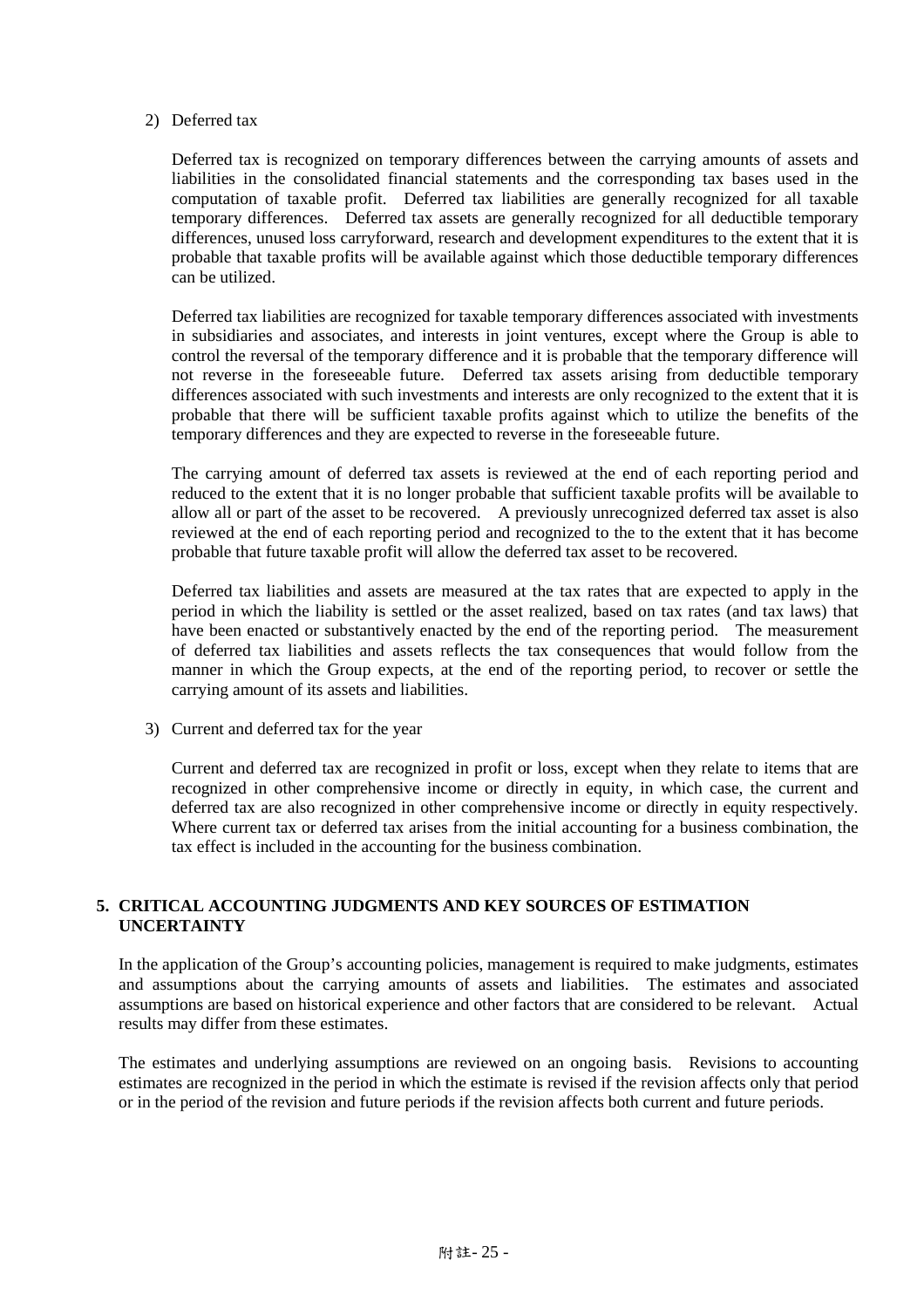2) Deferred tax

Deferred tax is recognized on temporary differences between the carrying amounts of assets and liabilities in the consolidated financial statements and the corresponding tax bases used in the computation of taxable profit. Deferred tax liabilities are generally recognized for all taxable temporary differences. Deferred tax assets are generally recognized for all deductible temporary differences, unused loss carryforward, research and development expenditures to the extent that it is probable that taxable profits will be available against which those deductible temporary differences can be utilized.

Deferred tax liabilities are recognized for taxable temporary differences associated with investments in subsidiaries and associates, and interests in joint ventures, except where the Group is able to control the reversal of the temporary difference and it is probable that the temporary difference will not reverse in the foreseeable future. Deferred tax assets arising from deductible temporary differences associated with such investments and interests are only recognized to the extent that it is probable that there will be sufficient taxable profits against which to utilize the benefits of the temporary differences and they are expected to reverse in the foreseeable future.

The carrying amount of deferred tax assets is reviewed at the end of each reporting period and reduced to the extent that it is no longer probable that sufficient taxable profits will be available to allow all or part of the asset to be recovered. A previously unrecognized deferred tax asset is also reviewed at the end of each reporting period and recognized to the to the extent that it has become probable that future taxable profit will allow the deferred tax asset to be recovered.

Deferred tax liabilities and assets are measured at the tax rates that are expected to apply in the period in which the liability is settled or the asset realized, based on tax rates (and tax laws) that have been enacted or substantively enacted by the end of the reporting period. The measurement of deferred tax liabilities and assets reflects the tax consequences that would follow from the manner in which the Group expects, at the end of the reporting period, to recover or settle the carrying amount of its assets and liabilities.

3) Current and deferred tax for the year

Current and deferred tax are recognized in profit or loss, except when they relate to items that are recognized in other comprehensive income or directly in equity, in which case, the current and deferred tax are also recognized in other comprehensive income or directly in equity respectively. Where current tax or deferred tax arises from the initial accounting for a business combination, the tax effect is included in the accounting for the business combination.

## 5. CRITICAL ACCOUNTING JUDGMENTS AND KEY SOURCES OF ESTIMATION UNCERTAINTY

In the application of the Group's accounting policies, management is required to make judgments, estimates and assumptions about the carrying amounts of assets and liabilities. The estimates and associated assumptions are based on historical experience and other factors that are considered to be relevant. Actual results may differ from these estimates.

The estimates and underlying assumptions are reviewed on an ongoing basis. Revisions to accounting estimates are recognized in the period in which the estimate is revised if the revision affects only that period or in the period of the revision and future periods if the revision affects both current and future periods.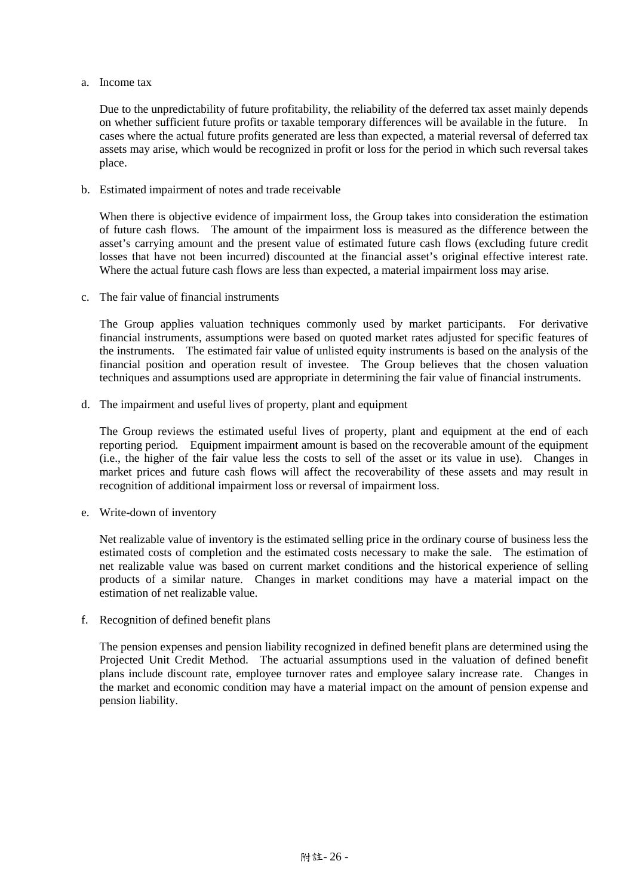a. Income tax

   Due to the unpredictability of future profitability, the reliability of the deferred tax asset mainly depends on whether sufficient future profits or taxable temporary differences will be available in the future. In cases where the actual future profits generated are less than expected, a material reversal of deferred tax assets may arise, which would be recognized in profit or loss for the period in which such reversal takes place.

b. Estimated impairment of notes and trade receivable

   When there is objective evidence of impairment loss, the Group takes into consideration the estimation of future cash flows. The amount of the impairment loss is measured as the difference between the asset's carrying amount and the present value of estimated future cash flows (excluding future credit losses that have not been incurred) discounted at the financial asset's original effective interest rate. Where the actual future cash flows are less than expected, a material impairment loss may arise.

c. The fair value of financial instruments

   The Group applies valuation techniques commonly used by market participants. For derivative financial instruments, assumptions were based on quoted market rates adjusted for specific features of the instruments. The estimated fair value of unlisted equity instruments is based on the analysis of the financial position and operation result of investee. The Group believes that the chosen valuation techniques and assumptions used are appropriate in determining the fair value of financial instruments.

d. The impairment and useful lives of property, plant and equipment

   The Group reviews the estimated useful lives of property, plant and equipment at the end of each reporting period. Equipment impairment amount is based on the recoverable amount of the equipment (i.e., the higher of the fair value less the costs to sell of the asset or its value in use). Changes in market prices and future cash flows will affect the recoverability of these assets and may result in recognition of additional impairment loss or reversal of impairment loss.

e. Write-down of inventory

   Net realizable value of inventory is the estimated selling price in the ordinary course of business less the estimated costs of completion and the estimated costs necessary to make the sale. The estimation of net realizable value was based on current market conditions and the historical experience of selling products of a similar nature. Changes in market conditions may have a material impact on the estimation of net realizable value.

f. Recognition of defined benefit plans

   The pension expenses and pension liability recognized in defined benefit plans are determined using the Projected Unit Credit Method. The actuarial assumptions used in the valuation of defined benefit plans include discount rate, employee turnover rates and employee salary increase rate. Changes in the market and economic condition may have a material impact on the amount of pension expense and pension liability.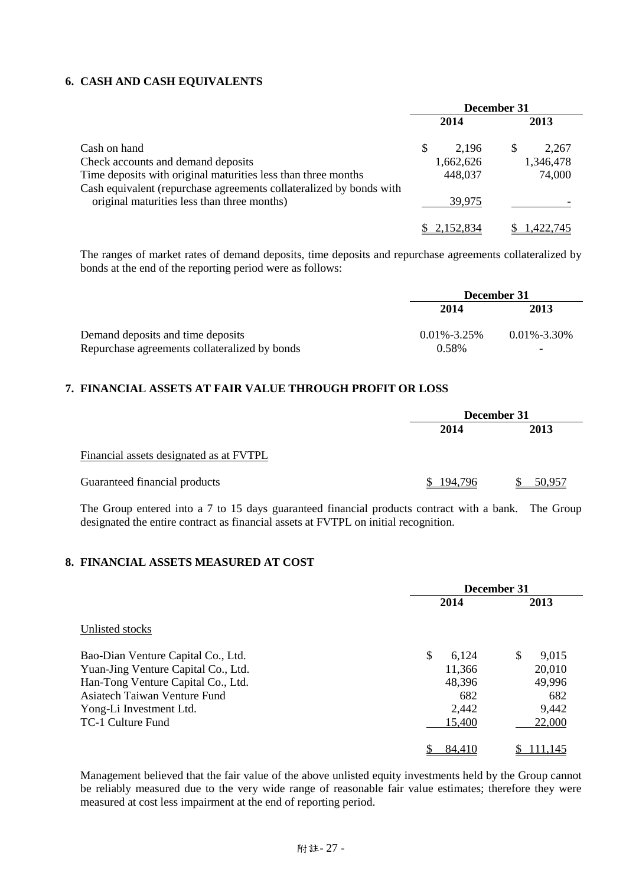## 6. CASH AND CASH EQUIVALENTS

| | December 31 | |
|---|---|---|
| | 2014 | 2013 |
| Cash on hand | $ 2,196 | $ 2,267 |
| Check accounts and demand deposits | 1,662,626 | 1,346,478 |
| Time deposits with original maturities less than three months | 448,037 | 74,000 |
| Cash equivalent (repurchase agreements collateralized by bonds with original maturities less than three months) | 39,975 | - |
| | $ 2,152,834 | $ 1,422,745 |

The ranges of market rates of demand deposits, time deposits and repurchase agreements collateralized by bonds at the end of the reporting period were as follows:

| | December 31 | |
|---|---|---|
| | 2014 | 2013 |
| Demand deposits and time deposits | 0.01%-3.25% | 0.01%-3.30% |
| Repurchase agreements collateralized by bonds | 0.58% | - |

## 7. FINANCIAL ASSETS AT FAIR VALUE THROUGH PROFIT OR LOSS

| | December 31 | |
|---|---|---|
| | 2014 | 2013 |
| Financial assets designated as at FVTPL | | |
| Guaranteed financial products | $ 194,796 | $ 50,957 |

The Group entered into a 7 to 15 days guaranteed financial products contract with a bank. The Group designated the entire contract as financial assets at FVTPL on initial recognition.

## 8. FINANCIAL ASSETS MEASURED AT COST

| | December 31 | |
|---|---|---|
| | 2014 | 2013 |
| Unlisted stocks | | |
| Bao-Dian Venture Capital Co., Ltd. | $ 6,124 | $ 9,015 |
| Yuan-Jing Venture Capital Co., Ltd. | 11,366 | 20,010 |
| Han-Tong Venture Capital Co., Ltd. | 48,396 | 49,996 |
| Asiatech Taiwan Venture Fund | 682 | 682 |
| Yong-Li Investment Ltd. | 2,442 | 9,442 |
| TC-1 Culture Fund | 15,400 | 22,000 |
| | $ 84,410 | $ 111,145 |

Management believed that the fair value of the above unlisted equity investments held by the Group cannot be reliably measured due to the very wide range of reasonable fair value estimates; therefore they were measured at cost less impairment at the end of reporting period.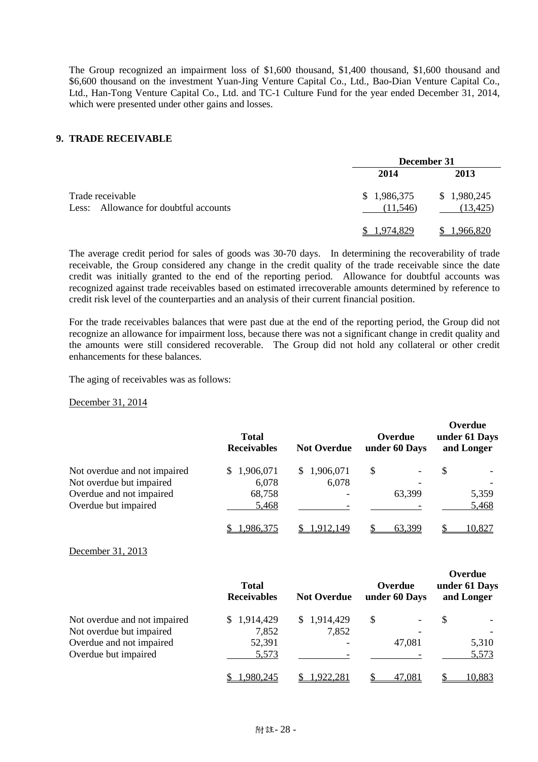The Group recognized an impairment loss of $1,600 thousand, $1,400 thousand, $1,600 thousand and $6,600 thousand on the investment Yuan-Jing Venture Capital Co., Ltd., Bao-Dian Venture Capital Co., Ltd., Han-Tong Venture Capital Co., Ltd. and TC-1 Culture Fund for the year ended December 31, 2014, which were presented under other gains and losses.

## 9. TRADE RECEIVABLE

| | December 31 | |
|---|---|---|
| | 2014 | 2013 |
| Trade receivable | $ 1,986,375 | $ 1,980,245 |
| Less: Allowance for doubtful accounts | (11,546) | (13,425) |
| | $ 1,974,829 | $ 1,966,820 |

The average credit period for sales of goods was 30-70 days. In determining the recoverability of trade receivable, the Group considered any change in the credit quality of the trade receivable since the date credit was initially granted to the end of the reporting period. Allowance for doubtful accounts was recognized against trade receivables based on estimated irrecoverable amounts determined by reference to credit risk level of the counterparties and an analysis of their current financial position.

For the trade receivables balances that were past due at the end of the reporting period, the Group did not recognize an allowance for impairment loss, because there was not a significant change in credit quality and the amounts were still considered recoverable. The Group did not hold any collateral or other credit enhancements for these balances.

The aging of receivables was as follows:

December 31, 2014

| | Total Receivables | Not Overdue | Overdue under 60 Days | Overdue under 61 Days and Longer |
|---|---|---|---|---|
| Not overdue and not impaired | $ 1,906,071 | $ 1,906,071 | $ - | $ - |
| Not overdue but impaired | 6,078 | 6,078 | - | - |
| Overdue and not impaired | 68,758 | - | 63,399 | 5,359 |
| Overdue but impaired | 5,468 | - | - | 5,468 |
| | $ 1,986,375 | $ 1,912,149 | $ 63,399 | $ 10,827 |

December 31, 2013

| | Total Receivables | Not Overdue | Overdue under 60 Days | Overdue under 61 Days and Longer |
|---|---|---|---|---|
| Not overdue and not impaired | $ 1,914,429 | $ 1,914,429 | $ - | $ - |
| Not overdue but impaired | 7,852 | 7,852 | - | - |
| Overdue and not impaired | 52,391 | - | 47,081 | 5,310 |
| Overdue but impaired | 5,573 | - | - | 5,573 |
| | $ 1,980,245 | $ 1,922,281 | $ 47,081 | $ 10,883 |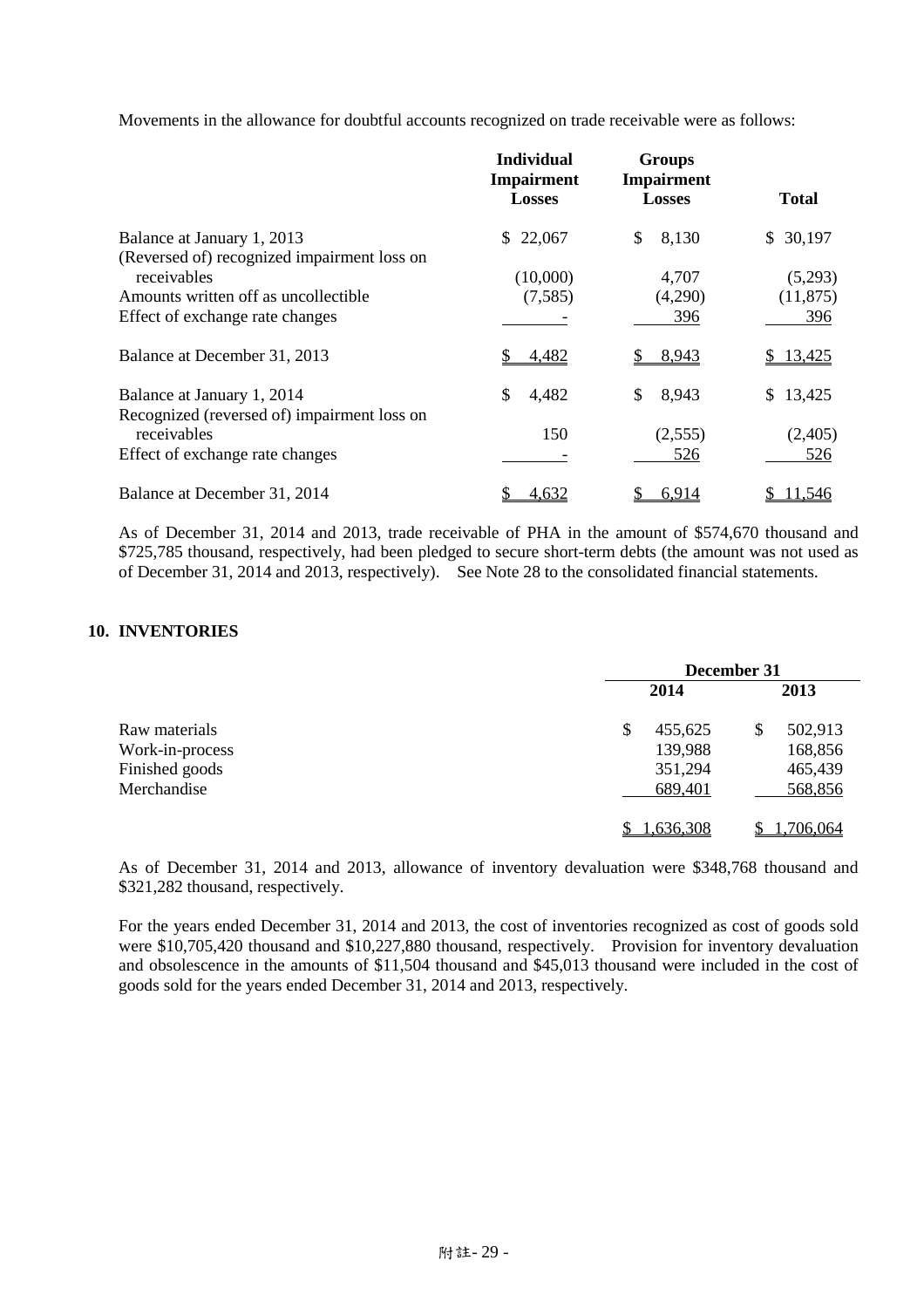Movements in the allowance for doubtful accounts recognized on trade receivable were as follows:

| | Individual Impairment Losses | Groups Impairment Losses | Total |
|---|---|---|---|
| Balance at January 1, 2013 | $ 22,067 | $ 8,130 | $ 30,197 |
| (Reversed of) recognized impairment loss on receivables | (10,000) | 4,707 | (5,293) |
| Amounts written off as uncollectible | (7,585) | (4,290) | (11,875) |
| Effect of exchange rate changes | - | 396 | 396 |
| Balance at December 31, 2013 | $ 4,482 | $ 8,943 | $ 13,425 |
| Balance at January 1, 2014 | $ 4,482 | $ 8,943 | $ 13,425 |
| Recognized (reversed of) impairment loss on receivables | 150 | (2,555) | (2,405) |
| Effect of exchange rate changes | - | 526 | 526 |
| Balance at December 31, 2014 | $ 4,632 | $ 6,914 | $ 11,546 |

As of December 31, 2014 and 2013, trade receivable of PHA in the amount of $574,670 thousand and $725,785 thousand, respectively, had been pledged to secure short-term debts (the amount was not used as of December 31, 2014 and 2013, respectively). See Note 28 to the consolidated financial statements.

## 10. INVENTORIES

| | December 31 | |
|---|---|---|
| | 2014 | 2013 |
| Raw materials | $ 455,625 | $ 502,913 |
| Work-in-process | 139,988 | 168,856 |
| Finished goods | 351,294 | 465,439 |
| Merchandise | 689,401 | 568,856 |
| | $ 1,636,308 | $ 1,706,064 |

As of December 31, 2014 and 2013, allowance of inventory devaluation were $348,768 thousand and $321,282 thousand, respectively.

For the years ended December 31, 2014 and 2013, the cost of inventories recognized as cost of goods sold were $10,705,420 thousand and $10,227,880 thousand, respectively. Provision for inventory devaluation and obsolescence in the amounts of $11,504 thousand and $45,013 thousand were included in the cost of goods sold for the years ended December 31, 2014 and 2013, respectively.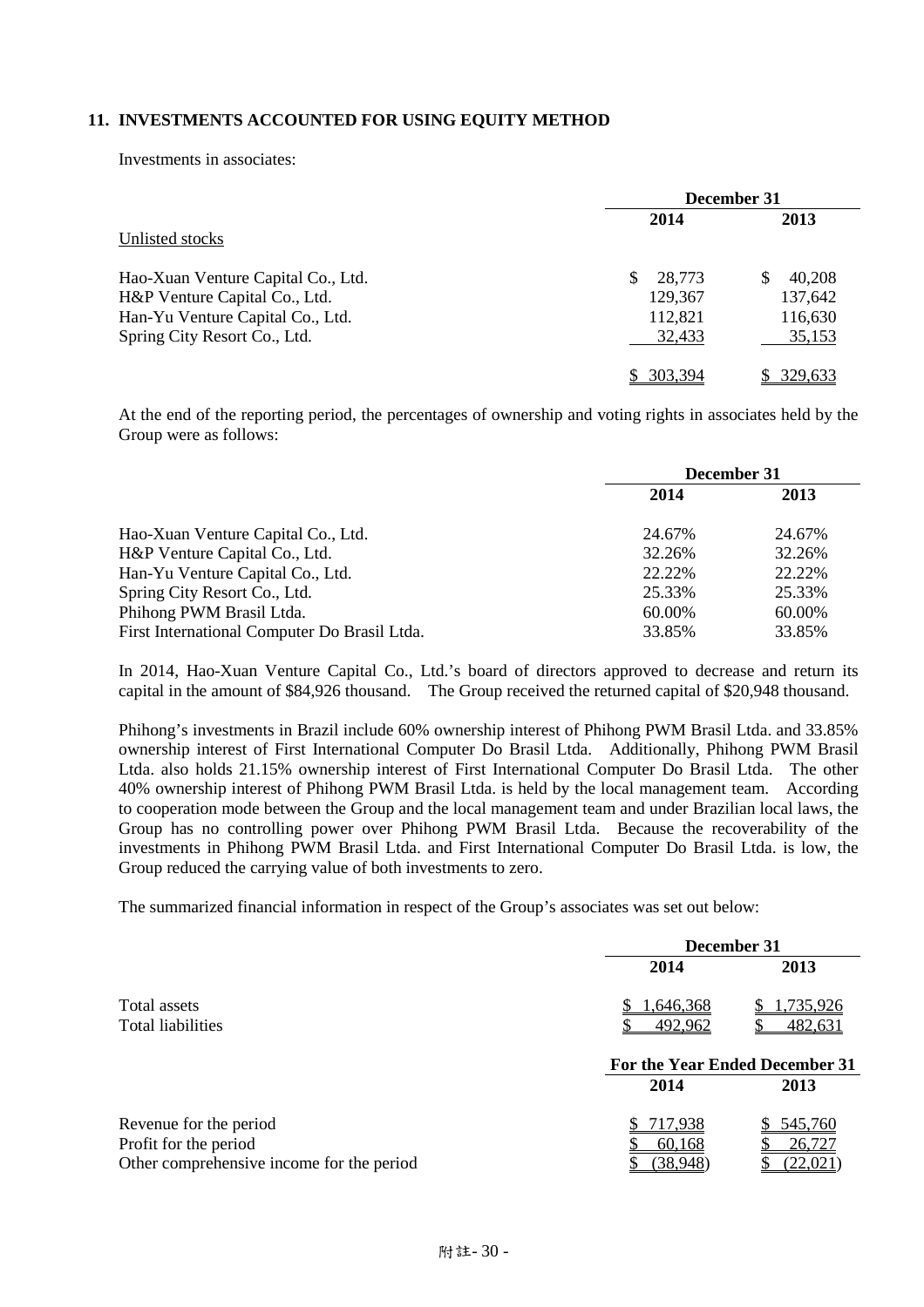## 11. INVESTMENTS ACCOUNTED FOR USING EQUITY METHOD

Investments in associates:

| | December 31 | |
|---|---|---|
| | 2014 | 2013 |
| Unlisted stocks | | |
| Hao-Xuan Venture Capital Co., Ltd. | $ 28,773 | $ 40,208 |
| H&P Venture Capital Co., Ltd. | 129,367 | 137,642 |
| Han-Yu Venture Capital Co., Ltd. | 112,821 | 116,630 |
| Spring City Resort Co., Ltd. | 32,433 | 35,153 |
| | $ 303,394 | $ 329,633 |

At the end of the reporting period, the percentages of ownership and voting rights in associates held by the Group were as follows:

| | December 31 | |
|---|---|---|
| | 2014 | 2013 |
| Hao-Xuan Venture Capital Co., Ltd. | 24.67% | 24.67% |
| H&P Venture Capital Co., Ltd. | 32.26% | 32.26% |
| Han-Yu Venture Capital Co., Ltd. | 22.22% | 22.22% |
| Spring City Resort Co., Ltd. | 25.33% | 25.33% |
| Phihong PWM Brasil Ltda. | 60.00% | 60.00% |
| First International Computer Do Brasil Ltda. | 33.85% | 33.85% |

In 2014, Hao-Xuan Venture Capital Co., Ltd.'s board of directors approved to decrease and return its capital in the amount of $84,926 thousand. The Group received the returned capital of $20,948 thousand.

Phihong's investments in Brazil include 60% ownership interest of Phihong PWM Brasil Ltda. and 33.85% ownership interest of First International Computer Do Brasil Ltda. Additionally, Phihong PWM Brasil Ltda. also holds 21.15% ownership interest of First International Computer Do Brasil Ltda. The other 40% ownership interest of Phihong PWM Brasil Ltda. is held by the local management team. According to cooperation mode between the Group and the local management team and under Brazilian local laws, the Group has no controlling power over Phihong PWM Brasil Ltda. Because the recoverability of the investments in Phihong PWM Brasil Ltda. and First International Computer Do Brasil Ltda. is low, the Group reduced the carrying value of both investments to zero.

The summarized financial information in respect of the Group's associates was set out below:

| | December 31 | |
|---|---|---|
| | 2014 | 2013 |
| Total assets | $ 1,646,368 | $ 1,735,926 |
| Total liabilities | $ 492,962 | $ 482,631 |

| | For the Year Ended December 31 | |
|---|---|---|
| | 2014 | 2013 |
| Revenue for the period | $ 717,938 | $ 545,760 |
| Profit for the period | $ 60,168 | $ 26,727 |
| Other comprehensive income for the period | $ (38,948) | $ (22,021) |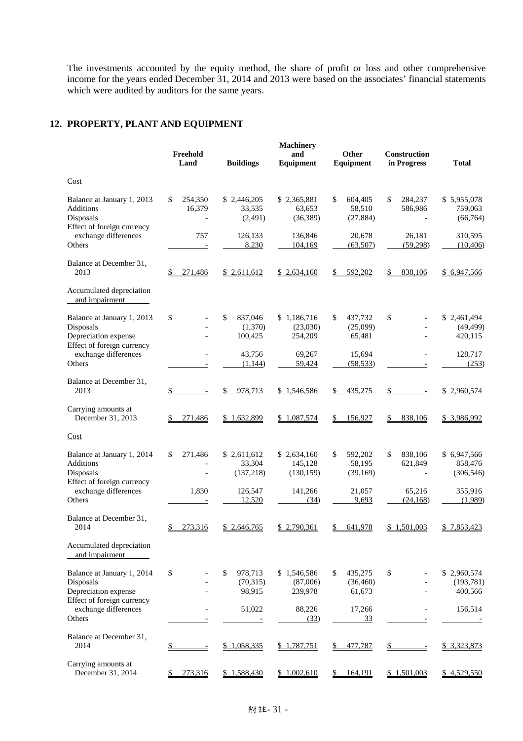The investments accounted by the equity method, the share of profit or loss and other comprehensive income for the years ended December 31, 2014 and 2013 were based on the associates' financial statements which were audited by auditors for the same years.

## 12. PROPERTY, PLANT AND EQUIPMENT

| | Freehold Land | Buildings | Machinery and Equipment | Other Equipment | Construction in Progress | Total |
|---|---|---|---|---|---|---|
| Cost | | | | | | |
| Balance at January 1, 2013 | $ 254,350 | $ 2,446,205 | $ 2,365,881 | $ 604,405 | $ 284,237 | $ 5,955,078 |
| Additions | 16,379 | 33,535 | 63,653 | 58,510 | 586,986 | 759,063 |
| Disposals | - | (2,491) | (36,389) | (27,884) | - | (66,764) |
| Effect of foreign currency exchange differences | 757 | 126,133 | 136,846 | 20,678 | 26,181 | 310,595 |
| Others | - | 8,230 | 104,169 | (63,507) | (59,298) | (10,406) |
| Balance at December 31, 2013 | $ 271,486 | $ 2,611,612 | $ 2,634,160 | $ 592,202 | $ 838,106 | $ 6,947,566 |
| Accumulated depreciation and impairment | | | | | | |
| Balance at January 1, 2013 | $ - | $ 837,046 | $ 1,186,716 | $ 437,732 | $ - | $ 2,461,494 |
| Disposals | - | (1,370) | (23,030) | (25,099) | - | (49,499) |
| Depreciation expense | - | 100,425 | 254,209 | 65,481 | - | 420,115 |
| Effect of foreign currency exchange differences | - | 43,756 | 69,267 | 15,694 | - | 128,717 |
| Others | - | (1,144) | 59,424 | (58,533) | - | (253) |
| Balance at December 31, 2013 | $ - | $ 978,713 | $ 1,546,586 | $ 435,275 | $ - | $ 2,960,574 |
| Carrying amounts at December 31, 2013 | $ 271,486 | $ 1,632,899 | $ 1,087,574 | $ 156,927 | $ 838,106 | $ 3,986,992 |
| Cost | | | | | | |
| Balance at January 1, 2014 | $ 271,486 | $ 2,611,612 | $ 2,634,160 | $ 592,202 | $ 838,106 | $ 6,947,566 |
| Additions | - | 33,304 | 145,128 | 58,195 | 621,849 | 858,476 |
| Disposals | - | (137,218) | (130,159) | (39,169) | - | (306,546) |
| Effect of foreign currency exchange differences | 1,830 | 126,547 | 141,266 | 21,057 | 65,216 | 355,916 |
| Others | - | 12,520 | (34) | 9,693 | (24,168) | (1,989) |
| Balance at December 31, 2014 | $ 273,316 | $ 2,646,765 | $ 2,790,361 | $ 641,978 | $ 1,501,003 | $ 7,853,423 |
| Accumulated depreciation and impairment | | | | | | |
| Balance at January 1, 2014 | $ - | $ 978,713 | $ 1,546,586 | $ 435,275 | $ - | $ 2,960,574 |
| Disposals | - | (70,315) | (87,006) | (36,460) | - | (193,781) |
| Depreciation expense | - | 98,915 | 239,978 | 61,673 | - | 400,566 |
| Effect of foreign currency exchange differences | - | 51,022 | 88,226 | 17,266 | - | 156,514 |
| Others | - | - | (33) | 33 | - | - |
| Balance at December 31, 2014 | $ - | $ 1,058,335 | $ 1,787,751 | $ 477,787 | $ - | $ 3,323,873 |
| Carrying amounts at December 31, 2014 | $ 273,316 | $ 1,588,430 | $ 1,002,610 | $ 164,191 | $ 1,501,003 | $ 4,529,550 |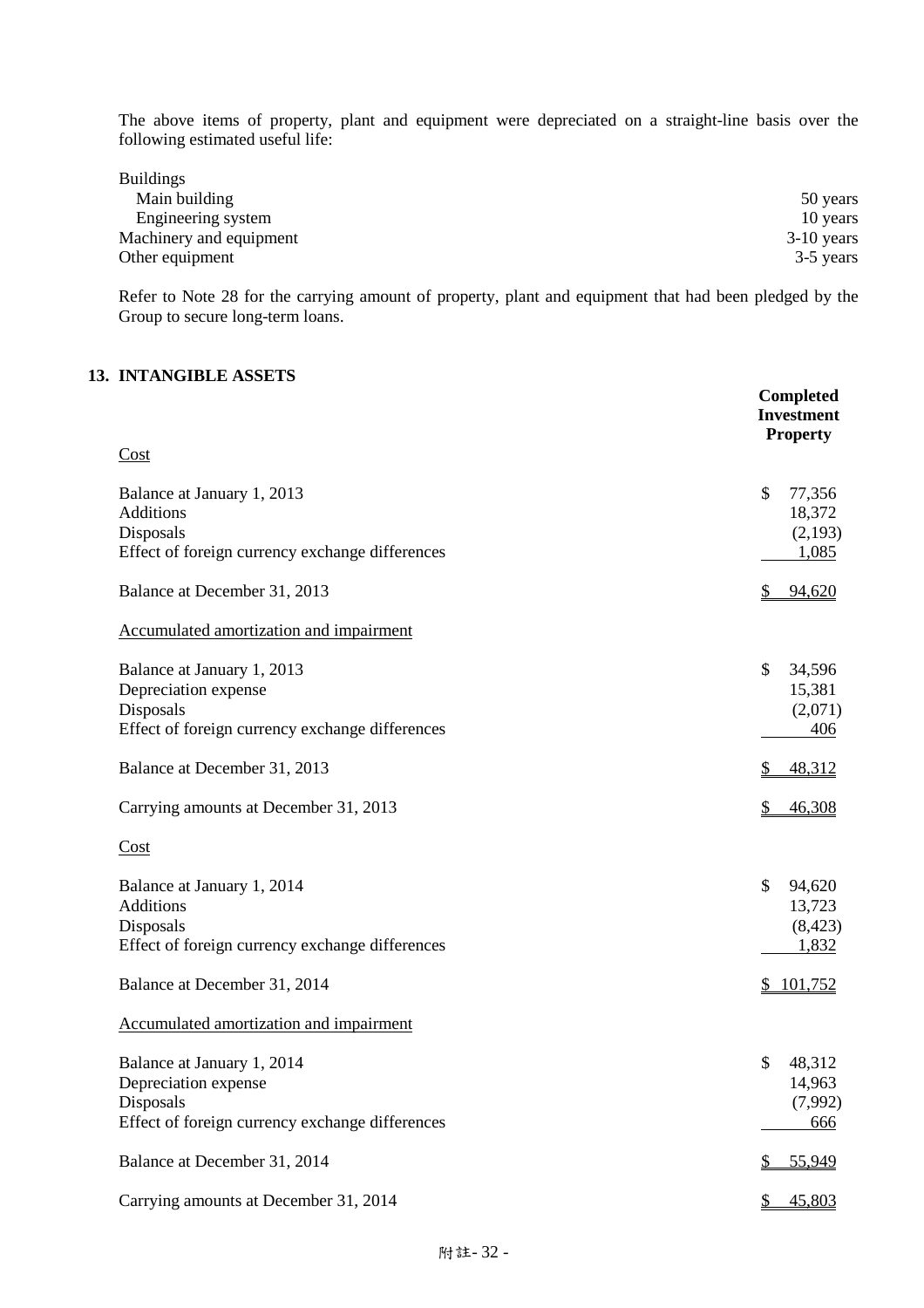The above items of property, plant and equipment were depreciated on a straight-line basis over the following estimated useful life:

| | |
|---|---|
| Buildings | |
| Main building | 50 years |
| Engineering system | 10 years |
| Machinery and equipment | 3-10 years |
| Other equipment | 3-5 years |

Refer to Note 28 for the carrying amount of property, plant and equipment that had been pledged by the Group to secure long-term loans.

## 13. INTANGIBLE ASSETS

| | **Completed Investment Property** |
|---|---|
| Cost | |
| Balance at January 1, 2013 | $ 77,356 |
| Additions | 18,372 |
| Disposals | (2,193) |
| Effect of foreign currency exchange differences | 1,085 |
| Balance at December 31, 2013 | $ 94,620 |
| Accumulated amortization and impairment | |
| Balance at January 1, 2013 | $ 34,596 |
| Depreciation expense | 15,381 |
| Disposals | (2,071) |
| Effect of foreign currency exchange differences | 406 |
| Balance at December 31, 2013 | $ 48,312 |
| Carrying amounts at December 31, 2013 | $ 46,308 |
| Cost | |
| Balance at January 1, 2014 | $ 94,620 |
| Additions | 13,723 |
| Disposals | (8,423) |
| Effect of foreign currency exchange differences | 1,832 |
| Balance at December 31, 2014 | $ 101,752 |
| Accumulated amortization and impairment | |
| Balance at January 1, 2014 | $ 48,312 |
| Depreciation expense | 14,963 |
| Disposals | (7,992) |
| Effect of foreign currency exchange differences | 666 |
| Balance at December 31, 2014 | $ 55,949 |
| Carrying amounts at December 31, 2014 | $ 45,803 |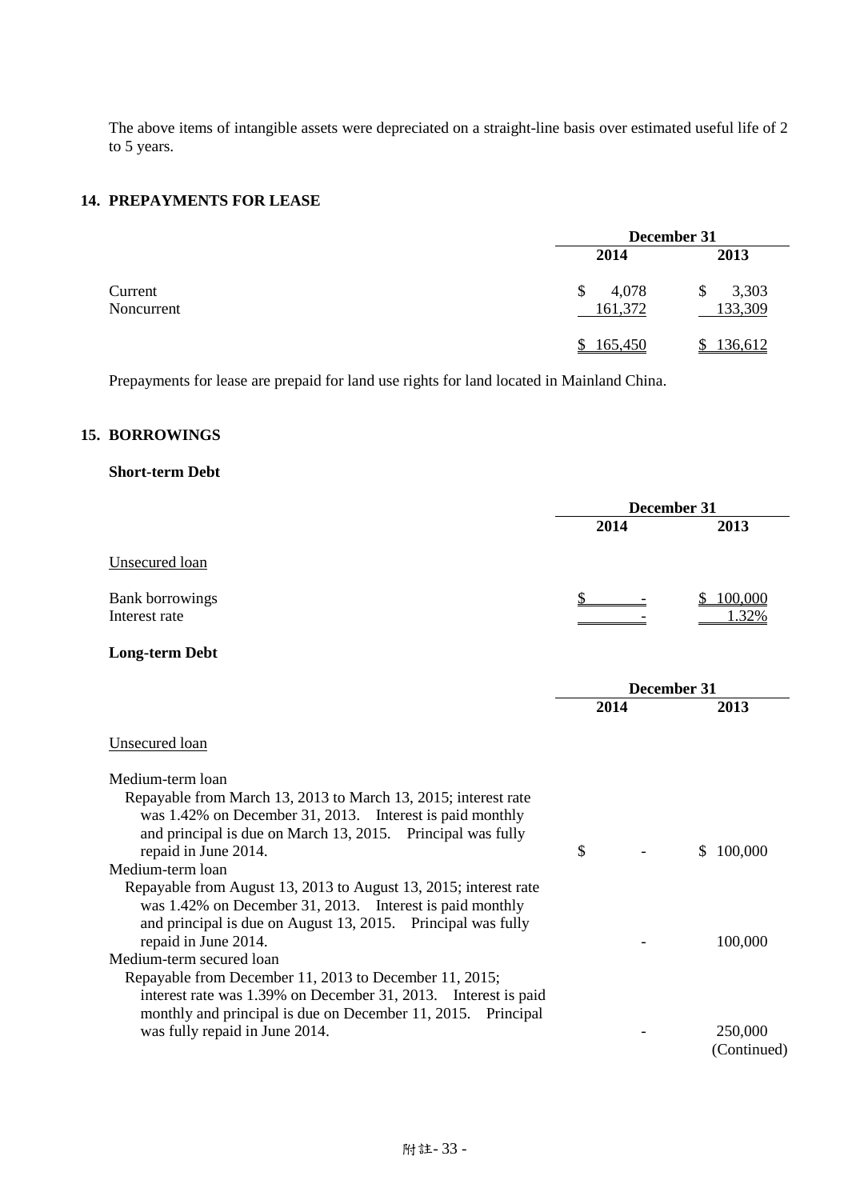The above items of intangible assets were depreciated on a straight-line basis over estimated useful life of 2 to 5 years.

## 14. PREPAYMENTS FOR LEASE

| | December 31 | |
|---|---|---|
| | 2014 | 2013 |
| Current | $ 4,078 | $ 3,303 |
| Noncurrent | 161,372 | 133,309 |
| | $ 165,450 | $ 136,612 |

Prepayments for lease are prepaid for land use rights for land located in Mainland China.

## 15. BORROWINGS

**Short-term Debt**

| | December 31 | |
|---|---|---|
| | 2014 | 2013 |
| Unsecured loan | | |
| Bank borrowings | $ - | $ 100,000 |
| Interest rate | - | 1.32% |

**Long-term Debt**

| | December 31 | |
|---|---|---|
| | 2014 | 2013 |
| Unsecured loan | | |
| Medium-term loan<br>Repayable from March 13, 2013 to March 13, 2015; interest rate was 1.42% on December 31, 2013. Interest is paid monthly and principal is due on March 13, 2015. Principal was fully repaid in June 2014. | $ - | $ 100,000 |
| Medium-term loan<br>Repayable from August 13, 2013 to August 13, 2015; interest rate was 1.42% on December 31, 2013. Interest is paid monthly and principal is due on August 13, 2015. Principal was fully repaid in June 2014. | - | 100,000 |
| Medium-term secured loan<br>Repayable from December 11, 2013 to December 11, 2015; interest rate was 1.39% on December 31, 2013. Interest is paid monthly and principal is due on December 11, 2015. Principal was fully repaid in June 2014. | - | 250,000 |

(Continued)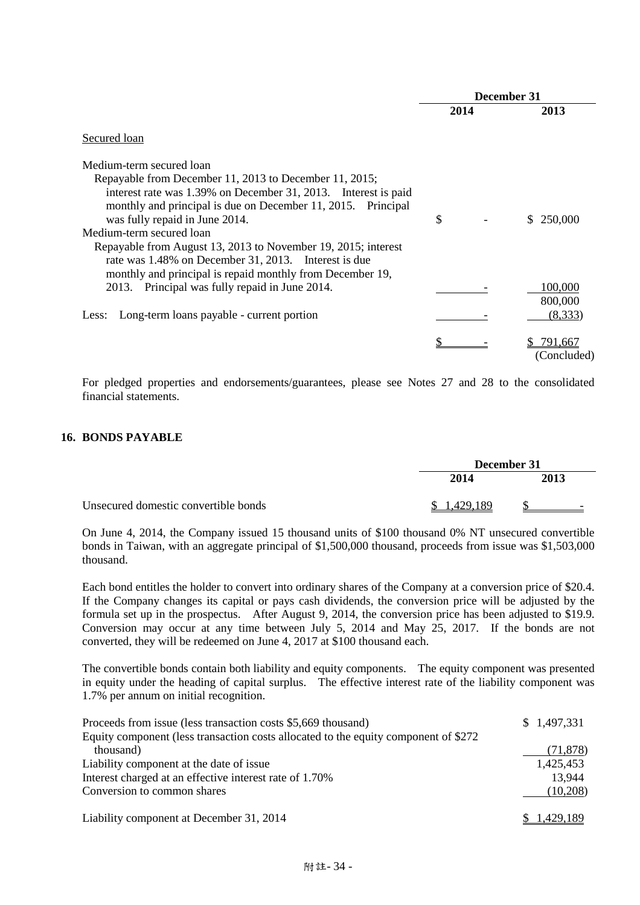| | December 31 | |
|---|---|---|
| | 2014 | 2013 |
| Secured loan | | |
| Medium-term secured loan<br>Repayable from December 11, 2013 to December 11, 2015; interest rate was 1.39% on December 31, 2013. Interest is paid monthly and principal is due on December 11, 2015. Principal was fully repaid in June 2014. | $ - | $ 250,000 |
| Medium-term secured loan<br>Repayable from August 13, 2013 to November 19, 2015; interest rate was 1.48% on December 31, 2013. Interest is due monthly and principal is repaid monthly from December 19, 2013. Principal was fully repaid in June 2014. | - | 100,000 |
| | | 800,000 |
| Less: Long-term loans payable - current portion | - | (8,333) |
| | $ - | $ 791,667 |
| | | (Concluded) |

For pledged properties and endorsements/guarantees, please see Notes 27 and 28 to the consolidated financial statements.

## 16. BONDS PAYABLE

| | December 31 | |
|---|---|---|
| | 2014 | 2013 |
| Unsecured domestic convertible bonds | $ 1,429,189 | $ - |

On June 4, 2014, the Company issued 15 thousand units of $100 thousand 0% NT unsecured convertible bonds in Taiwan, with an aggregate principal of $1,500,000 thousand, proceeds from issue was $1,503,000 thousand.

Each bond entitles the holder to convert into ordinary shares of the Company at a conversion price of $20.4. If the Company changes its capital or pays cash dividends, the conversion price will be adjusted by the formula set up in the prospectus. After August 9, 2014, the conversion price has been adjusted to $19.9. Conversion may occur at any time between July 5, 2014 and May 25, 2017. If the bonds are not converted, they will be redeemed on June 4, 2017 at $100 thousand each.

The convertible bonds contain both liability and equity components. The equity component was presented in equity under the heading of capital surplus. The effective interest rate of the liability component was 1.7% per annum on initial recognition.

| | |
|---|---|
| Proceeds from issue (less transaction costs $5,669 thousand) | $ 1,497,331 |
| Equity component (less transaction costs allocated to the equity component of $272 thousand) | (71,878) |
| Liability component at the date of issue | 1,425,453 |
| Interest charged at an effective interest rate of 1.70% | 13,944 |
| Conversion to common shares | (10,208) |
| Liability component at December 31, 2014 | $ 1,429,189 |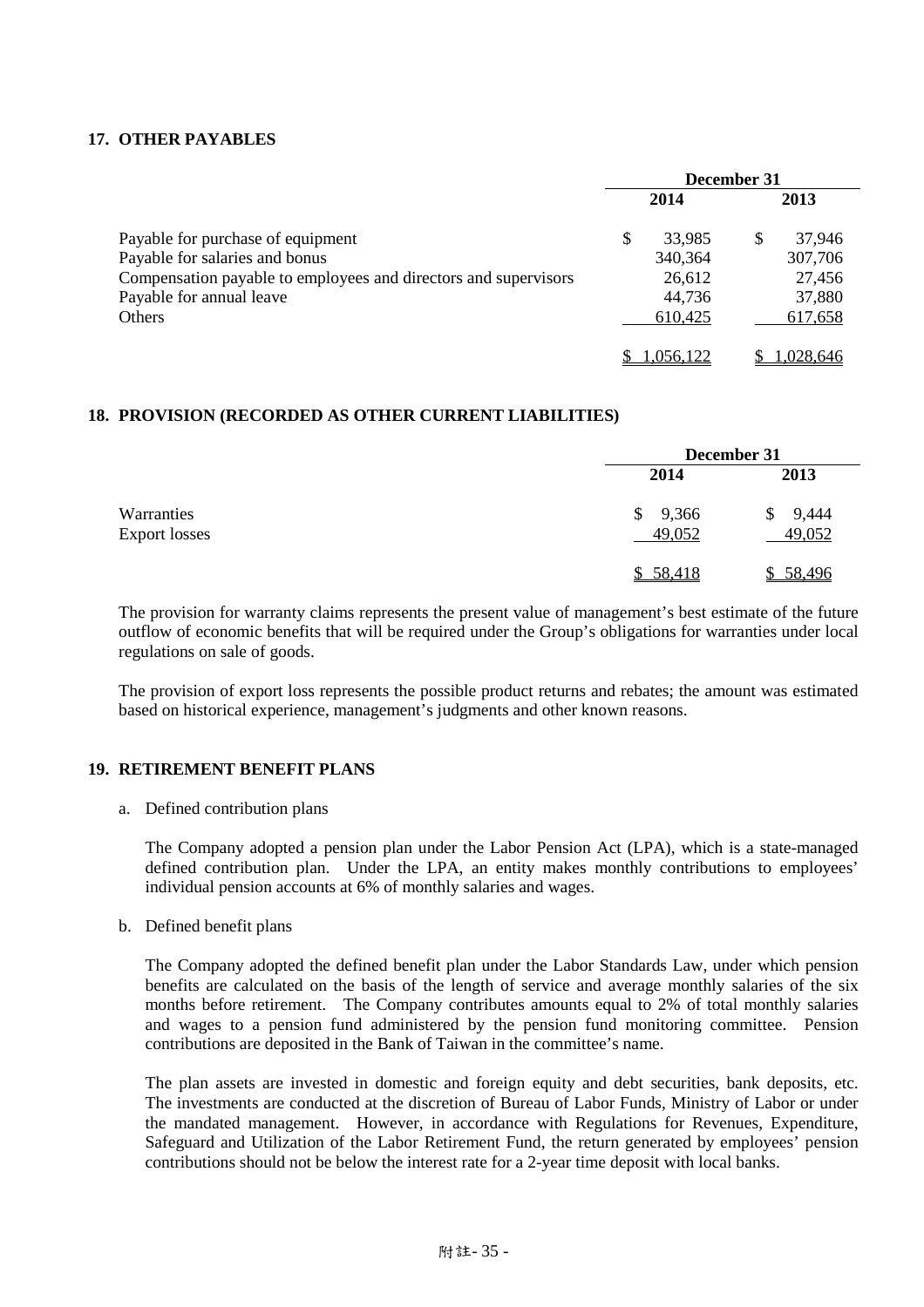## 17. OTHER PAYABLES

| | December 31 | |
|---|---|---|
| | 2014 | 2013 |
| Payable for purchase of equipment | $ 33,985 | $ 37,946 |
| Payable for salaries and bonus | 340,364 | 307,706 |
| Compensation payable to employees and directors and supervisors | 26,612 | 27,456 |
| Payable for annual leave | 44,736 | 37,880 |
| Others | 610,425 | 617,658 |
| | $ 1,056,122 | $ 1,028,646 |

## 18. PROVISION (RECORDED AS OTHER CURRENT LIABILITIES)

| | December 31 | |
|---|---|---|
| | 2014 | 2013 |
| Warranties | $ 9,366 | $ 9,444 |
| Export losses | 49,052 | 49,052 |
| | $ 58,418 | $ 58,496 |

The provision for warranty claims represents the present value of management's best estimate of the future outflow of economic benefits that will be required under the Group's obligations for warranties under local regulations on sale of goods.

The provision of export loss represents the possible product returns and rebates; the amount was estimated based on historical experience, management's judgments and other known reasons.

## 19. RETIREMENT BENEFIT PLANS

a. Defined contribution plans

The Company adopted a pension plan under the Labor Pension Act (LPA), which is a state-managed defined contribution plan. Under the LPA, an entity makes monthly contributions to employees' individual pension accounts at 6% of monthly salaries and wages.

b. Defined benefit plans

The Company adopted the defined benefit plan under the Labor Standards Law, under which pension benefits are calculated on the basis of the length of service and average monthly salaries of the six months before retirement. The Company contributes amounts equal to 2% of total monthly salaries and wages to a pension fund administered by the pension fund monitoring committee. Pension contributions are deposited in the Bank of Taiwan in the committee's name.

The plan assets are invested in domestic and foreign equity and debt securities, bank deposits, etc. The investments are conducted at the discretion of Bureau of Labor Funds, Ministry of Labor or under the mandated management. However, in accordance with Regulations for Revenues, Expenditure, Safeguard and Utilization of the Labor Retirement Fund, the return generated by employees' pension contributions should not be below the interest rate for a 2-year time deposit with local banks.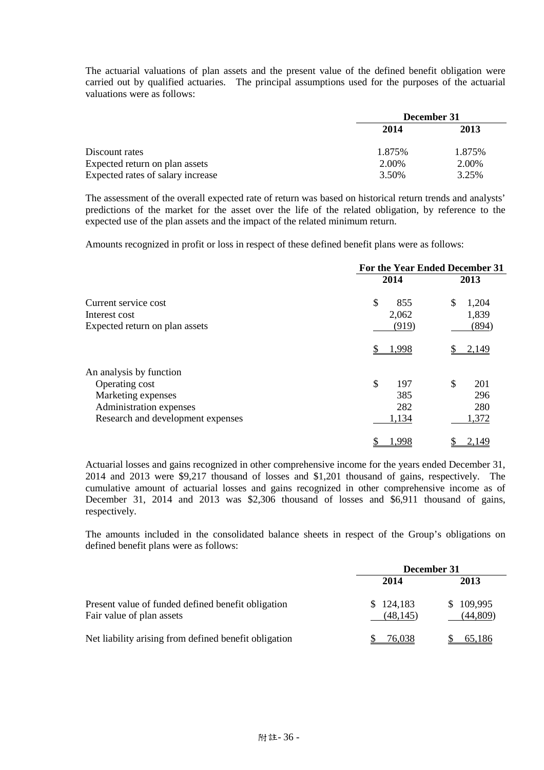The actuarial valuations of plan assets and the present value of the defined benefit obligation were carried out by qualified actuaries. The principal assumptions used for the purposes of the actuarial valuations were as follows:

| | December 31 | |
|---|---|---|
| | 2014 | 2013 |
| Discount rates | 1.875% | 1.875% |
| Expected return on plan assets | 2.00% | 2.00% |
| Expected rates of salary increase | 3.50% | 3.25% |

The assessment of the overall expected rate of return was based on historical return trends and analysts' predictions of the market for the asset over the life of the related obligation, by reference to the expected use of the plan assets and the impact of the related minimum return.

Amounts recognized in profit or loss in respect of these defined benefit plans were as follows:

| | For the Year Ended December 31 | |
|---|---|---|
| | 2014 | 2013 |
| Current service cost | $ 855 | $ 1,204 |
| Interest cost | 2,062 | 1,839 |
| Expected return on plan assets | (919) | (894) |
| | $ 1,998 | $ 2,149 |
| An analysis by function | | |
| Operating cost | $ 197 | $ 201 |
| Marketing expenses | 385 | 296 |
| Administration expenses | 282 | 280 |
| Research and development expenses | 1,134 | 1,372 |
| | $ 1,998 | $ 2,149 |

Actuarial losses and gains recognized in other comprehensive income for the years ended December 31, 2014 and 2013 were \$9,217 thousand of losses and \$1,201 thousand of gains, respectively. The cumulative amount of actuarial losses and gains recognized in other comprehensive income as of December 31, 2014 and 2013 was \$2,306 thousand of losses and \$6,911 thousand of gains, respectively.

The amounts included in the consolidated balance sheets in respect of the Group's obligations on defined benefit plans were as follows:

| | December 31 | |
|---|---|---|
| | 2014 | 2013 |
| Present value of funded defined benefit obligation | $ 124,183 | $ 109,995 |
| Fair value of plan assets | (48,145) | (44,809) |
| Net liability arising from defined benefit obligation | $ 76,038 | $ 65,186 |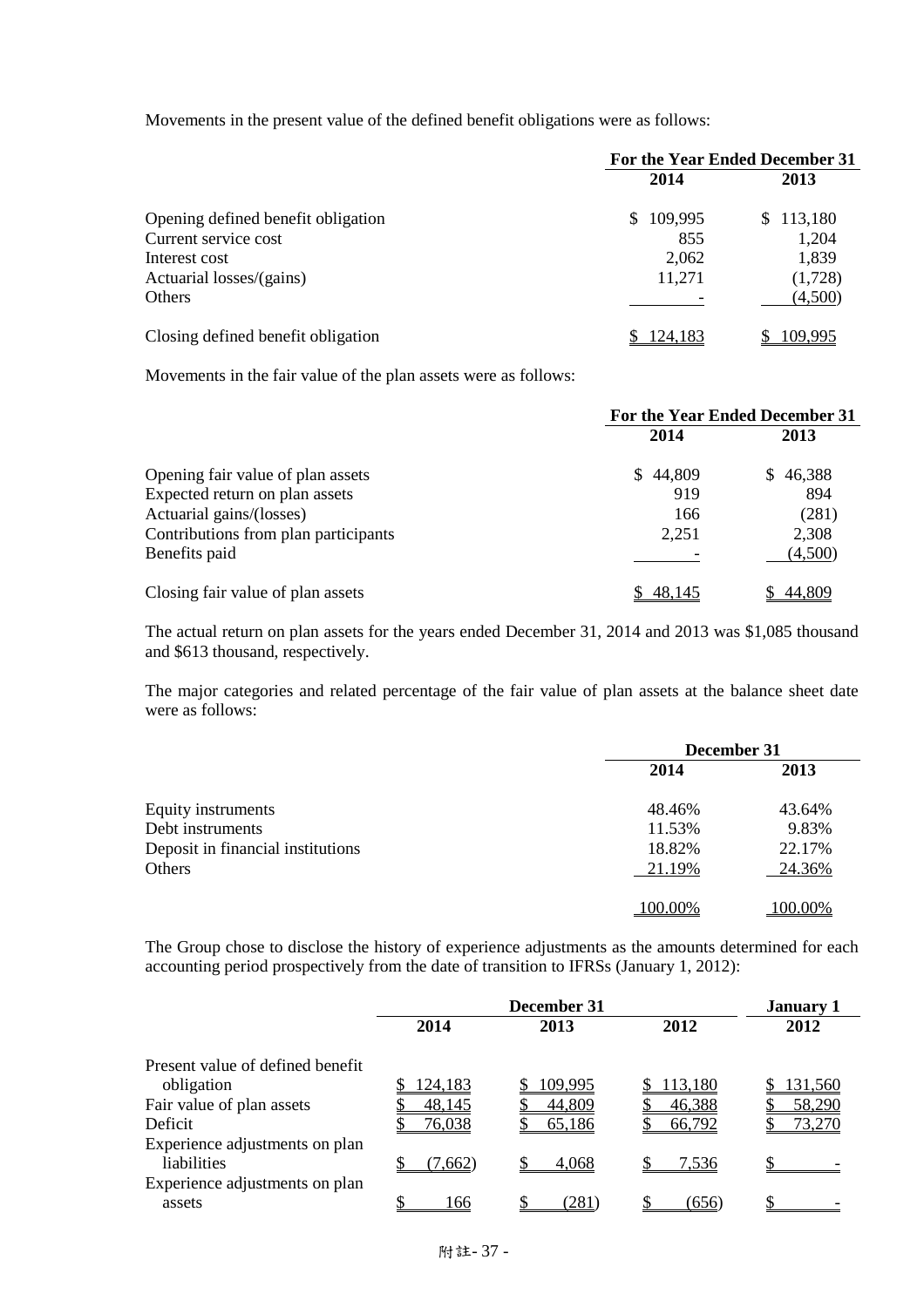Movements in the present value of the defined benefit obligations were as follows:

| | For the Year Ended December 31 | |
|---|---|---|
| | 2014 | 2013 |
| Opening defined benefit obligation | $ 109,995 | $ 113,180 |
| Current service cost | 855 | 1,204 |
| Interest cost | 2,062 | 1,839 |
| Actuarial losses/(gains) | 11,271 | (1,728) |
| Others | - | (4,500) |
| Closing defined benefit obligation | $ 124,183 | $ 109,995 |

Movements in the fair value of the plan assets were as follows:

| | For the Year Ended December 31 | |
|---|---|---|
| | 2014 | 2013 |
| Opening fair value of plan assets | $ 44,809 | $ 46,388 |
| Expected return on plan assets | 919 | 894 |
| Actuarial gains/(losses) | 166 | (281) |
| Contributions from plan participants | 2,251 | 2,308 |
| Benefits paid | - | (4,500) |
| Closing fair value of plan assets | $ 48,145 | $ 44,809 |

The actual return on plan assets for the years ended December 31, 2014 and 2013 was $1,085 thousand and $613 thousand, respectively.

The major categories and related percentage of the fair value of plan assets at the balance sheet date were as follows:

| | December 31 | |
|---|---|---|
| | 2014 | 2013 |
| Equity instruments | 48.46% | 43.64% |
| Debt instruments | 11.53% | 9.83% |
| Deposit in financial institutions | 18.82% | 22.17% |
| Others | 21.19% | 24.36% |
| | 100.00% | 100.00% |

The Group chose to disclose the history of experience adjustments as the amounts determined for each accounting period prospectively from the date of transition to IFRSs (January 1, 2012):

| | December 31 | | | January 1 |
|---|---|---|---|---|
| | 2014 | 2013 | 2012 | 2012 |
| Present value of defined benefit obligation | $ 124,183 | $ 109,995 | $ 113,180 | $ 131,560 |
| Fair value of plan assets | $ 48,145 | $ 44,809 | $ 46,388 | $ 58,290 |
| Deficit | $ 76,038 | $ 65,186 | $ 66,792 | $ 73,270 |
| Experience adjustments on plan liabilities | $ (7,662) | $ 4,068 | $ 7,536 | $ - |
| Experience adjustments on plan assets | $ 166 | $ (281) | $ (656) | $ - |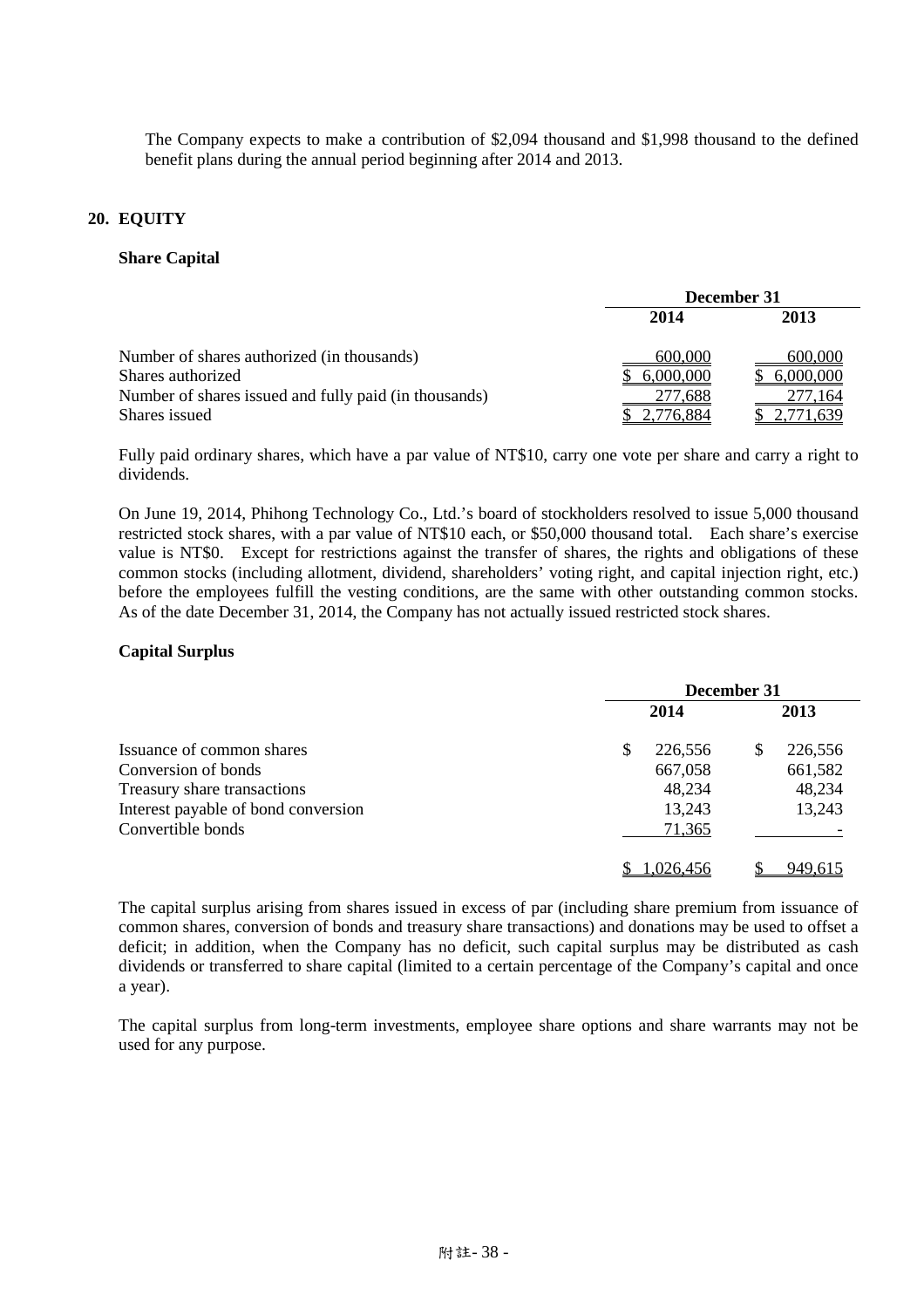The Company expects to make a contribution of $2,094 thousand and $1,998 thousand to the defined benefit plans during the annual period beginning after 2014 and 2013.

## 20. EQUITY

### Share Capital

| | December 31 | |
|---|---|---|
| | 2014 | 2013 |
| Number of shares authorized (in thousands) | 600,000 | 600,000 |
| Shares authorized | $ 6,000,000 | $ 6,000,000 |
| Number of shares issued and fully paid (in thousands) | 277,688 | 277,164 |
| Shares issued | $ 2,776,884 | $ 2,771,639 |

Fully paid ordinary shares, which have a par value of NT$10, carry one vote per share and carry a right to dividends.

On June 19, 2014, Phihong Technology Co., Ltd.'s board of stockholders resolved to issue 5,000 thousand restricted stock shares, with a par value of NT$10 each, or $50,000 thousand total. Each share's exercise value is NT$0. Except for restrictions against the transfer of shares, the rights and obligations of these common stocks (including allotment, dividend, shareholders' voting right, and capital injection right, etc.) before the employees fulfill the vesting conditions, are the same with other outstanding common stocks. As of the date December 31, 2014, the Company has not actually issued restricted stock shares.

### Capital Surplus

| | December 31 | |
|---|---|---|
| | 2014 | 2013 |
| Issuance of common shares | $ 226,556 | $ 226,556 |
| Conversion of bonds | 667,058 | 661,582 |
| Treasury share transactions | 48,234 | 48,234 |
| Interest payable of bond conversion | 13,243 | 13,243 |
| Convertible bonds | 71,365 | - |
| | $ 1,026,456 | $ 949,615 |

The capital surplus arising from shares issued in excess of par (including share premium from issuance of common shares, conversion of bonds and treasury share transactions) and donations may be used to offset a deficit; in addition, when the Company has no deficit, such capital surplus may be distributed as cash dividends or transferred to share capital (limited to a certain percentage of the Company's capital and once a year).

The capital surplus from long-term investments, employee share options and share warrants may not be used for any purpose.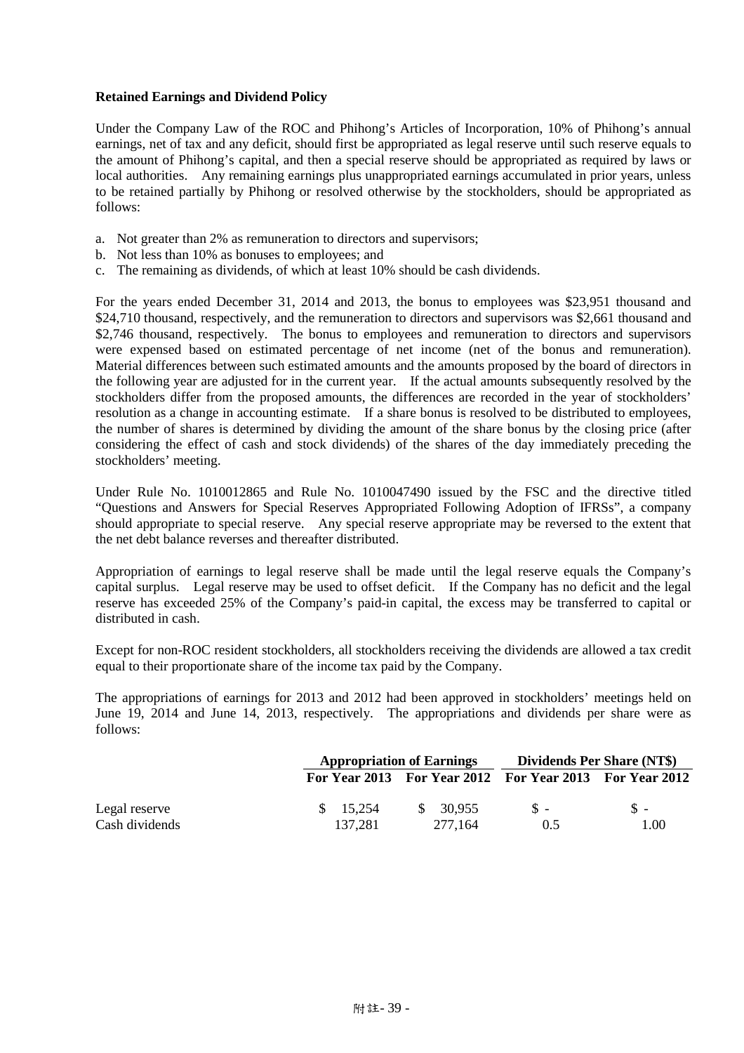**Retained Earnings and Dividend Policy**

Under the Company Law of the ROC and Phihong's Articles of Incorporation, 10% of Phihong's annual earnings, net of tax and any deficit, should first be appropriated as legal reserve until such reserve equals to the amount of Phihong's capital, and then a special reserve should be appropriated as required by laws or local authorities. Any remaining earnings plus unappropriated earnings accumulated in prior years, unless to be retained partially by Phihong or resolved otherwise by the stockholders, should be appropriated as follows:

a. Not greater than 2% as remuneration to directors and supervisors;
b. Not less than 10% as bonuses to employees; and
c. The remaining as dividends, of which at least 10% should be cash dividends.

For the years ended December 31, 2014 and 2013, the bonus to employees was $23,951 thousand and $24,710 thousand, respectively, and the remuneration to directors and supervisors was $2,661 thousand and $2,746 thousand, respectively. The bonus to employees and remuneration to directors and supervisors were expensed based on estimated percentage of net income (net of the bonus and remuneration). Material differences between such estimated amounts and the amounts proposed by the board of directors in the following year are adjusted for in the current year. If the actual amounts subsequently resolved by the stockholders differ from the proposed amounts, the differences are recorded in the year of stockholders' resolution as a change in accounting estimate. If a share bonus is resolved to be distributed to employees, the number of shares is determined by dividing the amount of the share bonus by the closing price (after considering the effect of cash and stock dividends) of the shares of the day immediately preceding the stockholders' meeting.

Under Rule No. 1010012865 and Rule No. 1010047490 issued by the FSC and the directive titled "Questions and Answers for Special Reserves Appropriated Following Adoption of IFRSs", a company should appropriate to special reserve. Any special reserve appropriate may be reversed to the extent that the net debt balance reverses and thereafter distributed.

Appropriation of earnings to legal reserve shall be made until the legal reserve equals the Company's capital surplus. Legal reserve may be used to offset deficit. If the Company has no deficit and the legal reserve has exceeded 25% of the Company's paid-in capital, the excess may be transferred to capital or distributed in cash.

Except for non-ROC resident stockholders, all stockholders receiving the dividends are allowed a tax credit equal to their proportionate share of the income tax paid by the Company.

The appropriations of earnings for 2013 and 2012 had been approved in stockholders' meetings held on June 19, 2014 and June 14, 2013, respectively. The appropriations and dividends per share were as follows:

| | Appropriation of Earnings | | Dividends Per Share (NT$) | |
|---|---|---|---|---|
| | For Year 2013 | For Year 2012 | For Year 2013 | For Year 2012 |
| Legal reserve | $ 15,254 | $ 30,955 | $ - | $ - |
| Cash dividends | 137,281 | 277,164 | 0.5 | 1.00 |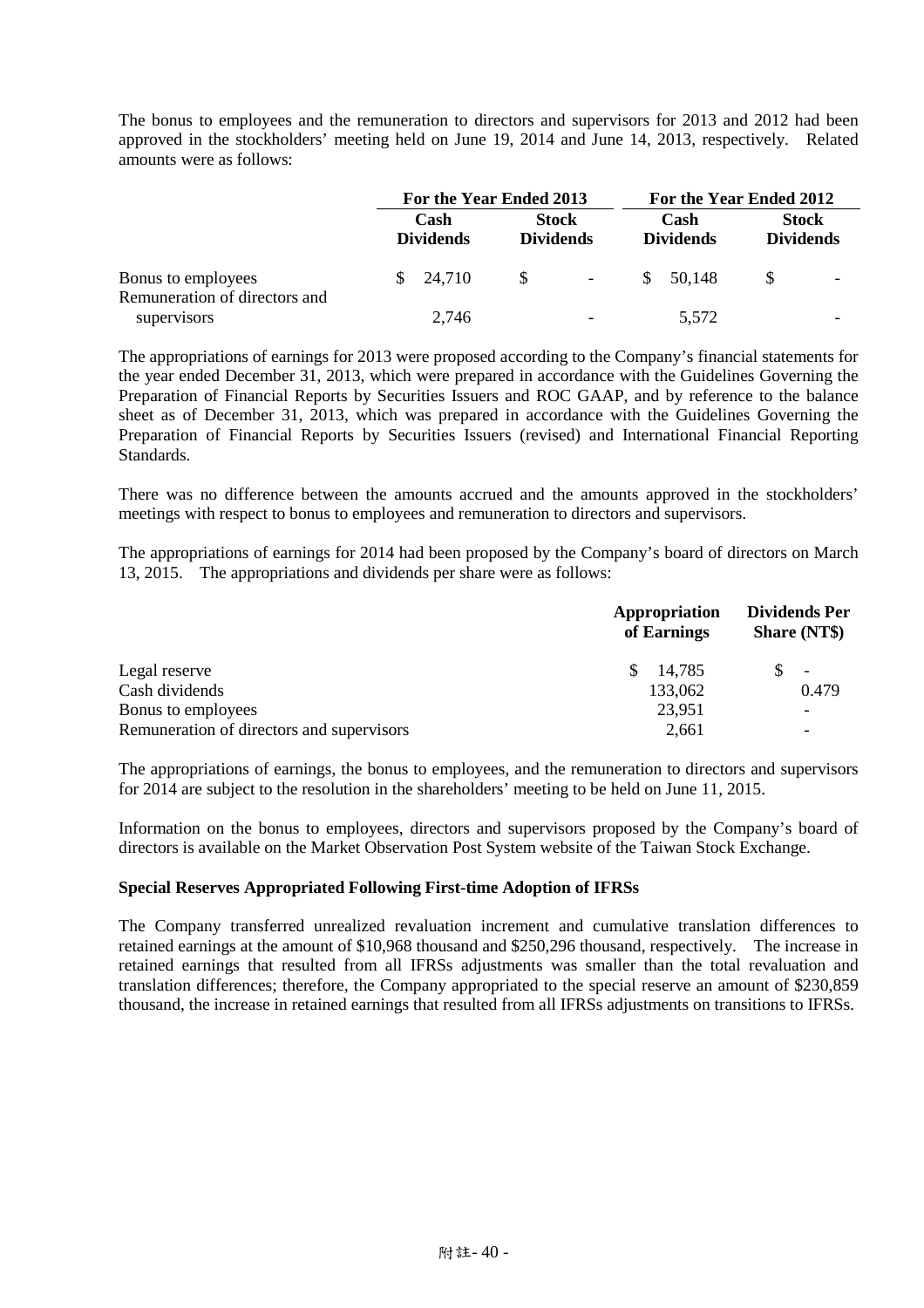The bonus to employees and the remuneration to directors and supervisors for 2013 and 2012 had been approved in the stockholders' meeting held on June 19, 2014 and June 14, 2013, respectively. Related amounts were as follows:

| | For the Year Ended 2013 | | For the Year Ended 2012 | |
|---|---|---|---|---|
| | Cash Dividends | Stock Dividends | Cash Dividends | Stock Dividends |
| Bonus to employees | $ 24,710 | $ - | $ 50,148 | $ - |
| Remuneration of directors and supervisors | 2,746 | - | 5,572 | - |

The appropriations of earnings for 2013 were proposed according to the Company's financial statements for the year ended December 31, 2013, which were prepared in accordance with the Guidelines Governing the Preparation of Financial Reports by Securities Issuers and ROC GAAP, and by reference to the balance sheet as of December 31, 2013, which was prepared in accordance with the Guidelines Governing the Preparation of Financial Reports by Securities Issuers (revised) and International Financial Reporting Standards.

There was no difference between the amounts accrued and the amounts approved in the stockholders' meetings with respect to bonus to employees and remuneration to directors and supervisors.

The appropriations of earnings for 2014 had been proposed by the Company's board of directors on March 13, 2015. The appropriations and dividends per share were as follows:

| | Appropriation of Earnings | Dividends Per Share (NT$) |
|---|---|---|
| Legal reserve | $ 14,785 | $ - |
| Cash dividends | 133,062 | 0.479 |
| Bonus to employees | 23,951 | - |
| Remuneration of directors and supervisors | 2,661 | - |

The appropriations of earnings, the bonus to employees, and the remuneration to directors and supervisors for 2014 are subject to the resolution in the shareholders' meeting to be held on June 11, 2015.

Information on the bonus to employees, directors and supervisors proposed by the Company's board of directors is available on the Market Observation Post System website of the Taiwan Stock Exchange.

**Special Reserves Appropriated Following First-time Adoption of IFRSs**

The Company transferred unrealized revaluation increment and cumulative translation differences to retained earnings at the amount of $10,968 thousand and $250,296 thousand, respectively. The increase in retained earnings that resulted from all IFRSs adjustments was smaller than the total revaluation and translation differences; therefore, the Company appropriated to the special reserve an amount of $230,859 thousand, the increase in retained earnings that resulted from all IFRSs adjustments on transitions to IFRSs.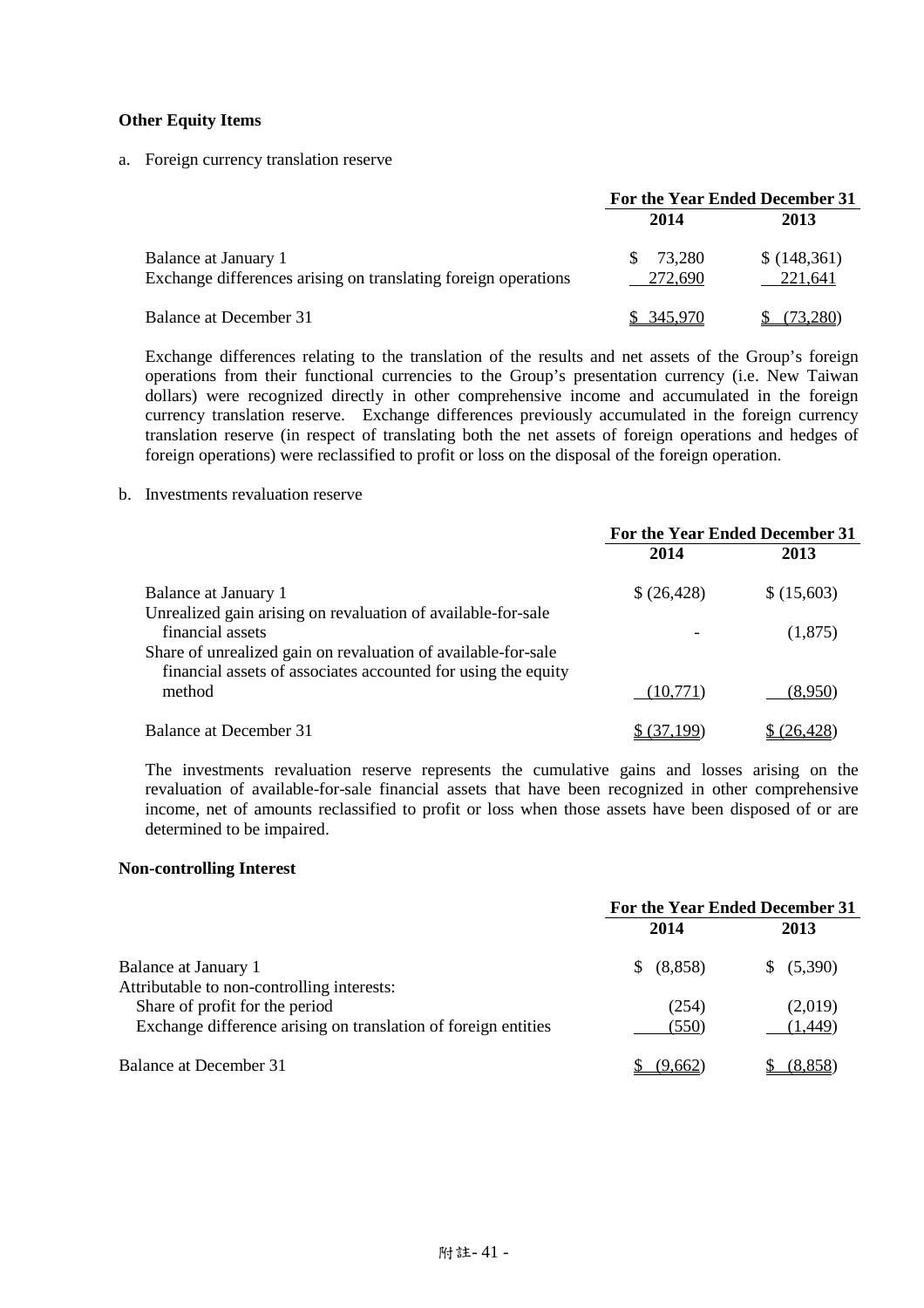**Other Equity Items**

a. Foreign currency translation reserve

| | For the Year Ended December 31 | |
|---|---|---|
| | 2014 | 2013 |
| Balance at January 1 | $ 73,280 | $ (148,361) |
| Exchange differences arising on translating foreign operations | 272,690 | 221,641 |
| Balance at December 31 | $ 345,970 | $ (73,280) |

Exchange differences relating to the translation of the results and net assets of the Group's foreign operations from their functional currencies to the Group's presentation currency (i.e. New Taiwan dollars) were recognized directly in other comprehensive income and accumulated in the foreign currency translation reserve. Exchange differences previously accumulated in the foreign currency translation reserve (in respect of translating both the net assets of foreign operations and hedges of foreign operations) were reclassified to profit or loss on the disposal of the foreign operation.

b. Investments revaluation reserve

| | For the Year Ended December 31 | |
|---|---|---|
| | 2014 | 2013 |
| Balance at January 1 | $ (26,428) | $ (15,603) |
| Unrealized gain arising on revaluation of available-for-sale financial assets | - | (1,875) |
| Share of unrealized gain on revaluation of available-for-sale financial assets of associates accounted for using the equity method | (10,771) | (8,950) |
| Balance at December 31 | $ (37,199) | $ (26,428) |

The investments revaluation reserve represents the cumulative gains and losses arising on the revaluation of available-for-sale financial assets that have been recognized in other comprehensive income, net of amounts reclassified to profit or loss when those assets have been disposed of or are determined to be impaired.

**Non-controlling Interest**

| | For the Year Ended December 31 | |
|---|---|---|
| | 2014 | 2013 |
| Balance at January 1 | $ (8,858) | $ (5,390) |
| Attributable to non-controlling interests: | | |
| Share of profit for the period | (254) | (2,019) |
| Exchange difference arising on translation of foreign entities | (550) | (1,449) |
| Balance at December 31 | $ (9,662) | $ (8,858) |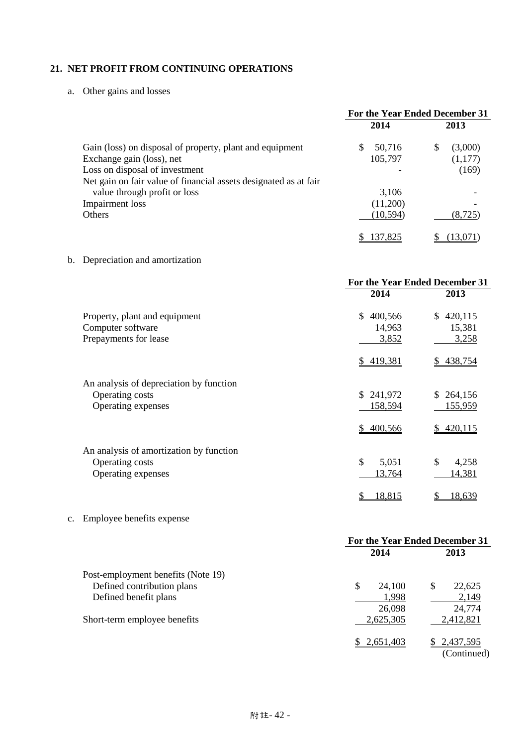## 21. NET PROFIT FROM CONTINUING OPERATIONS

a. Other gains and losses

| | For the Year Ended December 31 | |
|---|---|---|
| | 2014 | 2013 |
| Gain (loss) on disposal of property, plant and equipment | $ 50,716 | $ (3,000) |
| Exchange gain (loss), net | 105,797 | (1,177) |
| Loss on disposal of investment | - | (169) |
| Net gain on fair value of financial assets designated as at fair value through profit or loss | 3,106 | - |
| Impairment loss | (11,200) | - |
| Others | (10,594) | (8,725) |
| | $ 137,825 | $ (13,071) |

b. Depreciation and amortization

| | For the Year Ended December 31 | |
|---|---|---|
| | 2014 | 2013 |
| Property, plant and equipment | $ 400,566 | $ 420,115 |
| Computer software | 14,963 | 15,381 |
| Prepayments for lease | 3,852 | 3,258 |
| | $ 419,381 | $ 438,754 |
| An analysis of depreciation by function | | |
| Operating costs | $ 241,972 | $ 264,156 |
| Operating expenses | 158,594 | 155,959 |
| | $ 400,566 | $ 420,115 |
| An analysis of amortization by function | | |
| Operating costs | $ 5,051 | $ 4,258 |
| Operating expenses | 13,764 | 14,381 |
| | $ 18,815 | $ 18,639 |

c. Employee benefits expense

| | For the Year Ended December 31 | |
|---|---|---|
| | 2014 | 2013 |
| Post-employment benefits (Note 19) | | |
| Defined contribution plans | $ 24,100 | $ 22,625 |
| Defined benefit plans | 1,998 | 2,149 |
| | 26,098 | 24,774 |
| Short-term employee benefits | 2,625,305 | 2,412,821 |
| | $ 2,651,403 | $ 2,437,595 |

(Continued)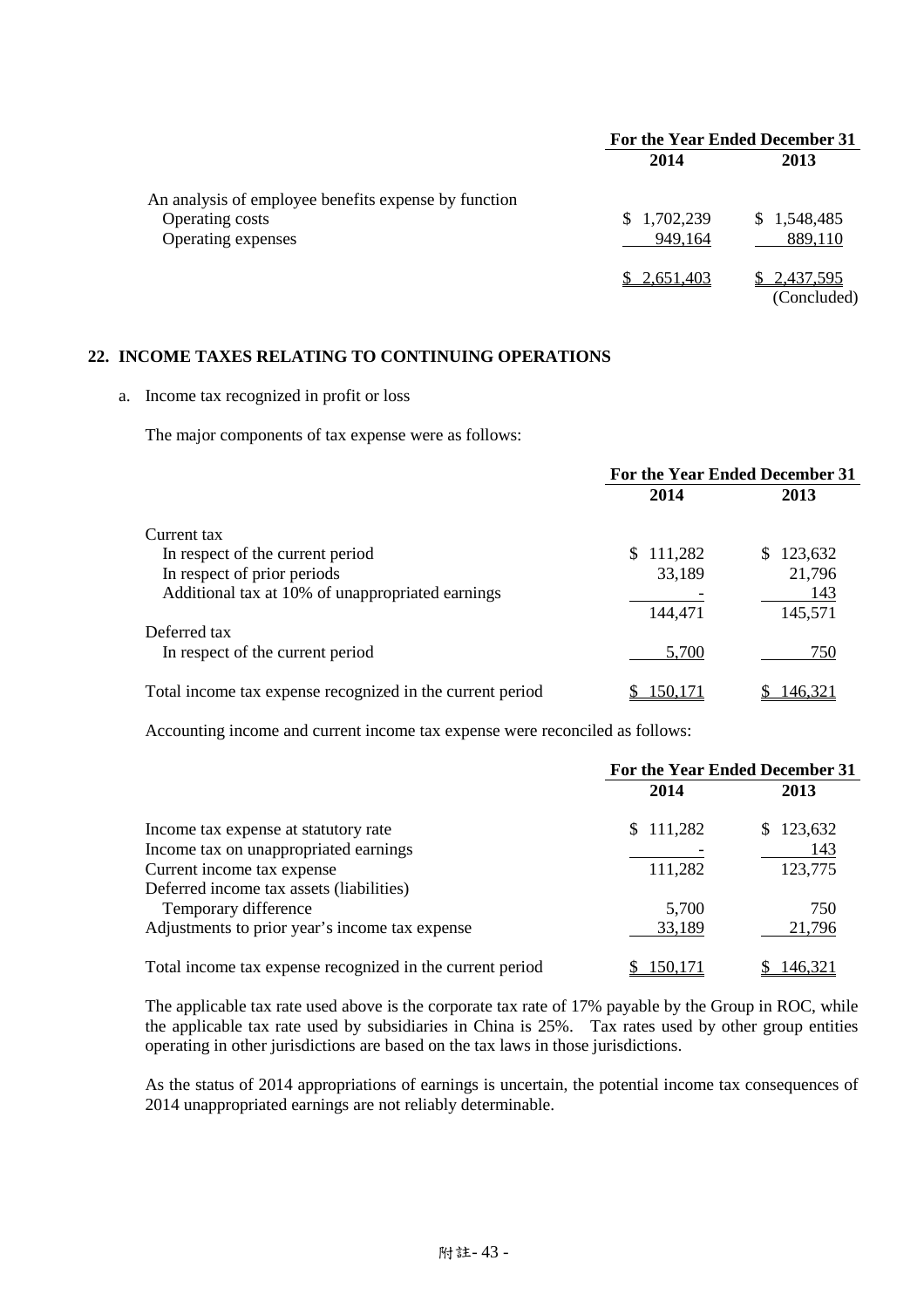| | For the Year Ended December 31 | |
|---|---|---|
| | 2014 | 2013 |
| An analysis of employee benefits expense by function | | |
| Operating costs | $ 1,702,239 | $ 1,548,485 |
| Operating expenses | 949,164 | 889,110 |
| | $ 2,651,403 | $ 2,437,595 |

(Concluded)

## 22. INCOME TAXES RELATING TO CONTINUING OPERATIONS

a. Income tax recognized in profit or loss

The major components of tax expense were as follows:

| | For the Year Ended December 31 | |
|---|---|---|
| | 2014 | 2013 |
| Current tax | | |
| In respect of the current period | $ 111,282 | $ 123,632 |
| In respect of prior periods | 33,189 | 21,796 |
| Additional tax at 10% of unappropriated earnings | - | 143 |
| | 144,471 | 145,571 |
| Deferred tax | | |
| In respect of the current period | 5,700 | 750 |
| Total income tax expense recognized in the current period | $ 150,171 | $ 146,321 |

Accounting income and current income tax expense were reconciled as follows:

| | For the Year Ended December 31 | |
|---|---|---|
| | 2014 | 2013 |
| Income tax expense at statutory rate | $ 111,282 | $ 123,632 |
| Income tax on unappropriated earnings | - | 143 |
| Current income tax expense | 111,282 | 123,775 |
| Deferred income tax assets (liabilities) | | |
| Temporary difference | 5,700 | 750 |
| Adjustments to prior year's income tax expense | 33,189 | 21,796 |
| Total income tax expense recognized in the current period | $ 150,171 | $ 146,321 |

The applicable tax rate used above is the corporate tax rate of 17% payable by the Group in ROC, while the applicable tax rate used by subsidiaries in China is 25%. Tax rates used by other group entities operating in other jurisdictions are based on the tax laws in those jurisdictions.

As the status of 2014 appropriations of earnings is uncertain, the potential income tax consequences of 2014 unappropriated earnings are not reliably determinable.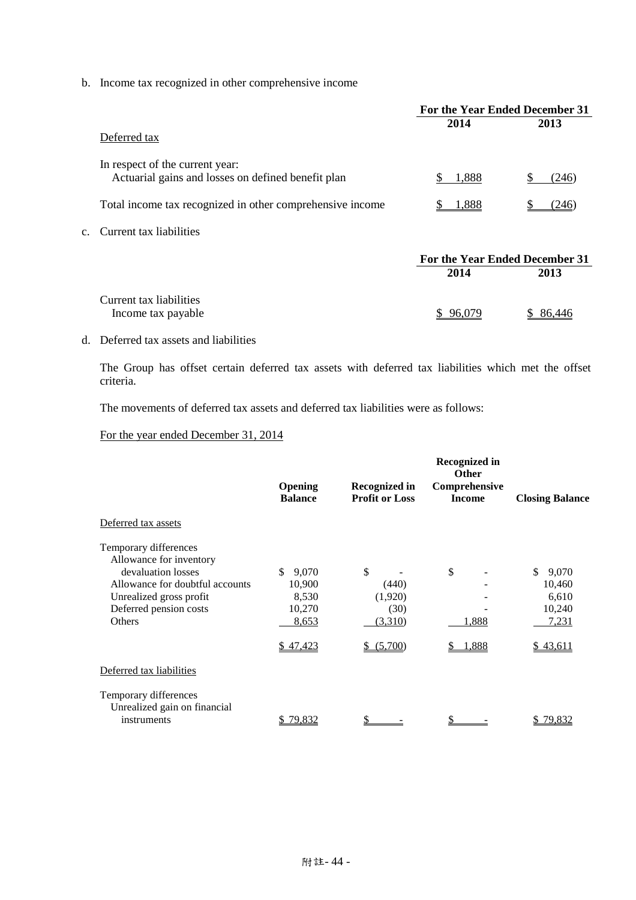b. Income tax recognized in other comprehensive income

| | For the Year Ended December 31 | |
|---|---|---|
| | 2014 | 2013 |
| Deferred tax | | |
| In respect of the current year: | | |
| Actuarial gains and losses on defined benefit plan | $ 1,888 | $ (246) |
| Total income tax recognized in other comprehensive income | $ 1,888 | $ (246) |

c. Current tax liabilities

| | For the Year Ended December 31 | |
|---|---|---|
| | 2014 | 2013 |
| Current tax liabilities | | |
| Income tax payable | $ 96,079 | $ 86,446 |

d. Deferred tax assets and liabilities

The Group has offset certain deferred tax assets with deferred tax liabilities which met the offset criteria.

The movements of deferred tax assets and deferred tax liabilities were as follows:

For the year ended December 31, 2014

| | Opening Balance | Recognized in Profit or Loss | Recognized in Other Comprehensive Income | Closing Balance |
|---|---|---|---|---|
| Deferred tax assets | | | | |
| Temporary differences | | | | |
| Allowance for inventory devaluation losses | $ 9,070 | $ - | $ - | $ 9,070 |
| Allowance for doubtful accounts | 10,900 | (440) | - | 10,460 |
| Unrealized gross profit | 8,530 | (1,920) | - | 6,610 |
| Deferred pension costs | 10,270 | (30) | - | 10,240 |
| Others | 8,653 | (3,310) | 1,888 | 7,231 |
| | $ 47,423 | $ (5,700) | $ 1,888 | $ 43,611 |
| Deferred tax liabilities | | | | |
| Temporary differences | | | | |
| Unrealized gain on financial instruments | $ 79,832 | $ - | $ - | $ 79,832 |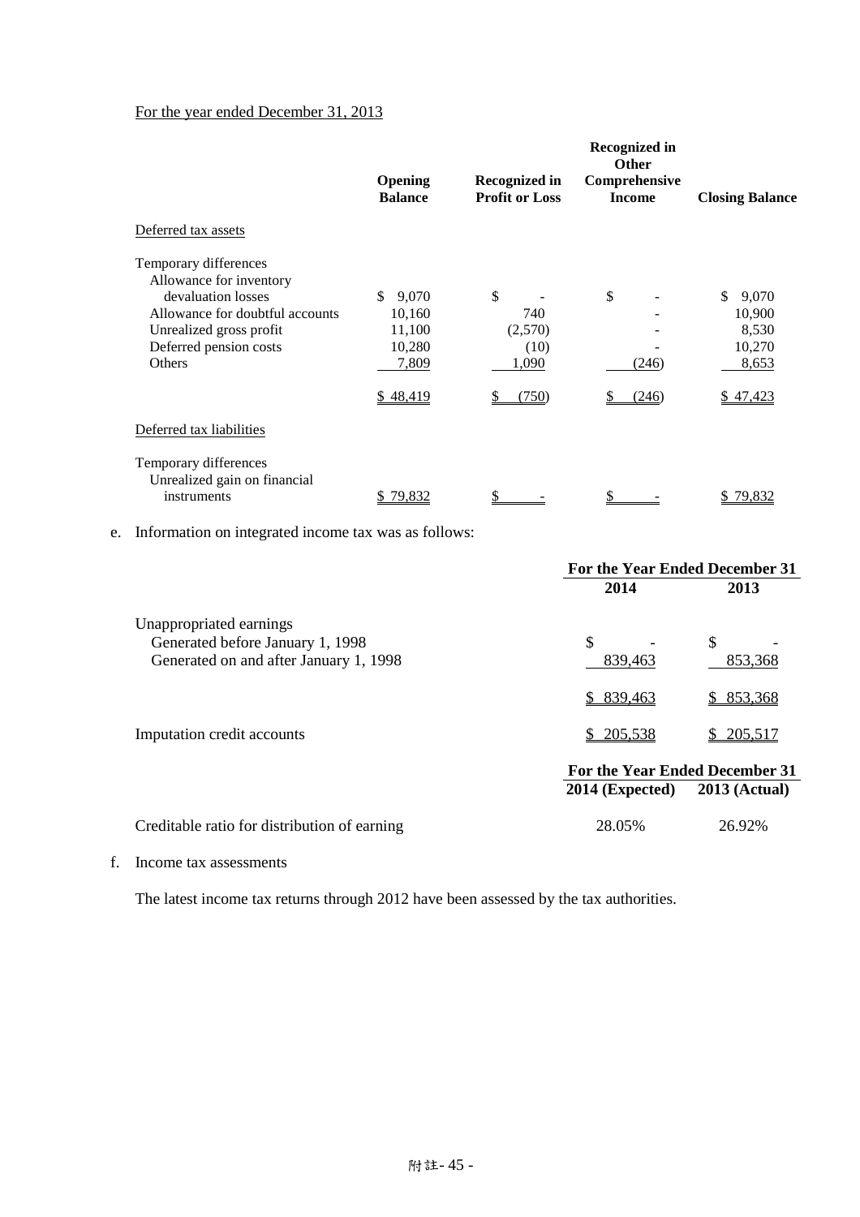For the year ended December 31, 2013

| | Opening Balance | Recognized in Profit or Loss | Recognized in Other Comprehensive Income | Closing Balance |
|---|---|---|---|---|
| Deferred tax assets | | | | |
| Temporary differences | | | | |
| Allowance for inventory devaluation losses | $ 9,070 | $ - | $ - | $ 9,070 |
| Allowance for doubtful accounts | 10,160 | 740 | - | 10,900 |
| Unrealized gross profit | 11,100 | (2,570) | - | 8,530 |
| Deferred pension costs | 10,280 | (10) | - | 10,270 |
| Others | 7,809 | 1,090 | (246) | 8,653 |
| | $ 48,419 | $ (750) | $ (246) | $ 47,423 |
| Deferred tax liabilities | | | | |
| Temporary differences | | | | |
| Unrealized gain on financial instruments | $ 79,832 | $ - | $ - | $ 79,832 |

e. Information on integrated income tax was as follows:

| | For the Year Ended December 31 | |
|---|---|---|
| | 2014 | 2013 |
| Unappropriated earnings | | |
| Generated before January 1, 1998 | $ - | $ - |
| Generated on and after January 1, 1998 | 839,463 | 853,368 |
| | $ 839,463 | $ 853,368 |
| Imputation credit accounts | $ 205,538 | $ 205,517 |

| | For the Year Ended December 31 | |
|---|---|---|
| | 2014 (Expected) | 2013 (Actual) |
| Creditable ratio for distribution of earning | 28.05% | 26.92% |

f. Income tax assessments

The latest income tax returns through 2012 have been assessed by the tax authorities.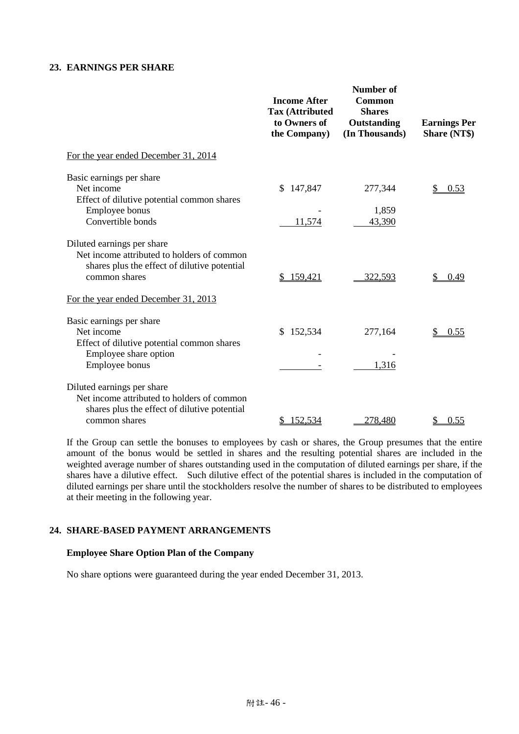## 23. EARNINGS PER SHARE

| | Income After Tax (Attributed to Owners of the Company) | Number of Common Shares Outstanding (In Thousands) | Earnings Per Share (NT$) |
|---|---|---|---|
| For the year ended December 31, 2014 | | | |
| Basic earnings per share | | | |
| Net income | $ 147,847 | 277,344 | $ 0.53 |
| Effect of dilutive potential common shares | | | |
| Employee bonus | - | 1,859 | |
| Convertible bonds | 11,574 | 43,390 | |
| Diluted earnings per share | | | |
| Net income attributed to holders of common shares plus the effect of dilutive potential common shares | $ 159,421 | 322,593 | $ 0.49 |
| For the year ended December 31, 2013 | | | |
| Basic earnings per share | | | |
| Net income | $ 152,534 | 277,164 | $ 0.55 |
| Effect of dilutive potential common shares | | | |
| Employee share option | - | - | |
| Employee bonus | - | 1,316 | |
| Diluted earnings per share | | | |
| Net income attributed to holders of common shares plus the effect of dilutive potential common shares | $ 152,534 | 278,480 | $ 0.55 |

If the Group can settle the bonuses to employees by cash or shares, the Group presumes that the entire amount of the bonus would be settled in shares and the resulting potential shares are included in the weighted average number of shares outstanding used in the computation of diluted earnings per share, if the shares have a dilutive effect. Such dilutive effect of the potential shares is included in the computation of diluted earnings per share until the stockholders resolve the number of shares to be distributed to employees at their meeting in the following year.

## 24. SHARE-BASED PAYMENT ARRANGEMENTS

**Employee Share Option Plan of the Company**

No share options were guaranteed during the year ended December 31, 2013.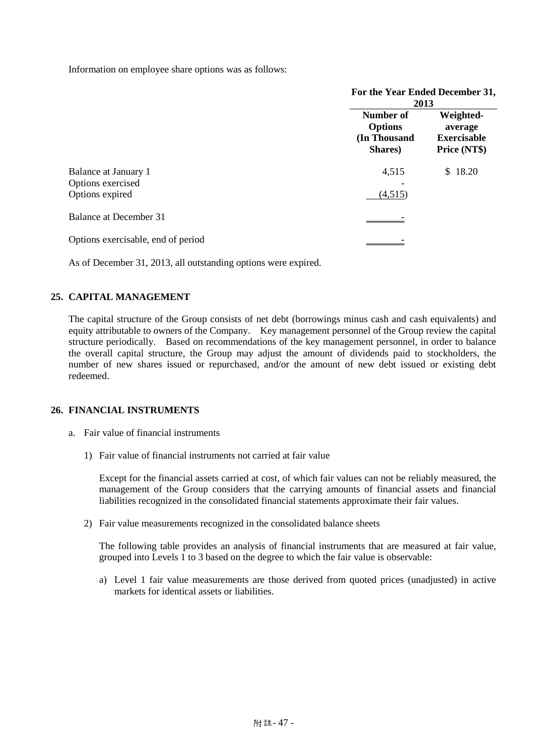Information on employee share options was as follows:

| | For the Year Ended December 31, 2013 | |
|---|---|---|
| | Number of Options (In Thousand Shares) | Weighted-average Exercisable Price (NT$) |
| Balance at January 1 | 4,515 | $ 18.20 |
| Options exercised | - | |
| Options expired | (4,515) | |
| Balance at December 31 | - | |
| Options exercisable, end of period | - | |

As of December 31, 2013, all outstanding options were expired.

## 25. CAPITAL MANAGEMENT

The capital structure of the Group consists of net debt (borrowings minus cash and cash equivalents) and equity attributable to owners of the Company. Key management personnel of the Group review the capital structure periodically. Based on recommendations of the key management personnel, in order to balance the overall capital structure, the Group may adjust the amount of dividends paid to stockholders, the number of new shares issued or repurchased, and/or the amount of new debt issued or existing debt redeemed.

## 26. FINANCIAL INSTRUMENTS

a. Fair value of financial instruments

1) Fair value of financial instruments not carried at fair value

Except for the financial assets carried at cost, of which fair values can not be reliably measured, the management of the Group considers that the carrying amounts of financial assets and financial liabilities recognized in the consolidated financial statements approximate their fair values.

2) Fair value measurements recognized in the consolidated balance sheets

The following table provides an analysis of financial instruments that are measured at fair value, grouped into Levels 1 to 3 based on the degree to which the fair value is observable:

a) Level 1 fair value measurements are those derived from quoted prices (unadjusted) in active markets for identical assets or liabilities.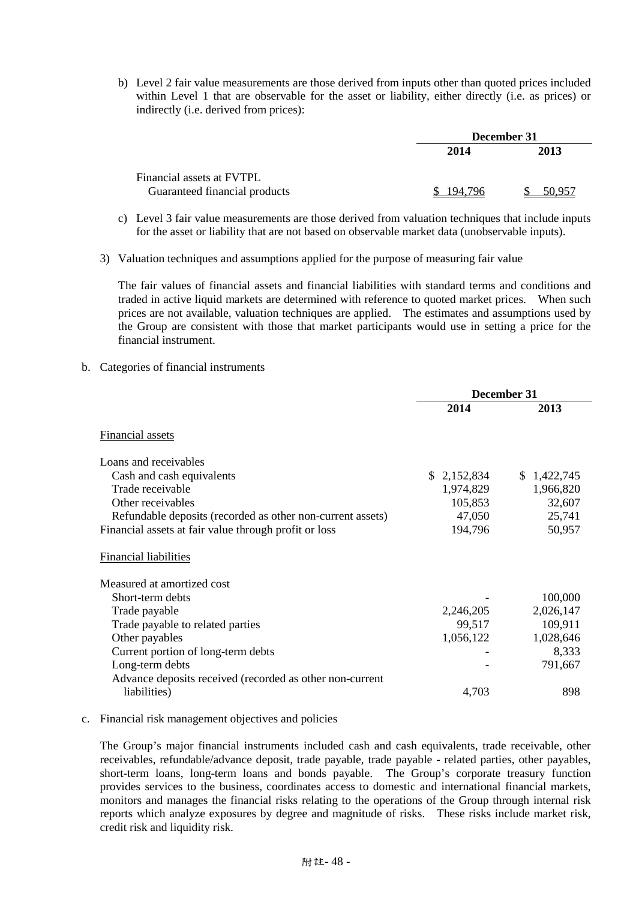b) Level 2 fair value measurements are those derived from inputs other than quoted prices included within Level 1 that are observable for the asset or liability, either directly (i.e. as prices) or indirectly (i.e. derived from prices):

| | December 31 | |
|---|---|---|
| | 2014 | 2013 |
| Financial assets at FVTPL | | |
| Guaranteed financial products | $ 194,796 | $ 50,957 |

c) Level 3 fair value measurements are those derived from valuation techniques that include inputs for the asset or liability that are not based on observable market data (unobservable inputs).

3) Valuation techniques and assumptions applied for the purpose of measuring fair value

The fair values of financial assets and financial liabilities with standard terms and conditions and traded in active liquid markets are determined with reference to quoted market prices. When such prices are not available, valuation techniques are applied. The estimates and assumptions used by the Group are consistent with those that market participants would use in setting a price for the financial instrument.

b. Categories of financial instruments

| | December 31 | |
|---|---|---|
| | 2014 | 2013 |
| Financial assets | | |
| Loans and receivables | | |
| Cash and cash equivalents | $ 2,152,834 | $ 1,422,745 |
| Trade receivable | 1,974,829 | 1,966,820 |
| Other receivables | 105,853 | 32,607 |
| Refundable deposits (recorded as other non-current assets) | 47,050 | 25,741 |
| Financial assets at fair value through profit or loss | 194,796 | 50,957 |
| Financial liabilities | | |
| Measured at amortized cost | | |
| Short-term debts | - | 100,000 |
| Trade payable | 2,246,205 | 2,026,147 |
| Trade payable to related parties | 99,517 | 109,911 |
| Other payables | 1,056,122 | 1,028,646 |
| Current portion of long-term debts | - | 8,333 |
| Long-term debts | - | 791,667 |
| Advance deposits received (recorded as other non-current liabilities) | 4,703 | 898 |

c. Financial risk management objectives and policies

The Group's major financial instruments included cash and cash equivalents, trade receivable, other receivables, refundable/advance deposit, trade payable, trade payable - related parties, other payables, short-term loans, long-term loans and bonds payable. The Group's corporate treasury function provides services to the business, coordinates access to domestic and international financial markets, monitors and manages the financial risks relating to the operations of the Group through internal risk reports which analyze exposures by degree and magnitude of risks. These risks include market risk, credit risk and liquidity risk.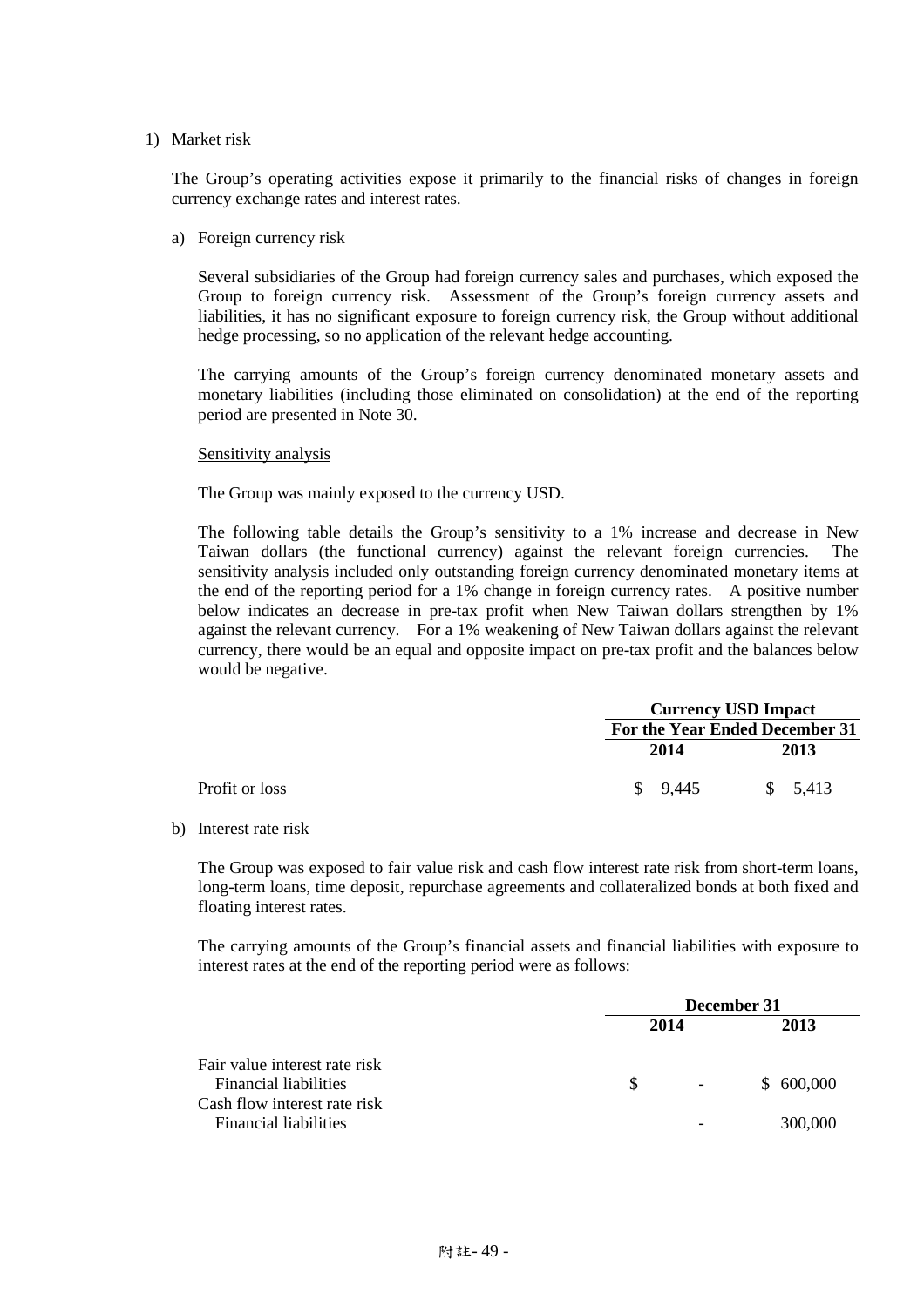1) Market risk

The Group's operating activities expose it primarily to the financial risks of changes in foreign currency exchange rates and interest rates.

a) Foreign currency risk

Several subsidiaries of the Group had foreign currency sales and purchases, which exposed the Group to foreign currency risk. Assessment of the Group's foreign currency assets and liabilities, it has no significant exposure to foreign currency risk, the Group without additional hedge processing, so no application of the relevant hedge accounting.

The carrying amounts of the Group's foreign currency denominated monetary assets and monetary liabilities (including those eliminated on consolidation) at the end of the reporting period are presented in Note 30.

Sensitivity analysis

The Group was mainly exposed to the currency USD.

The following table details the Group's sensitivity to a 1% increase and decrease in New Taiwan dollars (the functional currency) against the relevant foreign currencies. The sensitivity analysis included only outstanding foreign currency denominated monetary items at the end of the reporting period for a 1% change in foreign currency rates. A positive number below indicates an decrease in pre-tax profit when New Taiwan dollars strengthen by 1% against the relevant currency. For a 1% weakening of New Taiwan dollars against the relevant currency, there would be an equal and opposite impact on pre-tax profit and the balances below would be negative.

| | **Currency USD Impact For the Year Ended December 31** | |
|---|---|---|
| | **2014** | **2013** |
| Profit or loss | $ 9,445 | $ 5,413 |

b) Interest rate risk

The Group was exposed to fair value risk and cash flow interest rate risk from short-term loans, long-term loans, time deposit, repurchase agreements and collateralized bonds at both fixed and floating interest rates.

The carrying amounts of the Group's financial assets and financial liabilities with exposure to interest rates at the end of the reporting period were as follows:

| | **December 31** | |
|---|---|---|
| | **2014** | **2013** |
| Fair value interest rate risk | | |
| Financial liabilities | $ - | $ 600,000 |
| Cash flow interest rate risk | | |
| Financial liabilities | - | 300,000 |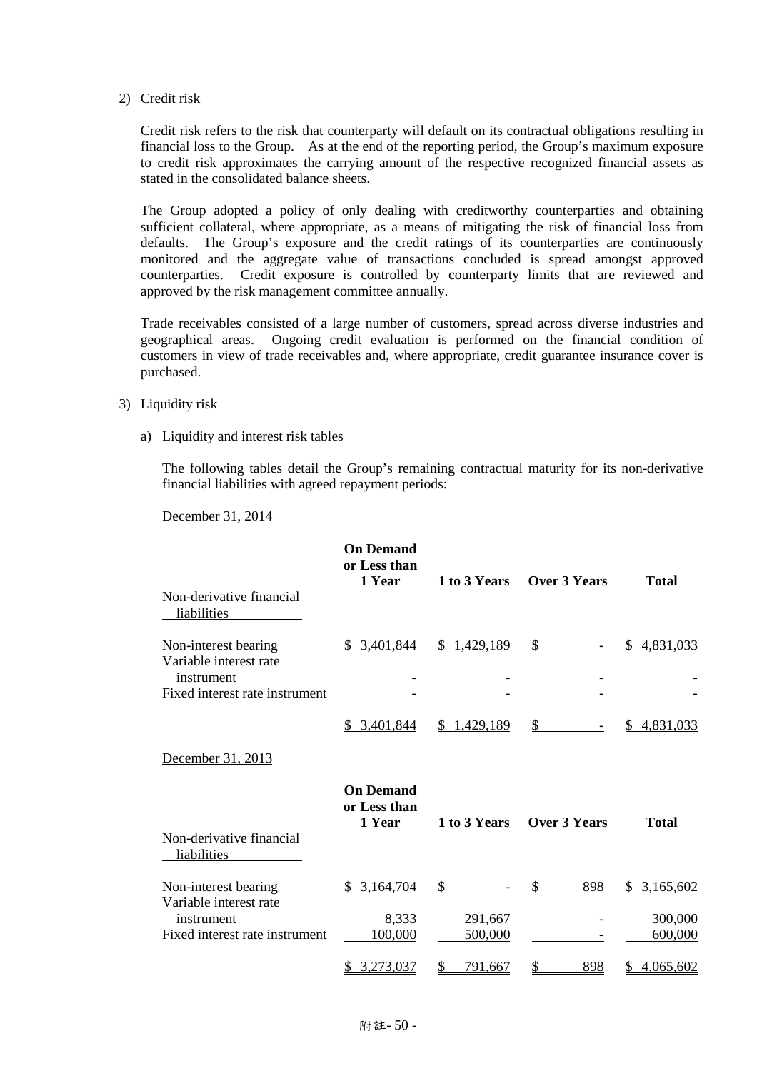2) Credit risk

Credit risk refers to the risk that counterparty will default on its contractual obligations resulting in financial loss to the Group. As at the end of the reporting period, the Group's maximum exposure to credit risk approximates the carrying amount of the respective recognized financial assets as stated in the consolidated balance sheets.

The Group adopted a policy of only dealing with creditworthy counterparties and obtaining sufficient collateral, where appropriate, as a means of mitigating the risk of financial loss from defaults. The Group's exposure and the credit ratings of its counterparties are continuously monitored and the aggregate value of transactions concluded is spread amongst approved counterparties. Credit exposure is controlled by counterparty limits that are reviewed and approved by the risk management committee annually.

Trade receivables consisted of a large number of customers, spread across diverse industries and geographical areas. Ongoing credit evaluation is performed on the financial condition of customers in view of trade receivables and, where appropriate, credit guarantee insurance cover is purchased.

3) Liquidity risk

a) Liquidity and interest risk tables

The following tables detail the Group's remaining contractual maturity for its non-derivative financial liabilities with agreed repayment periods:

December 31, 2014

| Non-derivative financial liabilities | On Demand or Less than 1 Year | 1 to 3 Years | Over 3 Years | Total |
|---|---|---|---|---|
| Non-interest bearing | $ 3,401,844 | $ 1,429,189 | $ - | $ 4,831,033 |
| Variable interest rate instrument | - | - | - | - |
| Fixed interest rate instrument | - | - | - | - |
| | $ 3,401,844 | $ 1,429,189 | $ - | $ 4,831,033 |

December 31, 2013

| Non-derivative financial liabilities | On Demand or Less than 1 Year | 1 to 3 Years | Over 3 Years | Total |
|---|---|---|---|---|
| Non-interest bearing | $ 3,164,704 | $ - | $ 898 | $ 3,165,602 |
| Variable interest rate instrument | 8,333 | 291,667 | - | 300,000 |
| Fixed interest rate instrument | 100,000 | 500,000 | - | 600,000 |
| | $ 3,273,037 | $ 791,667 | $ 898 | $ 4,065,602 |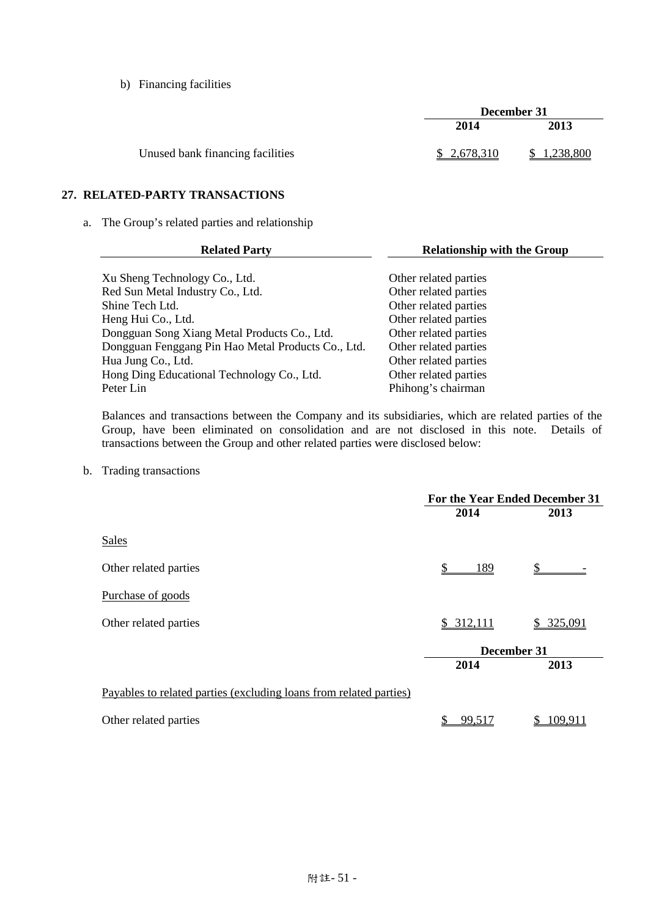b) Financing facilities

| | December 31 | |
|---|---|---|
| | 2014 | 2013 |
| Unused bank financing facilities | $ 2,678,310 | $ 1,238,800 |

## 27. RELATED-PARTY TRANSACTIONS

a. The Group's related parties and relationship

| Related Party | Relationship with the Group |
|---|---|
| Xu Sheng Technology Co., Ltd. | Other related parties |
| Red Sun Metal Industry Co., Ltd. | Other related parties |
| Shine Tech Ltd. | Other related parties |
| Heng Hui Co., Ltd. | Other related parties |
| Dongguan Song Xiang Metal Products Co., Ltd. | Other related parties |
| Dongguan Fenggang Pin Hao Metal Products Co., Ltd. | Other related parties |
| Hua Jung Co., Ltd. | Other related parties |
| Hong Ding Educational Technology Co., Ltd. | Other related parties |
| Peter Lin | Phihong's chairman |

Balances and transactions between the Company and its subsidiaries, which are related parties of the Group, have been eliminated on consolidation and are not disclosed in this note. Details of transactions between the Group and other related parties were disclosed below:

b. Trading transactions

| | For the Year Ended December 31 | |
|---|---|---|
| | 2014 | 2013 |
| Sales | | |
| Other related parties | $ 189 | $ - |
| Purchase of goods | | |
| Other related parties | $ 312,111 | $ 325,091 |

| | December 31 | |
|---|---|---|
| | 2014 | 2013 |
| Payables to related parties (excluding loans from related parties) | | |
| Other related parties | $ 99,517 | $ 109,911 |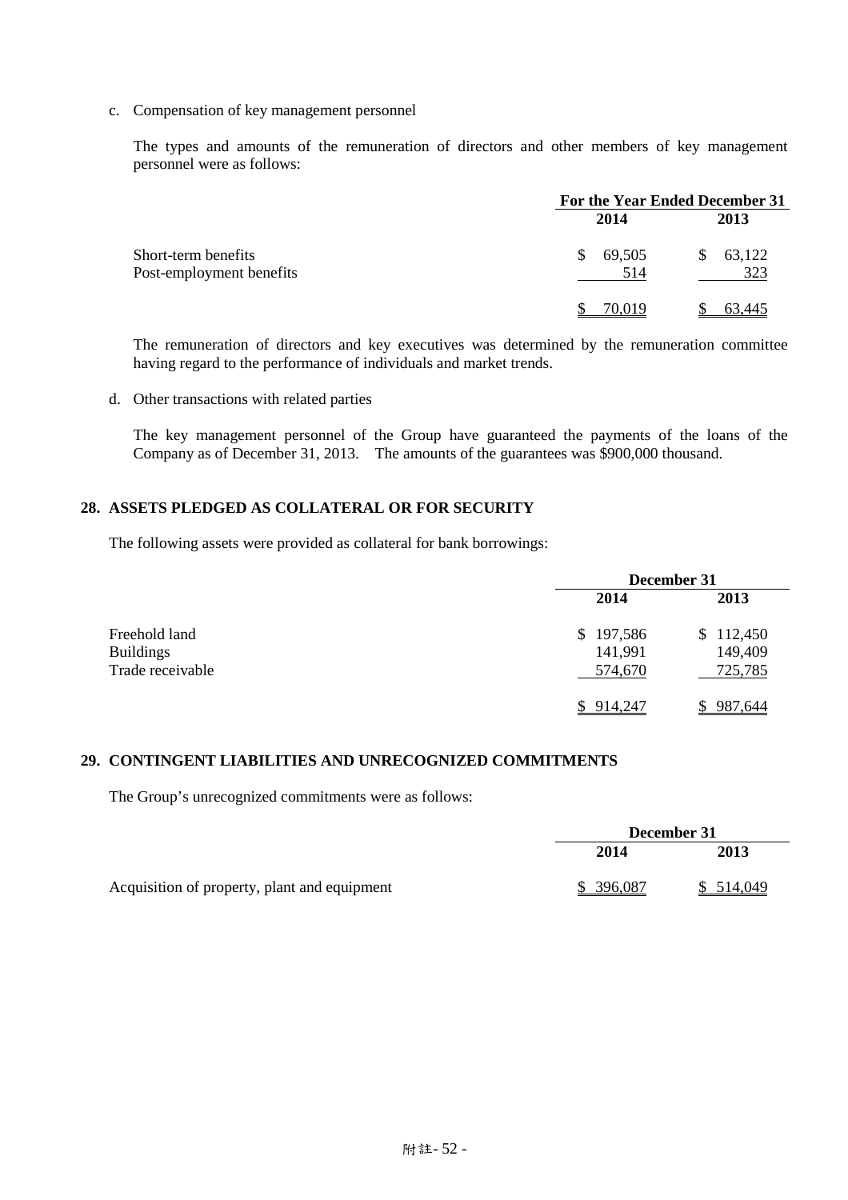c. Compensation of key management personnel

The types and amounts of the remuneration of directors and other members of key management personnel were as follows:

| | For the Year Ended December 31 | |
|---|---|---|
| | 2014 | 2013 |
| Short-term benefits | $ 69,505 | $ 63,122 |
| Post-employment benefits | 514 | 323 |
| | $ 70,019 | $ 63,445 |

The remuneration of directors and key executives was determined by the remuneration committee having regard to the performance of individuals and market trends.

d. Other transactions with related parties

The key management personnel of the Group have guaranteed the payments of the loans of the Company as of December 31, 2013. The amounts of the guarantees was $900,000 thousand.

## 28. ASSETS PLEDGED AS COLLATERAL OR FOR SECURITY

The following assets were provided as collateral for bank borrowings:

| | December 31 | |
|---|---|---|
| | 2014 | 2013 |
| Freehold land | $ 197,586 | $ 112,450 |
| Buildings | 141,991 | 149,409 |
| Trade receivable | 574,670 | 725,785 |
| | $ 914,247 | $ 987,644 |

## 29. CONTINGENT LIABILITIES AND UNRECOGNIZED COMMITMENTS

The Group's unrecognized commitments were as follows:

| | December 31 | |
|---|---|---|
| | 2014 | 2013 |
| Acquisition of property, plant and equipment | $ 396,087 | $ 514,049 |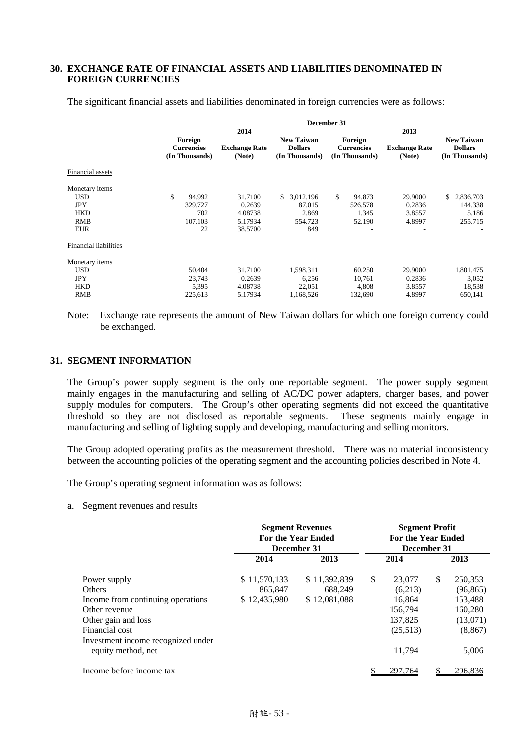## 30. EXCHANGE RATE OF FINANCIAL ASSETS AND LIABILITIES DENOMINATED IN FOREIGN CURRENCIES

The significant financial assets and liabilities denominated in foreign currencies were as follows:

| | December 31 | | | | | |
|---|---|---|---|---|---|---|
| | 2014 | | | 2013 | | |
| | Foreign Currencies (In Thousands) | Exchange Rate (Note) | New Taiwan Dollars (In Thousands) | Foreign Currencies (In Thousands) | Exchange Rate (Note) | New Taiwan Dollars (In Thousands) |
| Financial assets | | | | | | |
| Monetary items | | | | | | |
| USD | $ 94,992 | 31.7100 | $ 3,012,196 | $ 94,873 | 29.9000 | $ 2,836,703 |
| JPY | 329,727 | 0.2639 | 87,015 | 526,578 | 0.2836 | 144,338 |
| HKD | 702 | 4.08738 | 2,869 | 1,345 | 3.8557 | 5,186 |
| RMB | 107,103 | 5.17934 | 554,723 | 52,190 | 4.8997 | 255,715 |
| EUR | 22 | 38.5700 | 849 | - | - | - |
| Financial liabilities | | | | | | |
| Monetary items | | | | | | |
| USD | 50,404 | 31.7100 | 1,598,311 | 60,250 | 29.9000 | 1,801,475 |
| JPY | 23,743 | 0.2639 | 6,256 | 10,761 | 0.2836 | 3,052 |
| HKD | 5,395 | 4.08738 | 22,051 | 4,808 | 3.8557 | 18,538 |
| RMB | 225,613 | 5.17934 | 1,168,526 | 132,690 | 4.8997 | 650,141 |

Note: Exchange rate represents the amount of New Taiwan dollars for which one foreign currency could be exchanged.

## 31. SEGMENT INFORMATION

The Group's power supply segment is the only one reportable segment. The power supply segment mainly engages in the manufacturing and selling of AC/DC power adapters, charger bases, and power supply modules for computers. The Group's other operating segments did not exceed the quantitative threshold so they are not disclosed as reportable segments. These segments mainly engage in manufacturing and selling of lighting supply and developing, manufacturing and selling monitors.

The Group adopted operating profits as the measurement threshold. There was no material inconsistency between the accounting policies of the operating segment and the accounting policies described in Note 4.

The Group's operating segment information was as follows:

a. Segment revenues and results

| | Segment Revenues | | Segment Profit | |
|---|---|---|---|---|
| | For the Year Ended December 31 | | For the Year Ended December 31 | |
| | 2014 | 2013 | 2014 | 2013 |
| Power supply | $ 11,570,133 | $ 11,392,839 | $ 23,077 | $ 250,353 |
| Others | 865,847 | 688,249 | (6,213) | (96,865) |
| Income from continuing operations | $ 12,435,980 | $ 12,081,088 | 16,864 | 153,488 |
| Other revenue | | | 156,794 | 160,280 |
| Other gain and loss | | | 137,825 | (13,071) |
| Financial cost | | | (25,513) | (8,867) |
| Investment income recognized under equity method, net | | | 11,794 | 5,006 |
| Income before income tax | | | $ 297,764 | $ 296,836 |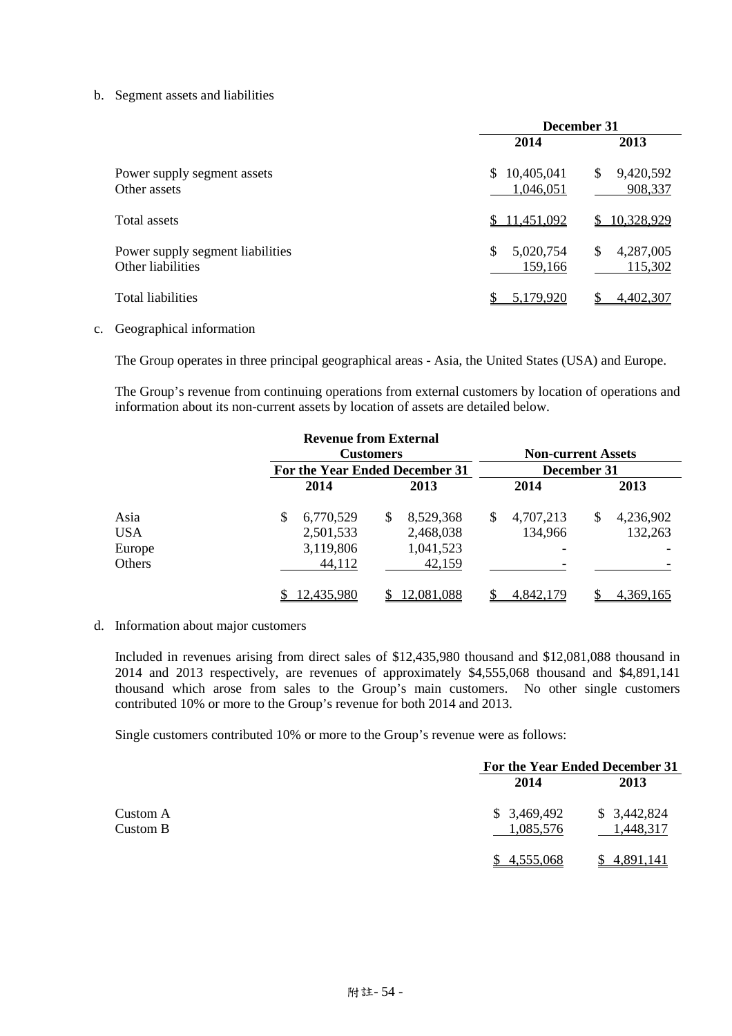b. Segment assets and liabilities

| | December 31 | |
|---|---|---|
| | 2014 | 2013 |
| Power supply segment assets | $ 10,405,041 | $ 9,420,592 |
| Other assets | 1,046,051 | 908,337 |
| Total assets | $ 11,451,092 | $ 10,328,929 |
| Power supply segment liabilities | $ 5,020,754 | $ 4,287,005 |
| Other liabilities | 159,166 | 115,302 |
| Total liabilities | $ 5,179,920 | $ 4,402,307 |

c. Geographical information

The Group operates in three principal geographical areas - Asia, the United States (USA) and Europe.

The Group's revenue from continuing operations from external customers by location of operations and information about its non-current assets by location of assets are detailed below.

| | Revenue from External Customers | | Non-current Assets | |
|---|---|---|---|---|
| | For the Year Ended December 31 | | December 31 | |
| | 2014 | 2013 | 2014 | 2013 |
| Asia | $ 6,770,529 | $ 8,529,368 | $ 4,707,213 | $ 4,236,902 |
| USA | 2,501,533 | 2,468,038 | 134,966 | 132,263 |
| Europe | 3,119,806 | 1,041,523 | - | - |
| Others | 44,112 | 42,159 | - | - |
| | $ 12,435,980 | $ 12,081,088 | $ 4,842,179 | $ 4,369,165 |

d. Information about major customers

Included in revenues arising from direct sales of $12,435,980 thousand and $12,081,088 thousand in 2014 and 2013 respectively, are revenues of approximately $4,555,068 thousand and $4,891,141 thousand which arose from sales to the Group's main customers. No other single customers contributed 10% or more to the Group's revenue for both 2014 and 2013.

Single customers contributed 10% or more to the Group's revenue were as follows:

| | For the Year Ended December 31 | |
|---|---|---|
| | 2014 | 2013 |
| Custom A | $ 3,469,492 | $ 3,442,824 |
| Custom B | 1,085,576 | 1,448,317 |
| | $ 4,555,068 | $ 4,891,141 |